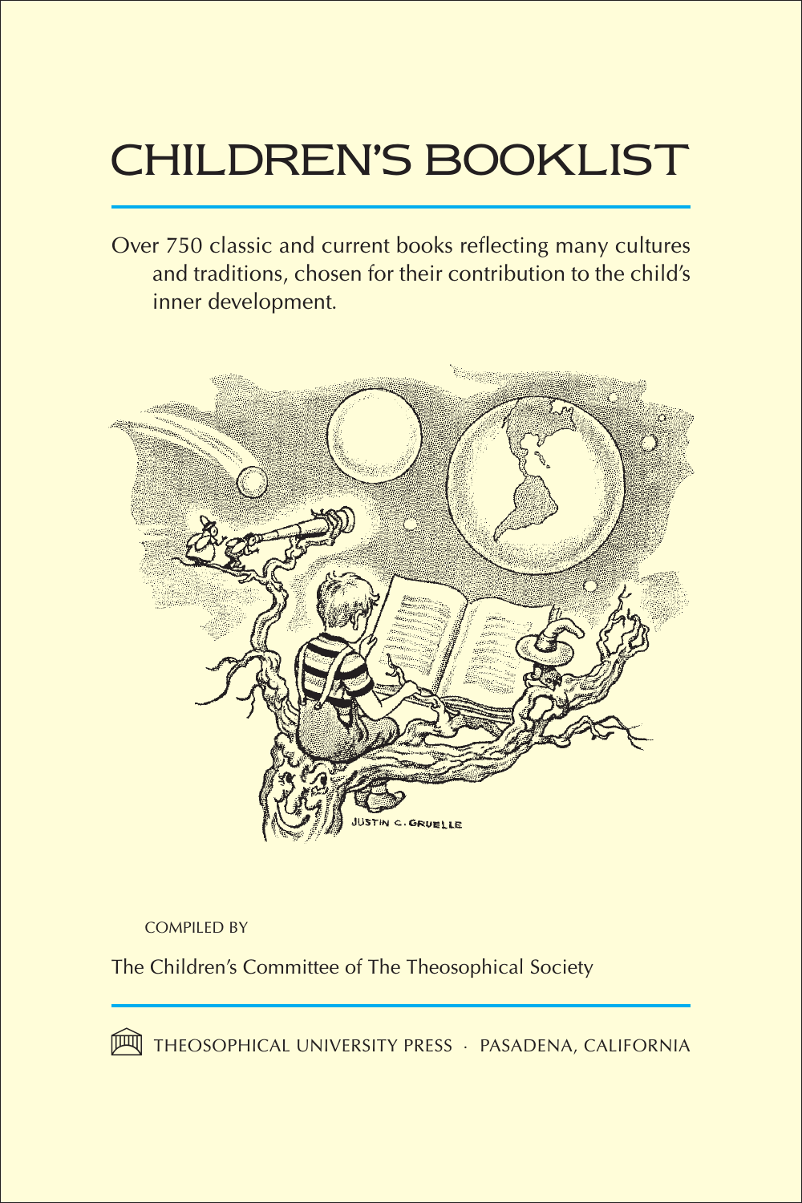# CHILDREN'S BOOKLIST

Over 750 classic and current books reflecting many cultures and traditions, chosen for their contribution to the child's inner development.

COMPILED BY

The Children's Committee of The Theosophical Society

THEOSOPHICAL UNIVERSITY PRESS · PASADENA, CALIFORNIA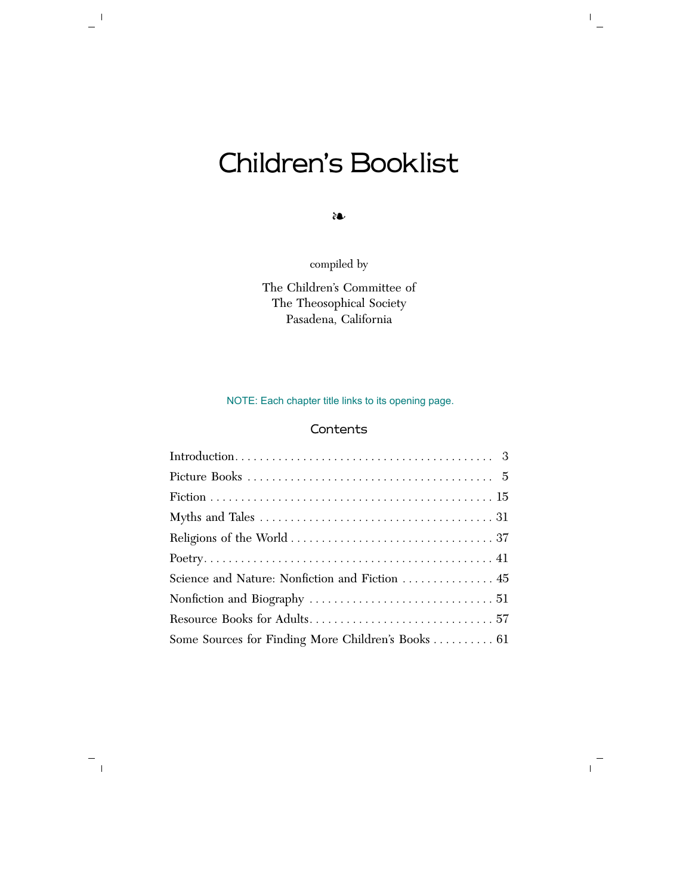# Children's Booklist

❧

compiled by

The Children's Committee of
The Theosophical Society
Pasadena, California

NOTE: Each chapter title links to its opening page.

## Contents

| | |
|---|---|
| Introduction | 3 |
| Picture Books | 5 |
| Fiction | 15 |
| Myths and Tales | 31 |
| Religions of the World | 37 |
| Poetry | 41 |
| Science and Nature: Nonfiction and Fiction | 45 |
| Nonfiction and Biography | 51 |
| Resource Books for Adults | 57 |
| Some Sources for Finding More Children's Books | 61 |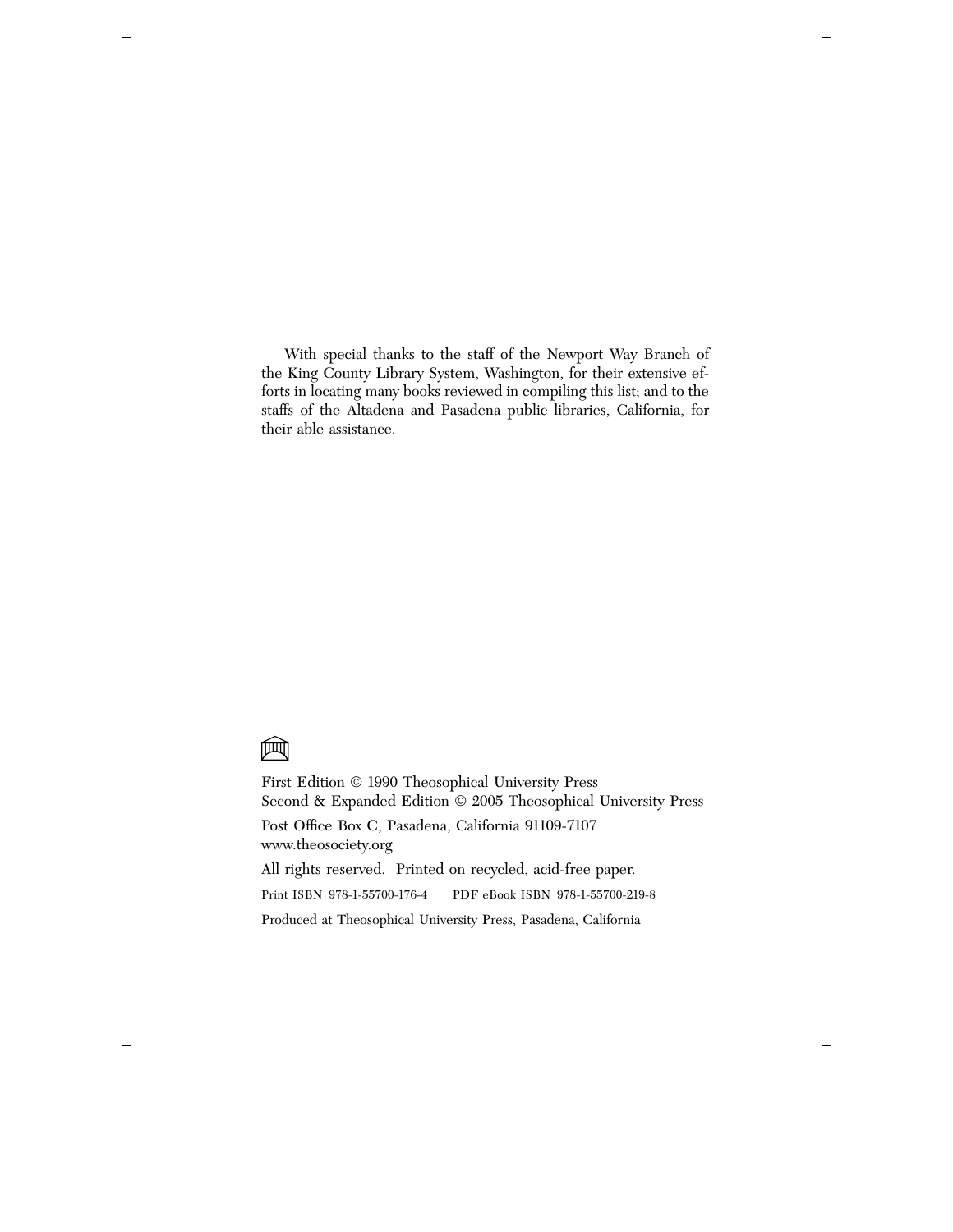With special thanks to the staff of the Newport Way Branch of the King County Library System, Washington, for their extensive efforts in locating many books reviewed in compiling this list; and to the staffs of the Altadena and Pasadena public libraries, California, for their able assistance.

First Edition © 1990 Theosophical University Press
Second & Expanded Edition © 2005 Theosophical University Press

Post Office Box C, Pasadena, California 91109-7107
www.theosociety.org

All rights reserved. Printed on recycled, acid-free paper.

Print ISBN 978-1-55700-176-4 PDF eBook ISBN 978-1-55700-219-8

Produced at Theosophical University Press, Pasadena, California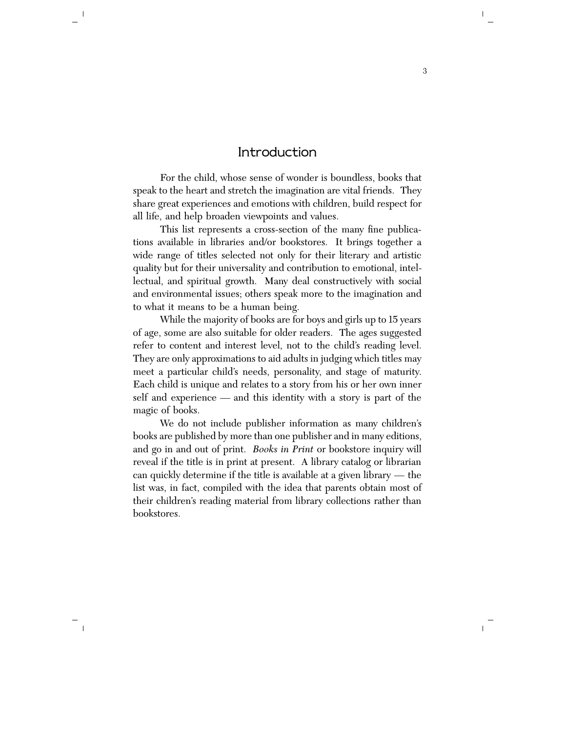# Introduction

For the child, whose sense of wonder is boundless, books that speak to the heart and stretch the imagination are vital friends. They share great experiences and emotions with children, build respect for all life, and help broaden viewpoints and values.

This list represents a cross-section of the many fine publications available in libraries and/or bookstores. It brings together a wide range of titles selected not only for their literary and artistic quality but for their universality and contribution to emotional, intellectual, and spiritual growth. Many deal constructively with social and environmental issues; others speak more to the imagination and to what it means to be a human being.

While the majority of books are for boys and girls up to 15 years of age, some are also suitable for older readers. The ages suggested refer to content and interest level, not to the child's reading level. They are only approximations to aid adults in judging which titles may meet a particular child's needs, personality, and stage of maturity. Each child is unique and relates to a story from his or her own inner self and experience — and this identity with a story is part of the magic of books.

We do not include publisher information as many children's books are published by more than one publisher and in many editions, and go in and out of print. *Books in Print* or bookstore inquiry will reveal if the title is in print at present. A library catalog or librarian can quickly determine if the title is available at a given library — the list was, in fact, compiled with the idea that parents obtain most of their children's reading material from library collections rather than bookstores.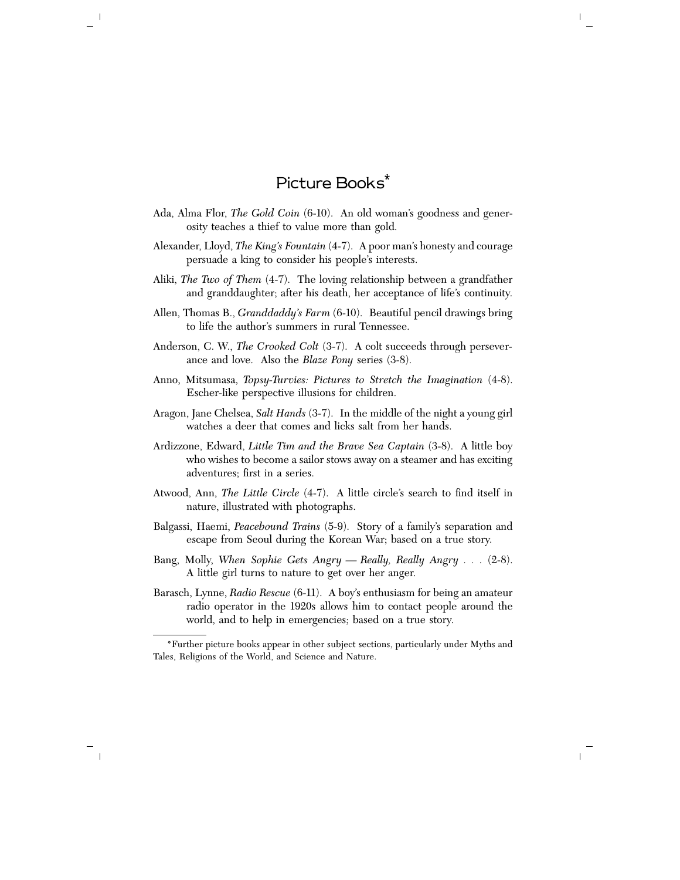# Picture Books*

Ada, Alma Flor, *The Gold Coin* (6-10). An old woman's goodness and generosity teaches a thief to value more than gold.

Alexander, Lloyd, *The King's Fountain* (4-7). A poor man's honesty and courage persuade a king to consider his people's interests.

Aliki, *The Two of Them* (4-7). The loving relationship between a grandfather and granddaughter; after his death, her acceptance of life's continuity.

Allen, Thomas B., *Granddaddy's Farm* (6-10). Beautiful pencil drawings bring to life the author's summers in rural Tennessee.

Anderson, C. W., *The Crooked Colt* (3-7). A colt succeeds through perseverance and love. Also the *Blaze Pony* series (3-8).

Anno, Mitsumasa, *Topsy-Turvies: Pictures to Stretch the Imagination* (4-8). Escher-like perspective illusions for children.

Aragon, Jane Chelsea, *Salt Hands* (3-7). In the middle of the night a young girl watches a deer that comes and licks salt from her hands.

Ardizzone, Edward, *Little Tim and the Brave Sea Captain* (3-8). A little boy who wishes to become a sailor stows away on a steamer and has exciting adventures; first in a series.

Atwood, Ann, *The Little Circle* (4-7). A little circle's search to find itself in nature, illustrated with photographs.

Balgassi, Haemi, *Peacebound Trains* (5-9). Story of a family's separation and escape from Seoul during the Korean War; based on a true story.

Bang, Molly, *When Sophie Gets Angry — Really, Really Angry . . .* (2-8). A little girl turns to nature to get over her anger.

Barasch, Lynne, *Radio Rescue* (6-11). A boy's enthusiasm for being an amateur radio operator in the 1920s allows him to contact people around the world, and to help in emergencies; based on a true story.

---

*Further picture books appear in other subject sections, particularly under Myths and Tales, Religions of the World, and Science and Nature.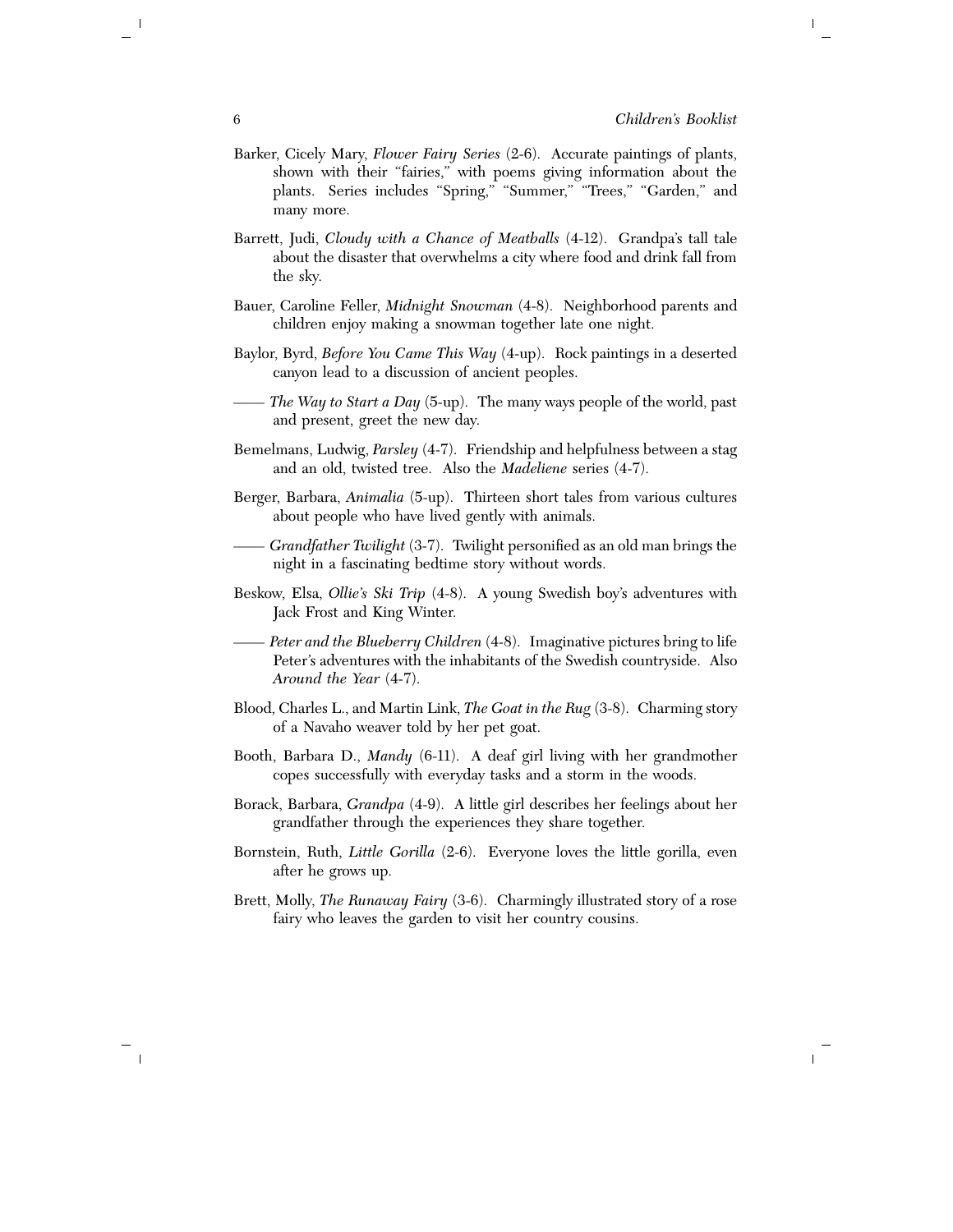Barker, Cicely Mary, *Flower Fairy Series* (2-6). Accurate paintings of plants, shown with their "fairies," with poems giving information about the plants. Series includes "Spring," "Summer," "Trees," "Garden," and many more.

Barrett, Judi, *Cloudy with a Chance of Meatballs* (4-12). Grandpa's tall tale about the disaster that overwhelms a city where food and drink fall from the sky.

Bauer, Caroline Feller, *Midnight Snowman* (4-8). Neighborhood parents and children enjoy making a snowman together late one night.

Baylor, Byrd, *Before You Came This Way* (4-up). Rock paintings in a deserted canyon lead to a discussion of ancient peoples.

—— *The Way to Start a Day* (5-up). The many ways people of the world, past and present, greet the new day.

Bemelmans, Ludwig, *Parsley* (4-7). Friendship and helpfulness between a stag and an old, twisted tree. Also the *Madeliene* series (4-7).

Berger, Barbara, *Animalia* (5-up). Thirteen short tales from various cultures about people who have lived gently with animals.

—— *Grandfather Twilight* (3-7). Twilight personified as an old man brings the night in a fascinating bedtime story without words.

Beskow, Elsa, *Ollie's Ski Trip* (4-8). A young Swedish boy's adventures with Jack Frost and King Winter.

—— *Peter and the Blueberry Children* (4-8). Imaginative pictures bring to life Peter's adventures with the inhabitants of the Swedish countryside. Also *Around the Year* (4-7).

Blood, Charles L., and Martin Link, *The Goat in the Rug* (3-8). Charming story of a Navaho weaver told by her pet goat.

Booth, Barbara D., *Mandy* (6-11). A deaf girl living with her grandmother copes successfully with everyday tasks and a storm in the woods.

Borack, Barbara, *Grandpa* (4-9). A little girl describes her feelings about her grandfather through the experiences they share together.

Bornstein, Ruth, *Little Gorilla* (2-6). Everyone loves the little gorilla, even after he grows up.

Brett, Molly, *The Runaway Fairy* (3-6). Charmingly illustrated story of a rose fairy who leaves the garden to visit her country cousins.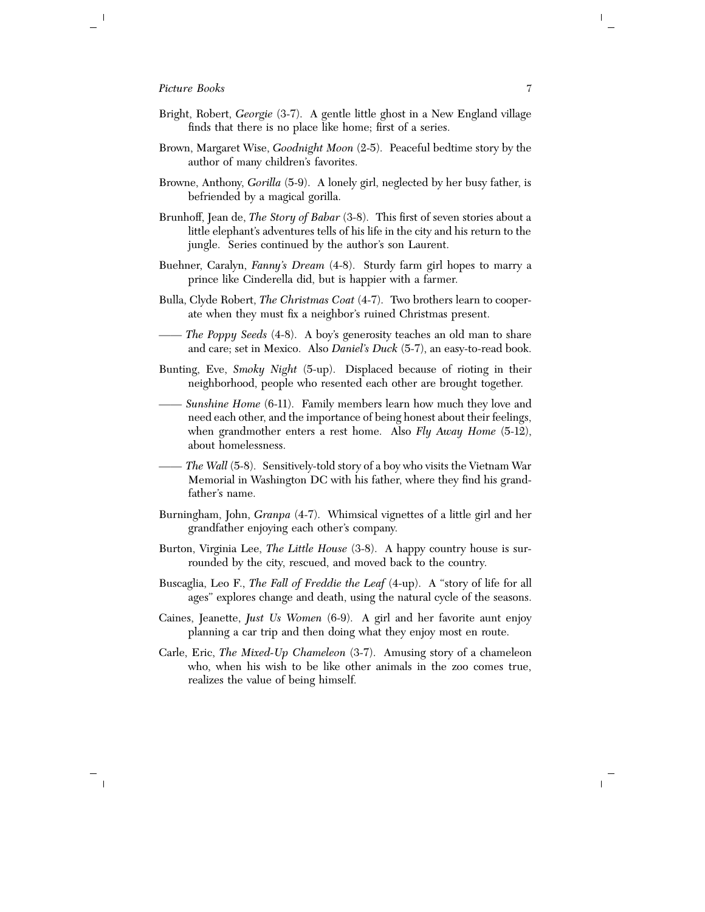Bright, Robert, *Georgie* (3-7). A gentle little ghost in a New England village finds that there is no place like home; first of a series.

Brown, Margaret Wise, *Goodnight Moon* (2-5). Peaceful bedtime story by the author of many children's favorites.

Browne, Anthony, *Gorilla* (5-9). A lonely girl, neglected by her busy father, is befriended by a magical gorilla.

Brunhoff, Jean de, *The Story of Babar* (3-8). This first of seven stories about a little elephant's adventures tells of his life in the city and his return to the jungle. Series continued by the author's son Laurent.

Buehner, Caralyn, *Fanny's Dream* (4-8). Sturdy farm girl hopes to marry a prince like Cinderella did, but is happier with a farmer.

Bulla, Clyde Robert, *The Christmas Coat* (4-7). Two brothers learn to cooperate when they must fix a neighbor's ruined Christmas present.

—— *The Poppy Seeds* (4-8). A boy's generosity teaches an old man to share and care; set in Mexico. Also *Daniel's Duck* (5-7), an easy-to-read book.

Bunting, Eve, *Smoky Night* (5-up). Displaced because of rioting in their neighborhood, people who resented each other are brought together.

—— *Sunshine Home* (6-11). Family members learn how much they love and need each other, and the importance of being honest about their feelings, when grandmother enters a rest home. Also *Fly Away Home* (5-12), about homelessness.

—— *The Wall* (5-8). Sensitively-told story of a boy who visits the Vietnam War Memorial in Washington DC with his father, where they find his grandfather's name.

Burningham, John, *Granpa* (4-7). Whimsical vignettes of a little girl and her grandfather enjoying each other's company.

Burton, Virginia Lee, *The Little House* (3-8). A happy country house is surrounded by the city, rescued, and moved back to the country.

Buscaglia, Leo F., *The Fall of Freddie the Leaf* (4-up). A "story of life for all ages" explores change and death, using the natural cycle of the seasons.

Caines, Jeanette, *Just Us Women* (6-9). A girl and her favorite aunt enjoy planning a car trip and then doing what they enjoy most en route.

Carle, Eric, *The Mixed-Up Chameleon* (3-7). Amusing story of a chameleon who, when his wish to be like other animals in the zoo comes true, realizes the value of being himself.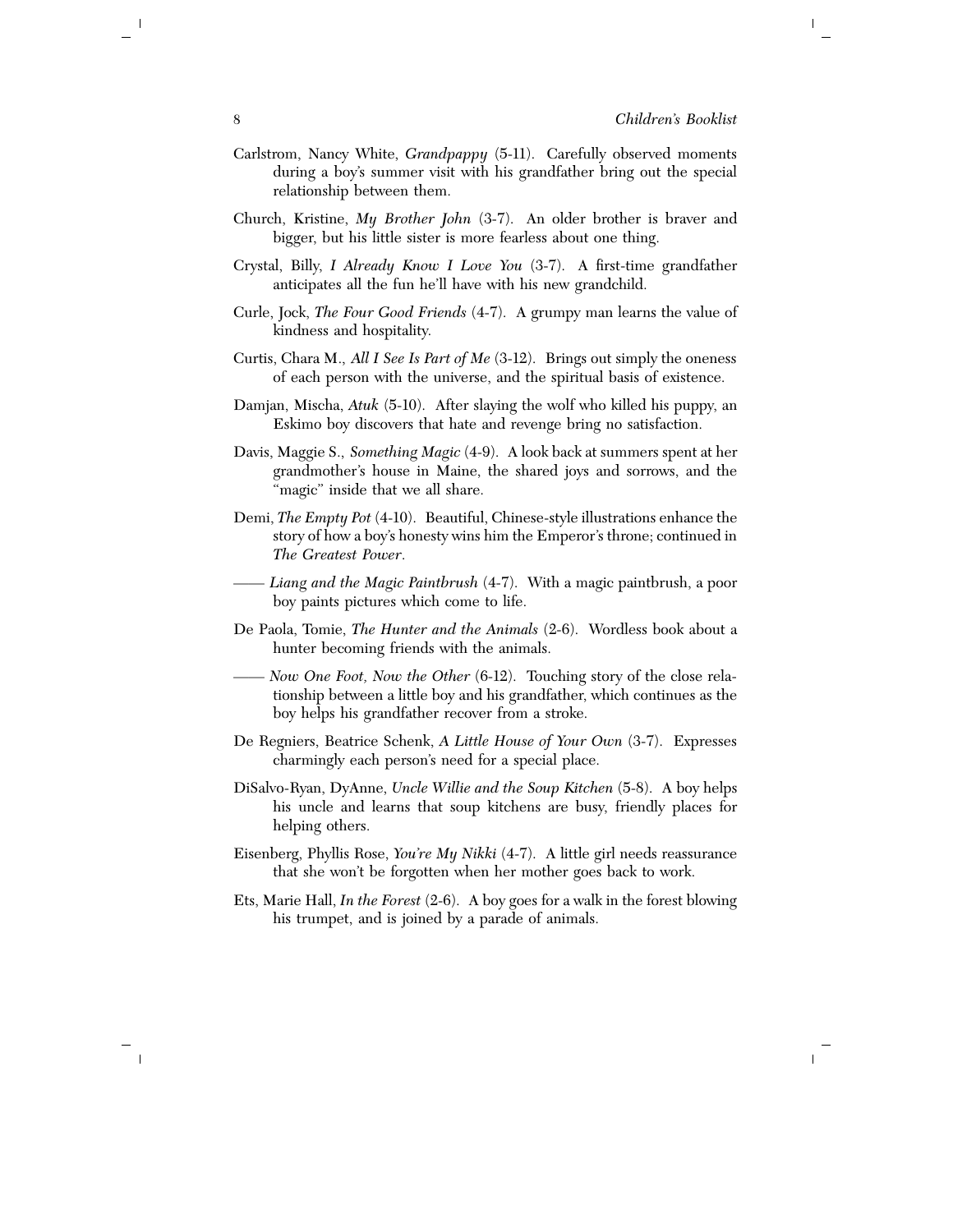Carlstrom, Nancy White, *Grandpappy* (5-11). Carefully observed moments during a boy's summer visit with his grandfather bring out the special relationship between them.

Church, Kristine, *My Brother John* (3-7). An older brother is braver and bigger, but his little sister is more fearless about one thing.

Crystal, Billy, *I Already Know I Love You* (3-7). A first-time grandfather anticipates all the fun he'll have with his new grandchild.

Curle, Jock, *The Four Good Friends* (4-7). A grumpy man learns the value of kindness and hospitality.

Curtis, Chara M., *All I See Is Part of Me* (3-12). Brings out simply the oneness of each person with the universe, and the spiritual basis of existence.

Damjan, Mischa, *Atuk* (5-10). After slaying the wolf who killed his puppy, an Eskimo boy discovers that hate and revenge bring no satisfaction.

Davis, Maggie S., *Something Magic* (4-9). A look back at summers spent at her grandmother's house in Maine, the shared joys and sorrows, and the "magic" inside that we all share.

Demi, *The Empty Pot* (4-10). Beautiful, Chinese-style illustrations enhance the story of how a boy's honesty wins him the Emperor's throne; continued in *The Greatest Power*.

—— *Liang and the Magic Paintbrush* (4-7). With a magic paintbrush, a poor boy paints pictures which come to life.

De Paola, Tomie, *The Hunter and the Animals* (2-6). Wordless book about a hunter becoming friends with the animals.

—— *Now One Foot, Now the Other* (6-12). Touching story of the close relationship between a little boy and his grandfather, which continues as the boy helps his grandfather recover from a stroke.

De Regniers, Beatrice Schenk, *A Little House of Your Own* (3-7). Expresses charmingly each person's need for a special place.

DiSalvo-Ryan, DyAnne, *Uncle Willie and the Soup Kitchen* (5-8). A boy helps his uncle and learns that soup kitchens are busy, friendly places for helping others.

Eisenberg, Phyllis Rose, *You're My Nikki* (4-7). A little girl needs reassurance that she won't be forgotten when her mother goes back to work.

Ets, Marie Hall, *In the Forest* (2-6). A boy goes for a walk in the forest blowing his trumpet, and is joined by a parade of animals.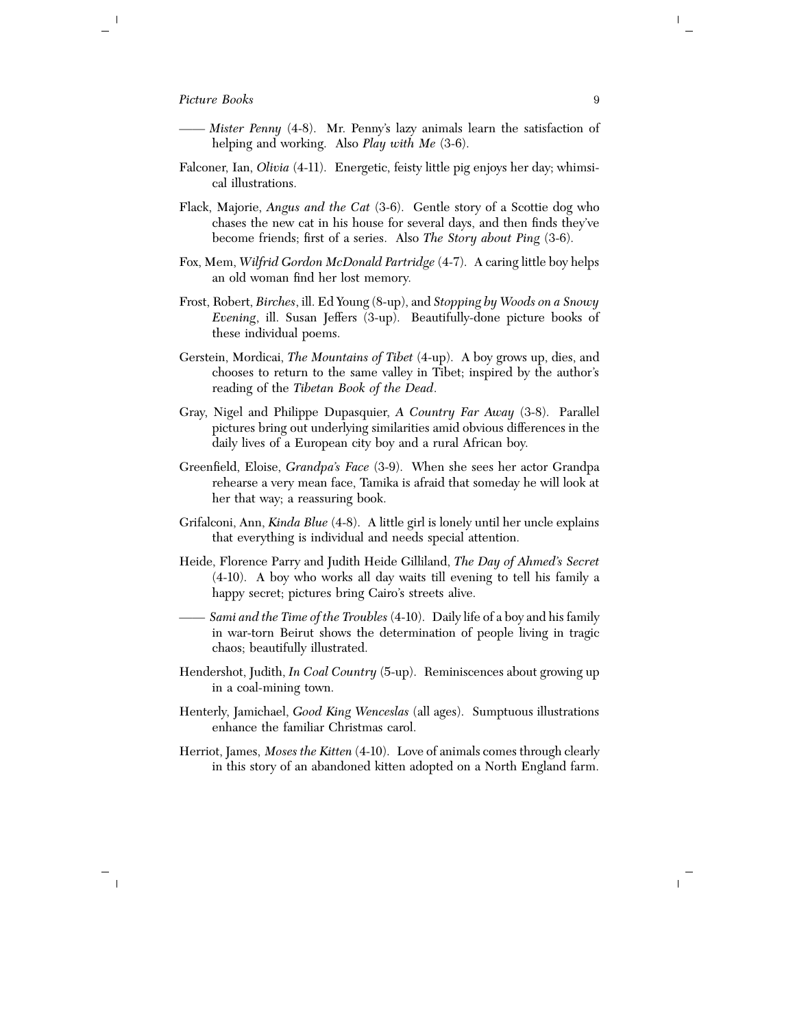—— *Mister Penny* (4-8). Mr. Penny's lazy animals learn the satisfaction of helping and working. Also *Play with Me* (3-6).

Falconer, Ian, *Olivia* (4-11). Energetic, feisty little pig enjoys her day; whimsical illustrations.

Flack, Majorie, *Angus and the Cat* (3-6). Gentle story of a Scottie dog who chases the new cat in his house for several days, and then finds they've become friends; first of a series. Also *The Story about Ping* (3-6).

Fox, Mem, *Wilfrid Gordon McDonald Partridge* (4-7). A caring little boy helps an old woman find her lost memory.

Frost, Robert, *Birches*, ill. Ed Young (8-up), and *Stopping by Woods on a Snowy Evening*, ill. Susan Jeffers (3-up). Beautifully-done picture books of these individual poems.

Gerstein, Mordicai, *The Mountains of Tibet* (4-up). A boy grows up, dies, and chooses to return to the same valley in Tibet; inspired by the author's reading of the *Tibetan Book of the Dead*.

Gray, Nigel and Philippe Dupasquier, *A Country Far Away* (3-8). Parallel pictures bring out underlying similarities amid obvious differences in the daily lives of a European city boy and a rural African boy.

Greenfield, Eloise, *Grandpa's Face* (3-9). When she sees her actor Grandpa rehearse a very mean face, Tamika is afraid that someday he will look at her that way; a reassuring book.

Grifalconi, Ann, *Kinda Blue* (4-8). A little girl is lonely until her uncle explains that everything is individual and needs special attention.

Heide, Florence Parry and Judith Heide Gilliland, *The Day of Ahmed's Secret* (4-10). A boy who works all day waits till evening to tell his family a happy secret; pictures bring Cairo's streets alive.

—— *Sami and the Time of the Troubles* (4-10). Daily life of a boy and his family in war-torn Beirut shows the determination of people living in tragic chaos; beautifully illustrated.

Hendershot, Judith, *In Coal Country* (5-up). Reminiscences about growing up in a coal-mining town.

Henterly, Jamichael, *Good King Wenceslas* (all ages). Sumptuous illustrations enhance the familiar Christmas carol.

Herriot, James, *Moses the Kitten* (4-10). Love of animals comes through clearly in this story of an abandoned kitten adopted on a North England farm.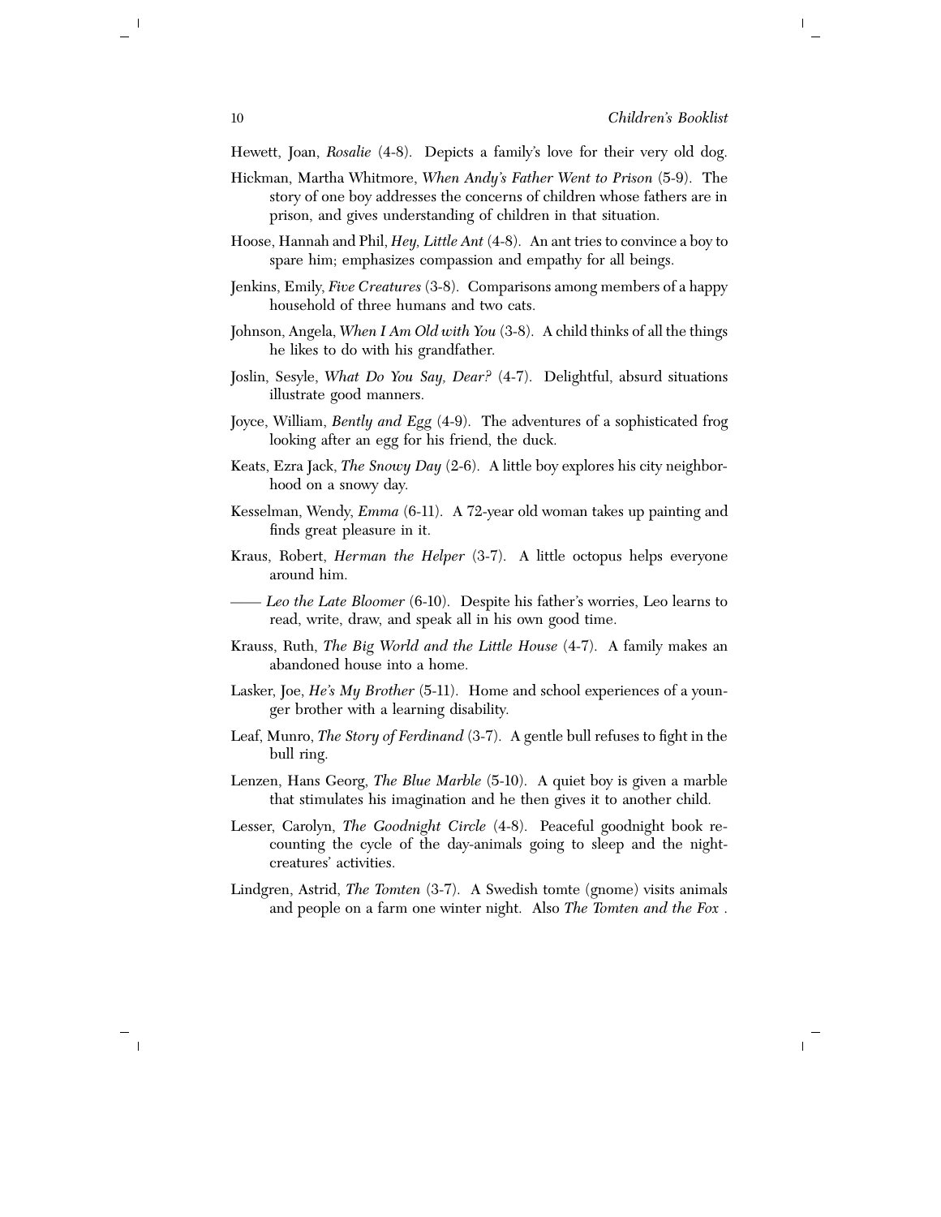Hewett, Joan, *Rosalie* (4-8). Depicts a family's love for their very old dog.

Hickman, Martha Whitmore, *When Andy's Father Went to Prison* (5-9). The story of one boy addresses the concerns of children whose fathers are in prison, and gives understanding of children in that situation.

Hoose, Hannah and Phil, *Hey, Little Ant* (4-8). An ant tries to convince a boy to spare him; emphasizes compassion and empathy for all beings.

Jenkins, Emily, *Five Creatures* (3-8). Comparisons among members of a happy household of three humans and two cats.

Johnson, Angela, *When I Am Old with You* (3-8). A child thinks of all the things he likes to do with his grandfather.

Joslin, Sesyle, *What Do You Say, Dear?* (4-7). Delightful, absurd situations illustrate good manners.

Joyce, William, *Bently and Egg* (4-9). The adventures of a sophisticated frog looking after an egg for his friend, the duck.

Keats, Ezra Jack, *The Snowy Day* (2-6). A little boy explores his city neighborhood on a snowy day.

Kesselman, Wendy, *Emma* (6-11). A 72-year old woman takes up painting and finds great pleasure in it.

Kraus, Robert, *Herman the Helper* (3-7). A little octopus helps everyone around him.

—— *Leo the Late Bloomer* (6-10). Despite his father's worries, Leo learns to read, write, draw, and speak all in his own good time.

Krauss, Ruth, *The Big World and the Little House* (4-7). A family makes an abandoned house into a home.

Lasker, Joe, *He's My Brother* (5-11). Home and school experiences of a younger brother with a learning disability.

Leaf, Munro, *The Story of Ferdinand* (3-7). A gentle bull refuses to fight in the bull ring.

Lenzen, Hans Georg, *The Blue Marble* (5-10). A quiet boy is given a marble that stimulates his imagination and he then gives it to another child.

Lesser, Carolyn, *The Goodnight Circle* (4-8). Peaceful goodnight book recounting the cycle of the day-animals going to sleep and the night-creatures' activities.

Lindgren, Astrid, *The Tomten* (3-7). A Swedish tomte (gnome) visits animals and people on a farm one winter night. Also *The Tomten and the Fox* .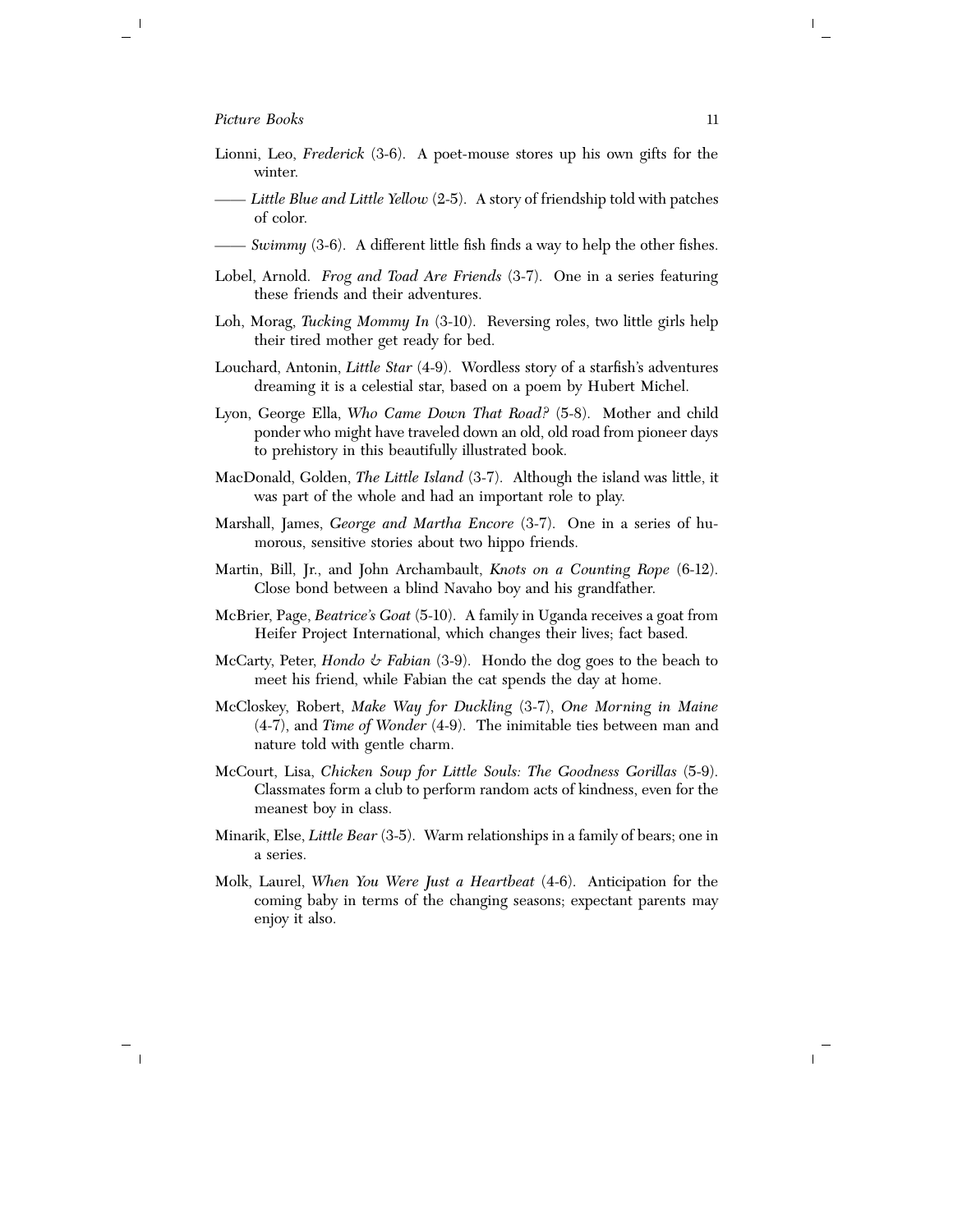Lionni, Leo, *Frederick* (3-6). A poet-mouse stores up his own gifts for the winter.

—— *Little Blue and Little Yellow* (2-5). A story of friendship told with patches of color.

—— *Swimmy* (3-6). A different little fish finds a way to help the other fishes.

Lobel, Arnold. *Frog and Toad Are Friends* (3-7). One in a series featuring these friends and their adventures.

Loh, Morag, *Tucking Mommy In* (3-10). Reversing roles, two little girls help their tired mother get ready for bed.

Louchard, Antonin, *Little Star* (4-9). Wordless story of a starfish's adventures dreaming it is a celestial star, based on a poem by Hubert Michel.

Lyon, George Ella, *Who Came Down That Road?* (5-8). Mother and child ponder who might have traveled down an old, old road from pioneer days to prehistory in this beautifully illustrated book.

MacDonald, Golden, *The Little Island* (3-7). Although the island was little, it was part of the whole and had an important role to play.

Marshall, James, *George and Martha Encore* (3-7). One in a series of humorous, sensitive stories about two hippo friends.

Martin, Bill, Jr., and John Archambault, *Knots on a Counting Rope* (6-12). Close bond between a blind Navaho boy and his grandfather.

McBrier, Page, *Beatrice's Goat* (5-10). A family in Uganda receives a goat from Heifer Project International, which changes their lives; fact based.

McCarty, Peter, *Hondo & Fabian* (3-9). Hondo the dog goes to the beach to meet his friend, while Fabian the cat spends the day at home.

McCloskey, Robert, *Make Way for Duckling* (3-7), *One Morning in Maine* (4-7), and *Time of Wonder* (4-9). The inimitable ties between man and nature told with gentle charm.

McCourt, Lisa, *Chicken Soup for Little Souls: The Goodness Gorillas* (5-9). Classmates form a club to perform random acts of kindness, even for the meanest boy in class.

Minarik, Else, *Little Bear* (3-5). Warm relationships in a family of bears; one in a series.

Molk, Laurel, *When You Were Just a Heartbeat* (4-6). Anticipation for the coming baby in terms of the changing seasons; expectant parents may enjoy it also.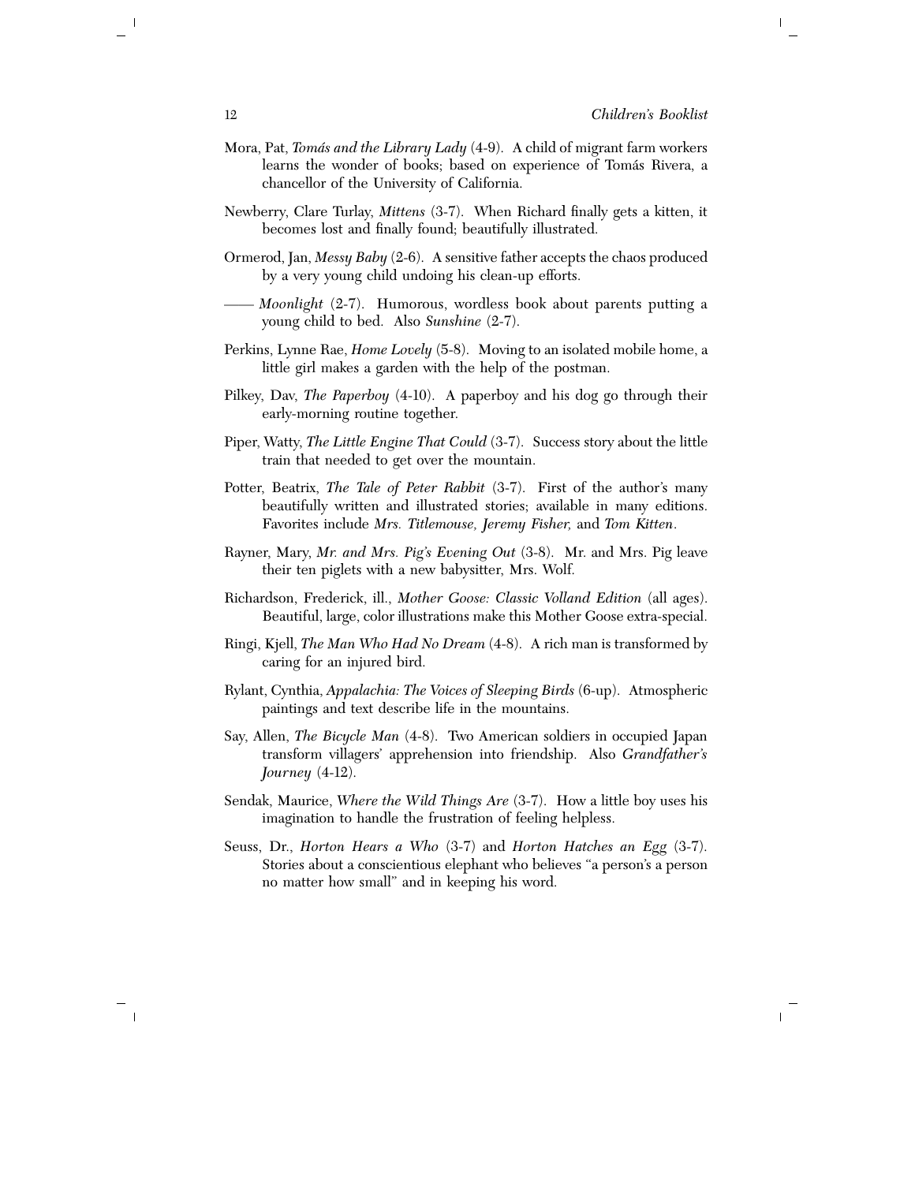Mora, Pat, *Tomás and the Library Lady* (4-9). A child of migrant farm workers learns the wonder of books; based on experience of Tomás Rivera, a chancellor of the University of California.

Newberry, Clare Turlay, *Mittens* (3-7). When Richard finally gets a kitten, it becomes lost and finally found; beautifully illustrated.

Ormerod, Jan, *Messy Baby* (2-6). A sensitive father accepts the chaos produced by a very young child undoing his clean-up efforts.

—— *Moonlight* (2-7). Humorous, wordless book about parents putting a young child to bed. Also *Sunshine* (2-7).

Perkins, Lynne Rae, *Home Lovely* (5-8). Moving to an isolated mobile home, a little girl makes a garden with the help of the postman.

Pilkey, Dav, *The Paperboy* (4-10). A paperboy and his dog go through their early-morning routine together.

Piper, Watty, *The Little Engine That Could* (3-7). Success story about the little train that needed to get over the mountain.

Potter, Beatrix, *The Tale of Peter Rabbit* (3-7). First of the author's many beautifully written and illustrated stories; available in many editions. Favorites include *Mrs. Titlemouse, Jeremy Fisher,* and *Tom Kitten*.

Rayner, Mary, *Mr. and Mrs. Pig's Evening Out* (3-8). Mr. and Mrs. Pig leave their ten piglets with a new babysitter, Mrs. Wolf.

Richardson, Frederick, ill., *Mother Goose: Classic Volland Edition* (all ages). Beautiful, large, color illustrations make this Mother Goose extra-special.

Ringi, Kjell, *The Man Who Had No Dream* (4-8). A rich man is transformed by caring for an injured bird.

Rylant, Cynthia, *Appalachia: The Voices of Sleeping Birds* (6-up). Atmospheric paintings and text describe life in the mountains.

Say, Allen, *The Bicycle Man* (4-8). Two American soldiers in occupied Japan transform villagers' apprehension into friendship. Also *Grandfather's Journey* (4-12).

Sendak, Maurice, *Where the Wild Things Are* (3-7). How a little boy uses his imagination to handle the frustration of feeling helpless.

Seuss, Dr., *Horton Hears a Who* (3-7) and *Horton Hatches an Egg* (3-7). Stories about a conscientious elephant who believes "a person's a person no matter how small" and in keeping his word.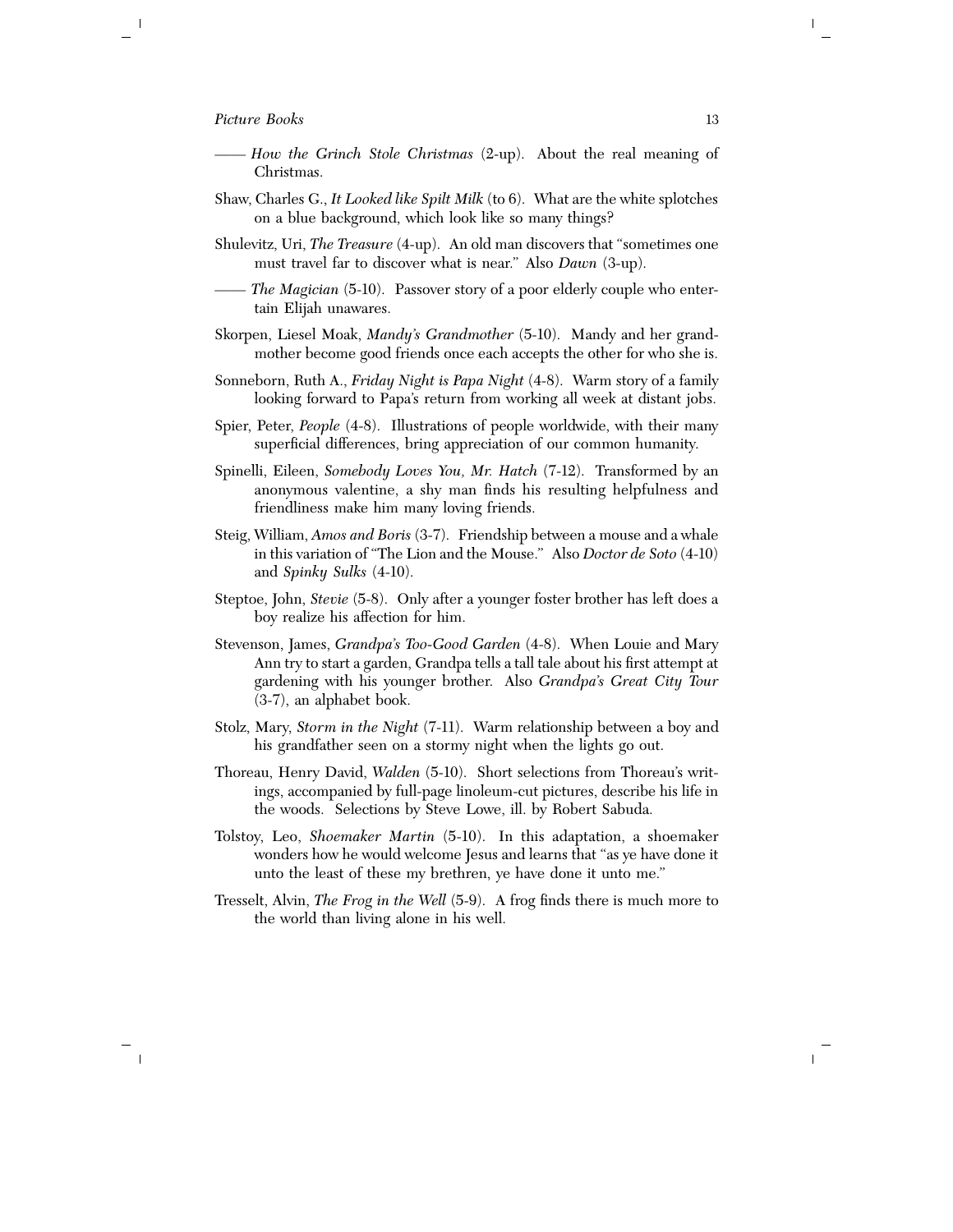—— *How the Grinch Stole Christmas* (2-up). About the real meaning of Christmas.

Shaw, Charles G., *It Looked like Spilt Milk* (to 6). What are the white splotches on a blue background, which look like so many things?

Shulevitz, Uri, *The Treasure* (4-up). An old man discovers that "sometimes one must travel far to discover what is near." Also *Dawn* (3-up).

—— *The Magician* (5-10). Passover story of a poor elderly couple who entertain Elijah unawares.

Skorpen, Liesel Moak, *Mandy's Grandmother* (5-10). Mandy and her grandmother become good friends once each accepts the other for who she is.

Sonneborn, Ruth A., *Friday Night is Papa Night* (4-8). Warm story of a family looking forward to Papa's return from working all week at distant jobs.

Spier, Peter, *People* (4-8). Illustrations of people worldwide, with their many superficial differences, bring appreciation of our common humanity.

Spinelli, Eileen, *Somebody Loves You, Mr. Hatch* (7-12). Transformed by an anonymous valentine, a shy man finds his resulting helpfulness and friendliness make him many loving friends.

Steig, William, *Amos and Boris* (3-7). Friendship between a mouse and a whale in this variation of "The Lion and the Mouse." Also *Doctor de Soto* (4-10) and *Spinky Sulks* (4-10).

Steptoe, John, *Stevie* (5-8). Only after a younger foster brother has left does a boy realize his affection for him.

Stevenson, James, *Grandpa's Too-Good Garden* (4-8). When Louie and Mary Ann try to start a garden, Grandpa tells a tall tale about his first attempt at gardening with his younger brother. Also *Grandpa's Great City Tour* (3-7), an alphabet book.

Stolz, Mary, *Storm in the Night* (7-11). Warm relationship between a boy and his grandfather seen on a stormy night when the lights go out.

Thoreau, Henry David, *Walden* (5-10). Short selections from Thoreau's writings, accompanied by full-page linoleum-cut pictures, describe his life in the woods. Selections by Steve Lowe, ill. by Robert Sabuda.

Tolstoy, Leo, *Shoemaker Martin* (5-10). In this adaptation, a shoemaker wonders how he would welcome Jesus and learns that "as ye have done it unto the least of these my brethren, ye have done it unto me."

Tresselt, Alvin, *The Frog in the Well* (5-9). A frog finds there is much more to the world than living alone in his well.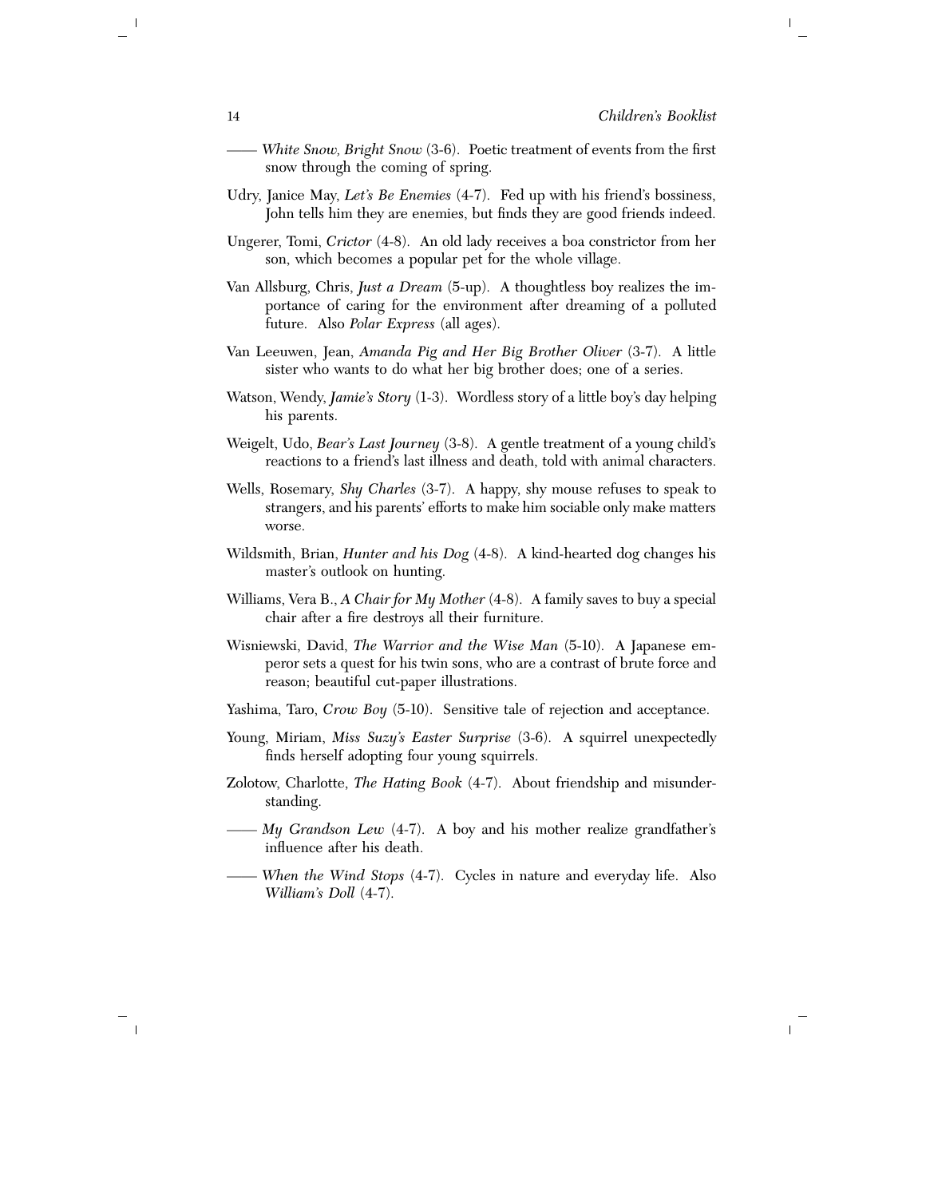—— *White Snow, Bright Snow* (3-6). Poetic treatment of events from the first snow through the coming of spring.

Udry, Janice May, *Let's Be Enemies* (4-7). Fed up with his friend's bossiness, John tells him they are enemies, but finds they are good friends indeed.

Ungerer, Tomi, *Crictor* (4-8). An old lady receives a boa constrictor from her son, which becomes a popular pet for the whole village.

Van Allsburg, Chris, *Just a Dream* (5-up). A thoughtless boy realizes the importance of caring for the environment after dreaming of a polluted future. Also *Polar Express* (all ages).

Van Leeuwen, Jean, *Amanda Pig and Her Big Brother Oliver* (3-7). A little sister who wants to do what her big brother does; one of a series.

Watson, Wendy, *Jamie's Story* (1-3). Wordless story of a little boy's day helping his parents.

Weigelt, Udo, *Bear's Last Journey* (3-8). A gentle treatment of a young child's reactions to a friend's last illness and death, told with animal characters.

Wells, Rosemary, *Shy Charles* (3-7). A happy, shy mouse refuses to speak to strangers, and his parents' efforts to make him sociable only make matters worse.

Wildsmith, Brian, *Hunter and his Dog* (4-8). A kind-hearted dog changes his master's outlook on hunting.

Williams, Vera B., *A Chair for My Mother* (4-8). A family saves to buy a special chair after a fire destroys all their furniture.

Wisniewski, David, *The Warrior and the Wise Man* (5-10). A Japanese emperor sets a quest for his twin sons, who are a contrast of brute force and reason; beautiful cut-paper illustrations.

Yashima, Taro, *Crow Boy* (5-10). Sensitive tale of rejection and acceptance.

Young, Miriam, *Miss Suzy's Easter Surprise* (3-6). A squirrel unexpectedly finds herself adopting four young squirrels.

Zolotow, Charlotte, *The Hating Book* (4-7). About friendship and misunderstanding.

—— *My Grandson Lew* (4-7). A boy and his mother realize grandfather's influence after his death.

—— *When the Wind Stops* (4-7). Cycles in nature and everyday life. Also *William's Doll* (4-7).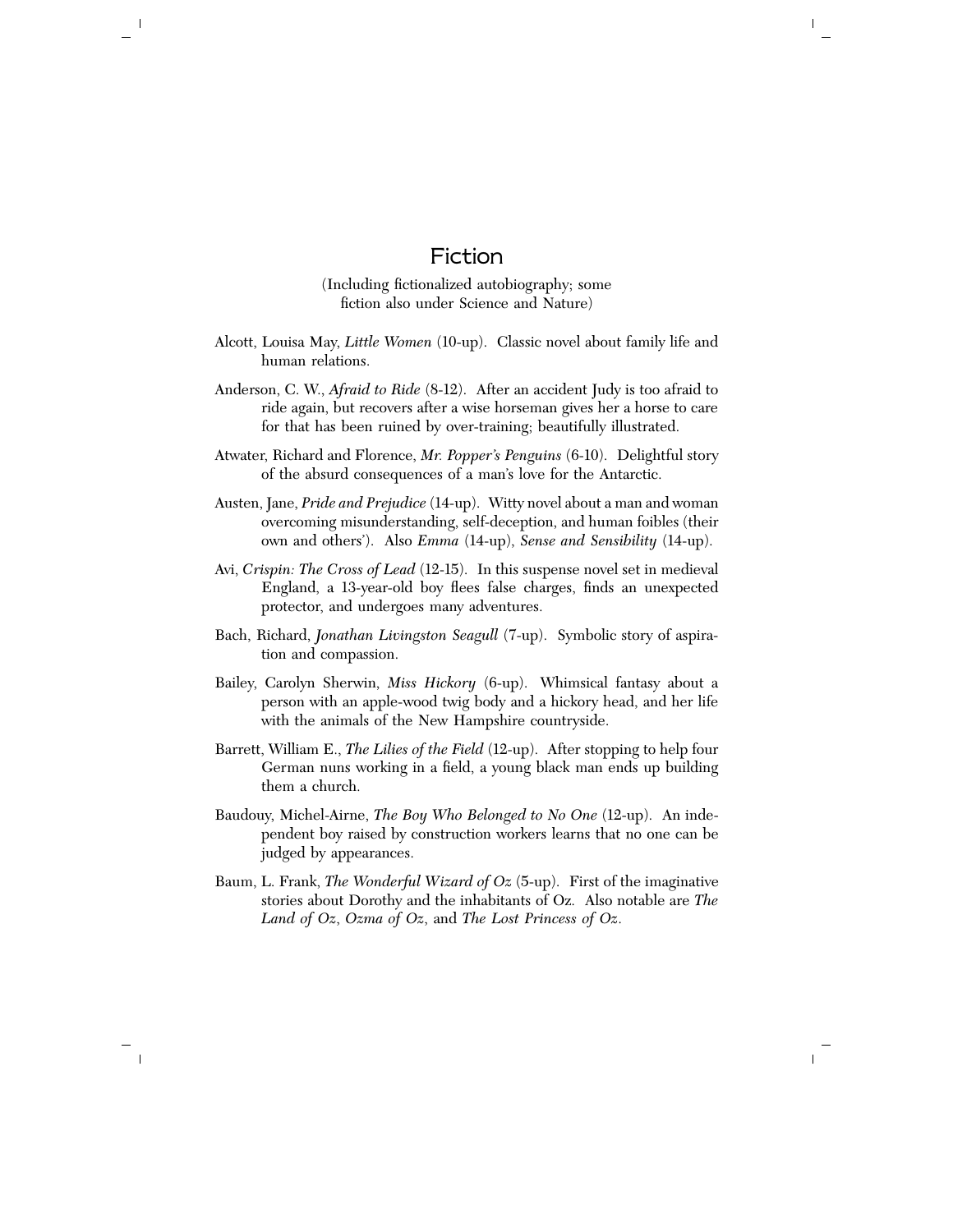# Fiction

(Including fictionalized autobiography; some fiction also under Science and Nature)

Alcott, Louisa May, *Little Women* (10-up). Classic novel about family life and human relations.

Anderson, C. W., *Afraid to Ride* (8-12). After an accident Judy is too afraid to ride again, but recovers after a wise horseman gives her a horse to care for that has been ruined by over-training; beautifully illustrated.

Atwater, Richard and Florence, *Mr. Popper's Penguins* (6-10). Delightful story of the absurd consequences of a man's love for the Antarctic.

Austen, Jane, *Pride and Prejudice* (14-up). Witty novel about a man and woman overcoming misunderstanding, self-deception, and human foibles (their own and others'). Also *Emma* (14-up), *Sense and Sensibility* (14-up).

Avi, *Crispin: The Cross of Lead* (12-15). In this suspense novel set in medieval England, a 13-year-old boy flees false charges, finds an unexpected protector, and undergoes many adventures.

Bach, Richard, *Jonathan Livingston Seagull* (7-up). Symbolic story of aspiration and compassion.

Bailey, Carolyn Sherwin, *Miss Hickory* (6-up). Whimsical fantasy about a person with an apple-wood twig body and a hickory head, and her life with the animals of the New Hampshire countryside.

Barrett, William E., *The Lilies of the Field* (12-up). After stopping to help four German nuns working in a field, a young black man ends up building them a church.

Baudouy, Michel-Airne, *The Boy Who Belonged to No One* (12-up). An independent boy raised by construction workers learns that no one can be judged by appearances.

Baum, L. Frank, *The Wonderful Wizard of Oz* (5-up). First of the imaginative stories about Dorothy and the inhabitants of Oz. Also notable are *The Land of Oz*, *Ozma of Oz*, and *The Lost Princess of Oz*.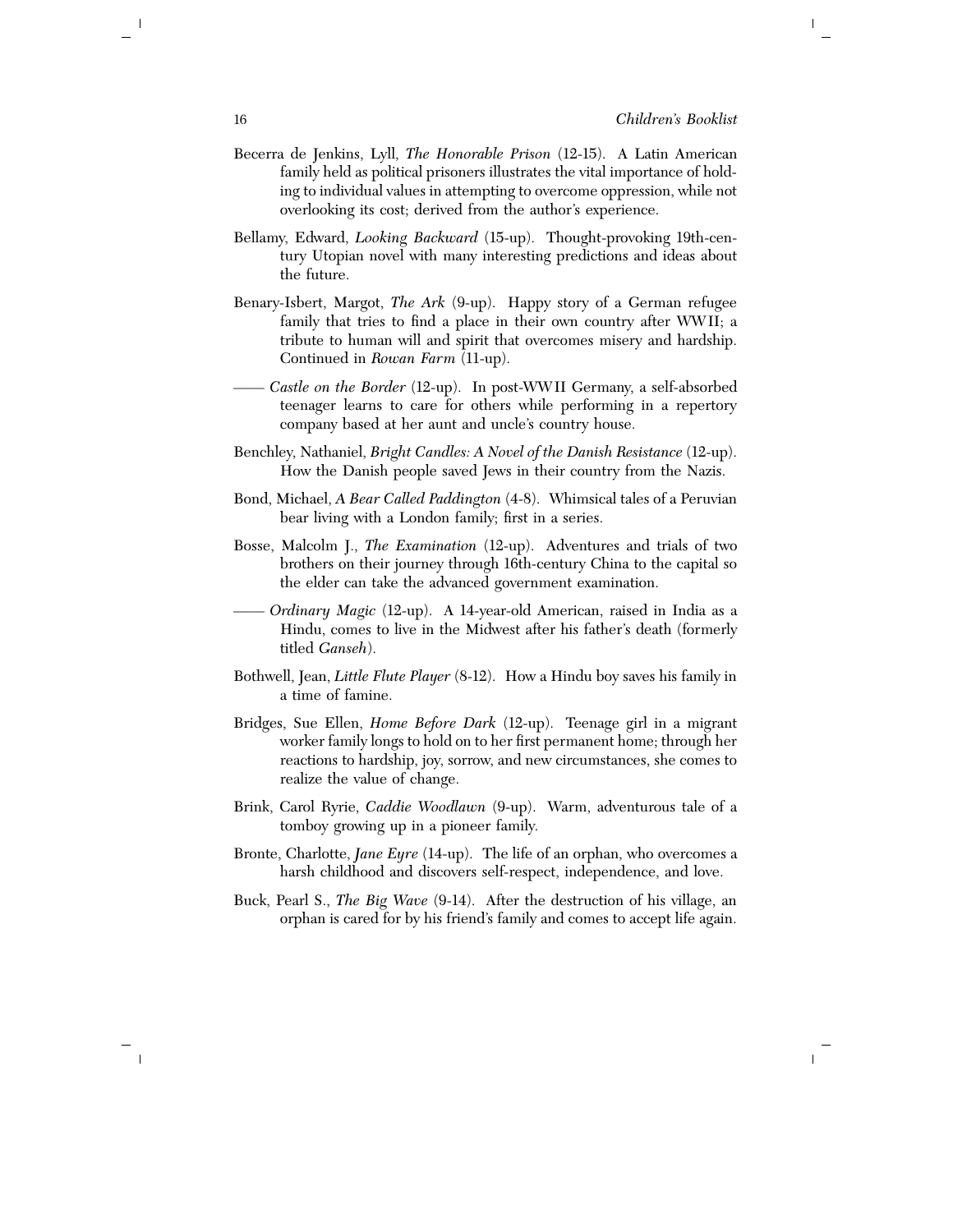Becerra de Jenkins, Lyll, *The Honorable Prison* (12-15). A Latin American family held as political prisoners illustrates the vital importance of holding to individual values in attempting to overcome oppression, while not overlooking its cost; derived from the author's experience.

Bellamy, Edward, *Looking Backward* (15-up). Thought-provoking 19th-century Utopian novel with many interesting predictions and ideas about the future.

Benary-Isbert, Margot, *The Ark* (9-up). Happy story of a German refugee family that tries to find a place in their own country after WWII; a tribute to human will and spirit that overcomes misery and hardship. Continued in *Rowan Farm* (11-up).

—— *Castle on the Border* (12-up). In post-WWII Germany, a self-absorbed teenager learns to care for others while performing in a repertory company based at her aunt and uncle's country house.

Benchley, Nathaniel, *Bright Candles: A Novel of the Danish Resistance* (12-up). How the Danish people saved Jews in their country from the Nazis.

Bond, Michael, *A Bear Called Paddington* (4-8). Whimsical tales of a Peruvian bear living with a London family; first in a series.

Bosse, Malcolm J., *The Examination* (12-up). Adventures and trials of two brothers on their journey through 16th-century China to the capital so the elder can take the advanced government examination.

—— *Ordinary Magic* (12-up). A 14-year-old American, raised in India as a Hindu, comes to live in the Midwest after his father's death (formerly titled *Ganseh*).

Bothwell, Jean, *Little Flute Player* (8-12). How a Hindu boy saves his family in a time of famine.

Bridges, Sue Ellen, *Home Before Dark* (12-up). Teenage girl in a migrant worker family longs to hold on to her first permanent home; through her reactions to hardship, joy, sorrow, and new circumstances, she comes to realize the value of change.

Brink, Carol Ryrie, *Caddie Woodlawn* (9-up). Warm, adventurous tale of a tomboy growing up in a pioneer family.

Bronte, Charlotte, *Jane Eyre* (14-up). The life of an orphan, who overcomes a harsh childhood and discovers self-respect, independence, and love.

Buck, Pearl S., *The Big Wave* (9-14). After the destruction of his village, an orphan is cared for by his friend's family and comes to accept life again.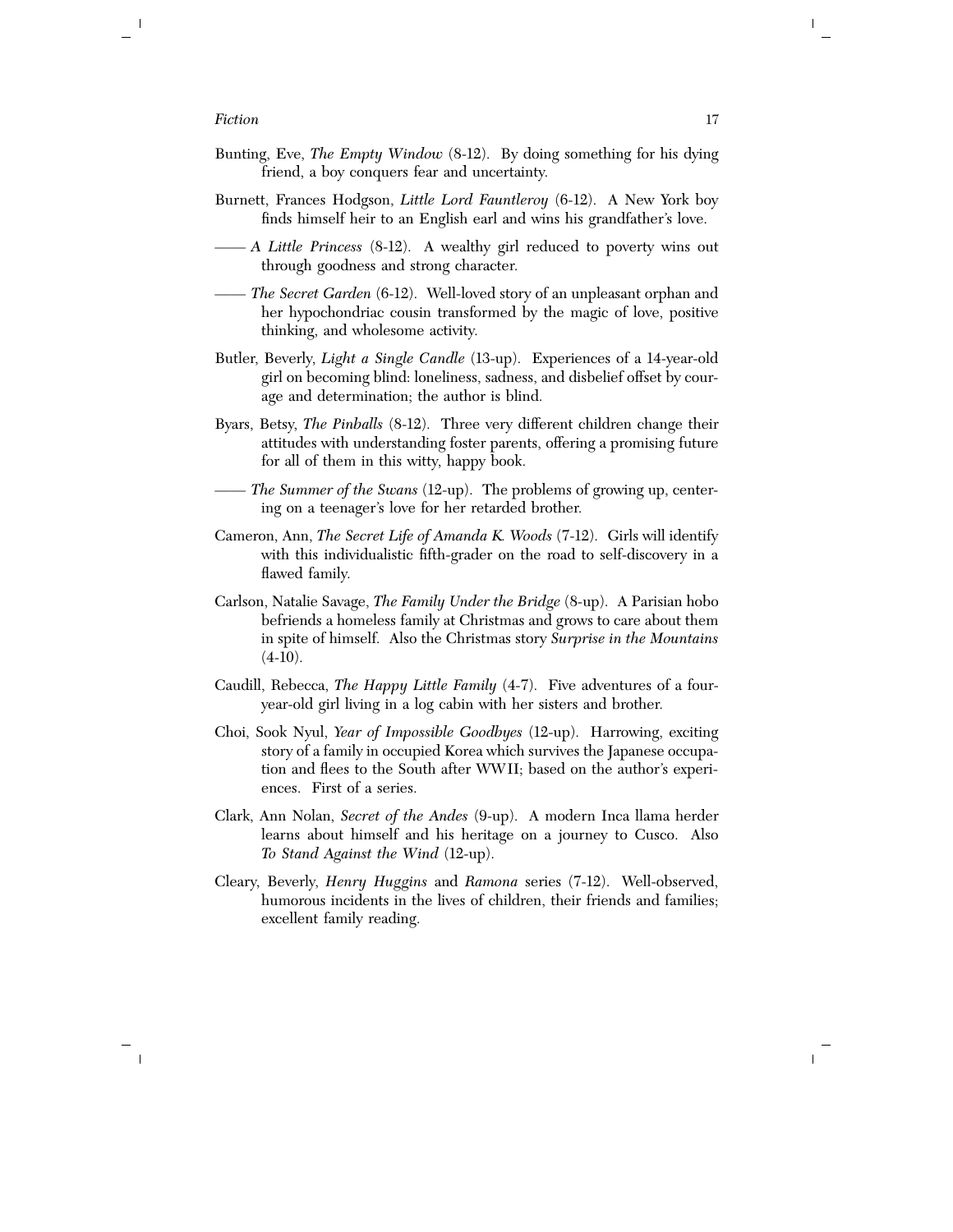Bunting, Eve, *The Empty Window* (8-12). By doing something for his dying friend, a boy conquers fear and uncertainty.

Burnett, Frances Hodgson, *Little Lord Fauntleroy* (6-12). A New York boy finds himself heir to an English earl and wins his grandfather's love.

—— *A Little Princess* (8-12). A wealthy girl reduced to poverty wins out through goodness and strong character.

—— *The Secret Garden* (6-12). Well-loved story of an unpleasant orphan and her hypochondriac cousin transformed by the magic of love, positive thinking, and wholesome activity.

Butler, Beverly, *Light a Single Candle* (13-up). Experiences of a 14-year-old girl on becoming blind: loneliness, sadness, and disbelief offset by courage and determination; the author is blind.

Byars, Betsy, *The Pinballs* (8-12). Three very different children change their attitudes with understanding foster parents, offering a promising future for all of them in this witty, happy book.

—— *The Summer of the Swans* (12-up). The problems of growing up, centering on a teenager's love for her retarded brother.

Cameron, Ann, *The Secret Life of Amanda K. Woods* (7-12). Girls will identify with this individualistic fifth-grader on the road to self-discovery in a flawed family.

Carlson, Natalie Savage, *The Family Under the Bridge* (8-up). A Parisian hobo befriends a homeless family at Christmas and grows to care about them in spite of himself. Also the Christmas story *Surprise in the Mountains* (4-10).

Caudill, Rebecca, *The Happy Little Family* (4-7). Five adventures of a four-year-old girl living in a log cabin with her sisters and brother.

Choi, Sook Nyul, *Year of Impossible Goodbyes* (12-up). Harrowing, exciting story of a family in occupied Korea which survives the Japanese occupation and flees to the South after WWII; based on the author's experiences. First of a series.

Clark, Ann Nolan, *Secret of the Andes* (9-up). A modern Inca llama herder learns about himself and his heritage on a journey to Cusco. Also *To Stand Against the Wind* (12-up).

Cleary, Beverly, *Henry Huggins* and *Ramona* series (7-12). Well-observed, humorous incidents in the lives of children, their friends and families; excellent family reading.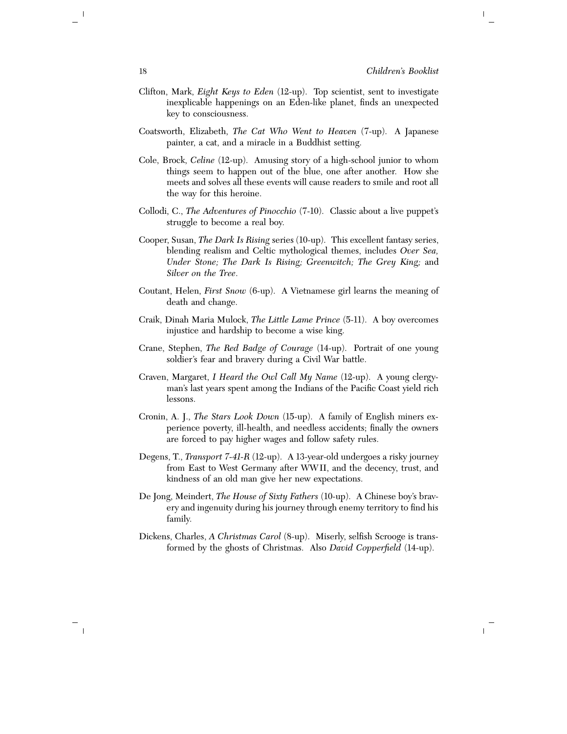Clifton, Mark, *Eight Keys to Eden* (12-up). Top scientist, sent to investigate inexplicable happenings on an Eden-like planet, finds an unexpected key to consciousness.

Coatsworth, Elizabeth, *The Cat Who Went to Heaven* (7-up). A Japanese painter, a cat, and a miracle in a Buddhist setting.

Cole, Brock, *Celine* (12-up). Amusing story of a high-school junior to whom things seem to happen out of the blue, one after another. How she meets and solves all these events will cause readers to smile and root all the way for this heroine.

Collodi, C., *The Adventures of Pinocchio* (7-10). Classic about a live puppet's struggle to become a real boy.

Cooper, Susan, *The Dark Is Rising* series (10-up). This excellent fantasy series, blending realism and Celtic mythological themes, includes *Over Sea, Under Stone; The Dark Is Rising; Greenwitch; The Grey King;* and *Silver on the Tree*.

Coutant, Helen, *First Snow* (6-up). A Vietnamese girl learns the meaning of death and change.

Craik, Dinah Maria Mulock, *The Little Lame Prince* (5-11). A boy overcomes injustice and hardship to become a wise king.

Crane, Stephen, *The Red Badge of Courage* (14-up). Portrait of one young soldier's fear and bravery during a Civil War battle.

Craven, Margaret, *I Heard the Owl Call My Name* (12-up). A young clergyman's last years spent among the Indians of the Pacific Coast yield rich lessons.

Cronin, A. J., *The Stars Look Down* (15-up). A family of English miners experience poverty, ill-health, and needless accidents; finally the owners are forced to pay higher wages and follow safety rules.

Degens, T., *Transport 7-41-R* (12-up). A 13-year-old undergoes a risky journey from East to West Germany after WW II, and the decency, trust, and kindness of an old man give her new expectations.

De Jong, Meindert, *The House of Sixty Fathers* (10-up). A Chinese boy's bravery and ingenuity during his journey through enemy territory to find his family.

Dickens, Charles, *A Christmas Carol* (8-up). Miserly, selfish Scrooge is transformed by the ghosts of Christmas. Also *David Copperfield* (14-up).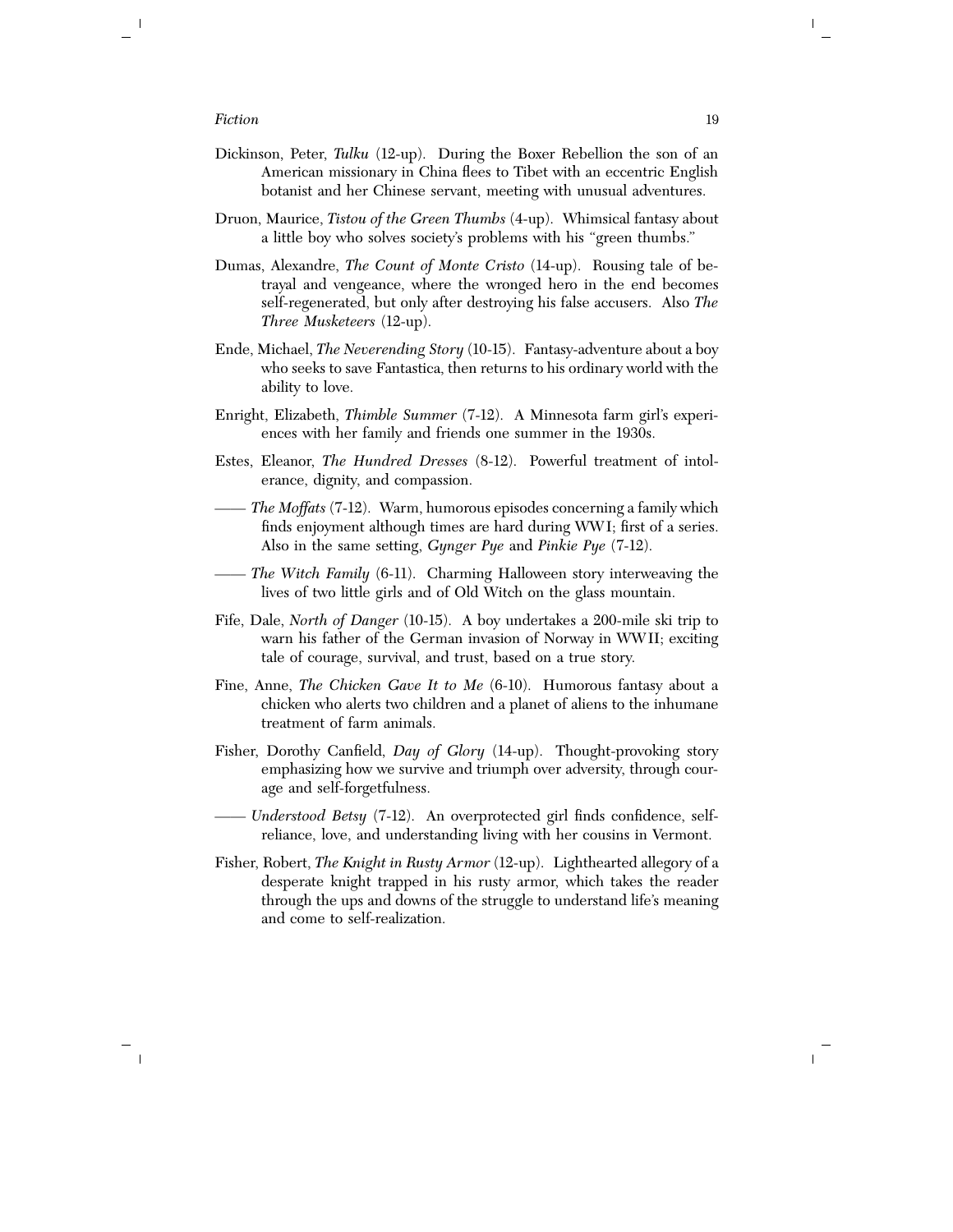Dickinson, Peter, *Tulku* (12-up). During the Boxer Rebellion the son of an American missionary in China flees to Tibet with an eccentric English botanist and her Chinese servant, meeting with unusual adventures.

Druon, Maurice, *Tistou of the Green Thumbs* (4-up). Whimsical fantasy about a little boy who solves society's problems with his "green thumbs."

Dumas, Alexandre, *The Count of Monte Cristo* (14-up). Rousing tale of betrayal and vengeance, where the wronged hero in the end becomes self-regenerated, but only after destroying his false accusers. Also *The Three Musketeers* (12-up).

Ende, Michael, *The Neverending Story* (10-15). Fantasy-adventure about a boy who seeks to save Fantastica, then returns to his ordinary world with the ability to love.

Enright, Elizabeth, *Thimble Summer* (7-12). A Minnesota farm girl's experiences with her family and friends one summer in the 1930s.

Estes, Eleanor, *The Hundred Dresses* (8-12). Powerful treatment of intolerance, dignity, and compassion.

—— *The Moffats* (7-12). Warm, humorous episodes concerning a family which finds enjoyment although times are hard during WWI; first of a series. Also in the same setting, *Gynger Pye* and *Pinkie Pye* (7-12).

—— *The Witch Family* (6-11). Charming Halloween story interweaving the lives of two little girls and of Old Witch on the glass mountain.

Fife, Dale, *North of Danger* (10-15). A boy undertakes a 200-mile ski trip to warn his father of the German invasion of Norway in WWII; exciting tale of courage, survival, and trust, based on a true story.

Fine, Anne, *The Chicken Gave It to Me* (6-10). Humorous fantasy about a chicken who alerts two children and a planet of aliens to the inhumane treatment of farm animals.

Fisher, Dorothy Canfield, *Day of Glory* (14-up). Thought-provoking story emphasizing how we survive and triumph over adversity, through courage and self-forgetfulness.

—— *Understood Betsy* (7-12). An overprotected girl finds confidence, self-reliance, love, and understanding living with her cousins in Vermont.

Fisher, Robert, *The Knight in Rusty Armor* (12-up). Lighthearted allegory of a desperate knight trapped in his rusty armor, which takes the reader through the ups and downs of the struggle to understand life's meaning and come to self-realization.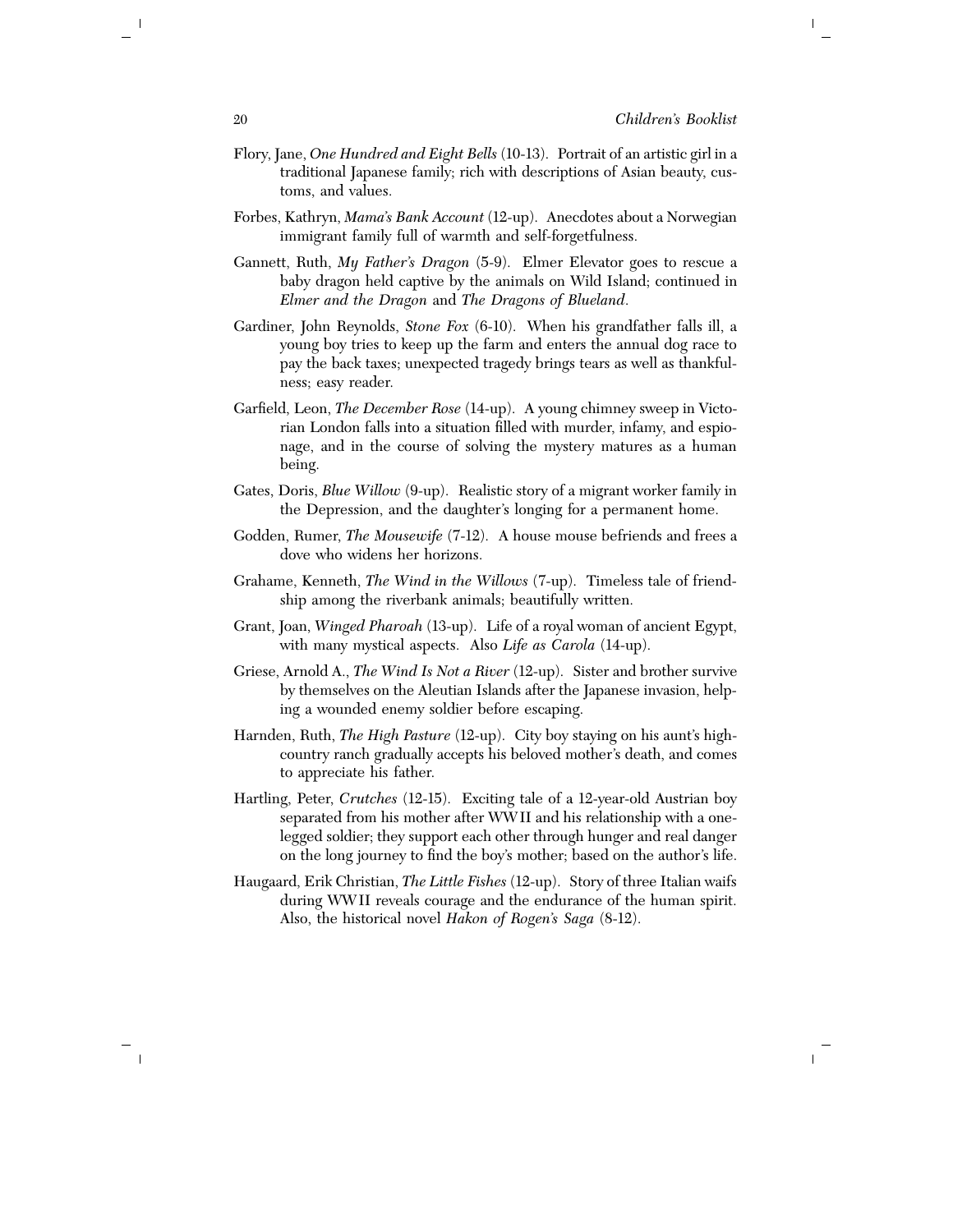Flory, Jane, *One Hundred and Eight Bells* (10-13). Portrait of an artistic girl in a traditional Japanese family; rich with descriptions of Asian beauty, customs, and values.

Forbes, Kathryn, *Mama's Bank Account* (12-up). Anecdotes about a Norwegian immigrant family full of warmth and self-forgetfulness.

Gannett, Ruth, *My Father's Dragon* (5-9). Elmer Elevator goes to rescue a baby dragon held captive by the animals on Wild Island; continued in *Elmer and the Dragon* and *The Dragons of Blueland*.

Gardiner, John Reynolds, *Stone Fox* (6-10). When his grandfather falls ill, a young boy tries to keep up the farm and enters the annual dog race to pay the back taxes; unexpected tragedy brings tears as well as thankfulness; easy reader.

Garfield, Leon, *The December Rose* (14-up). A young chimney sweep in Victorian London falls into a situation filled with murder, infamy, and espionage, and in the course of solving the mystery matures as a human being.

Gates, Doris, *Blue Willow* (9-up). Realistic story of a migrant worker family in the Depression, and the daughter's longing for a permanent home.

Godden, Rumer, *The Mousewife* (7-12). A house mouse befriends and frees a dove who widens her horizons.

Grahame, Kenneth, *The Wind in the Willows* (7-up). Timeless tale of friendship among the riverbank animals; beautifully written.

Grant, Joan, *Winged Pharoah* (13-up). Life of a royal woman of ancient Egypt, with many mystical aspects. Also *Life as Carola* (14-up).

Griese, Arnold A., *The Wind Is Not a River* (12-up). Sister and brother survive by themselves on the Aleutian Islands after the Japanese invasion, helping a wounded enemy soldier before escaping.

Harnden, Ruth, *The High Pasture* (12-up). City boy staying on his aunt's high-country ranch gradually accepts his beloved mother's death, and comes to appreciate his father.

Hartling, Peter, *Crutches* (12-15). Exciting tale of a 12-year-old Austrian boy separated from his mother after WWII and his relationship with a one-legged soldier; they support each other through hunger and real danger on the long journey to find the boy's mother; based on the author's life.

Haugaard, Erik Christian, *The Little Fishes* (12-up). Story of three Italian waifs during WWII reveals courage and the endurance of the human spirit. Also, the historical novel *Hakon of Rogen's Saga* (8-12).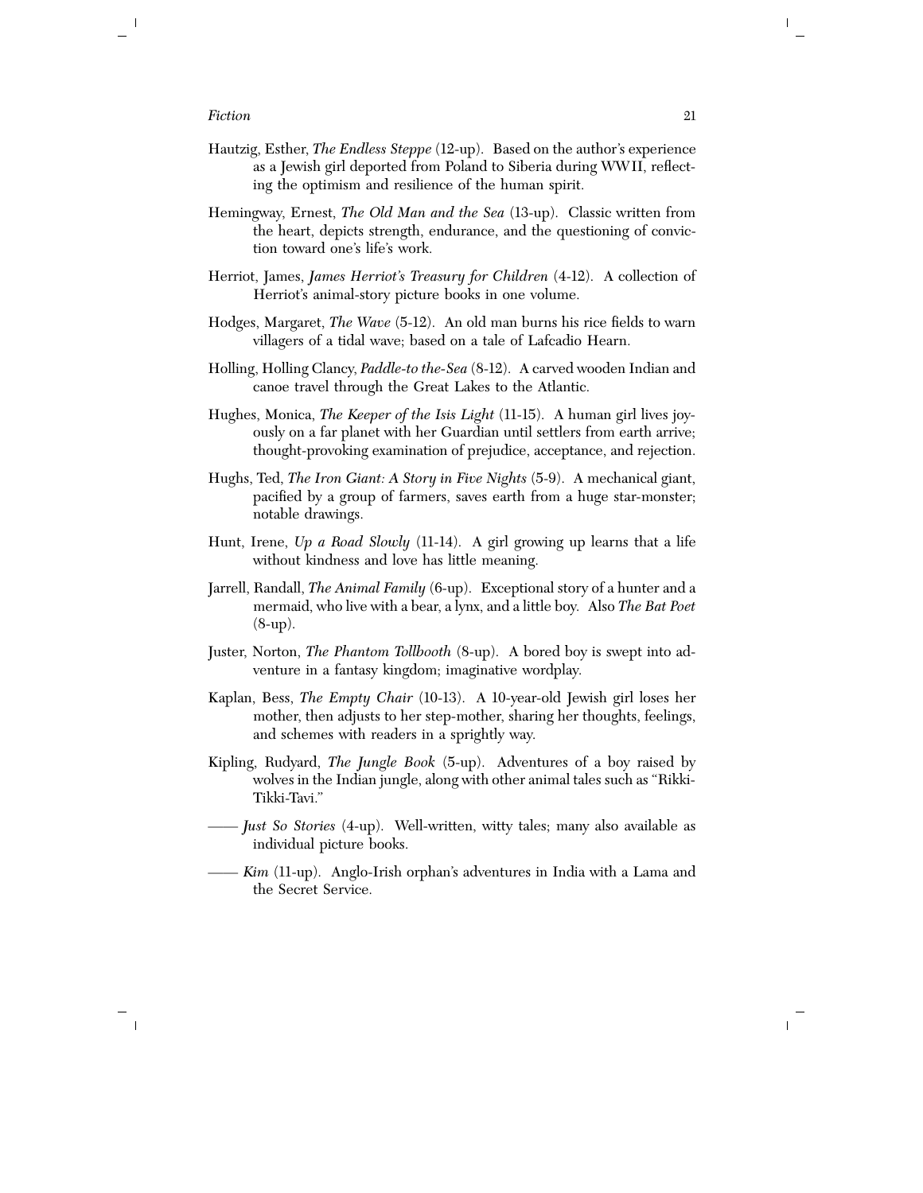Hautzig, Esther, *The Endless Steppe* (12-up). Based on the author's experience as a Jewish girl deported from Poland to Siberia during WWII, reflecting the optimism and resilience of the human spirit.

Hemingway, Ernest, *The Old Man and the Sea* (13-up). Classic written from the heart, depicts strength, endurance, and the questioning of conviction toward one's life's work.

Herriot, James, *James Herriot's Treasury for Children* (4-12). A collection of Herriot's animal-story picture books in one volume.

Hodges, Margaret, *The Wave* (5-12). An old man burns his rice fields to warn villagers of a tidal wave; based on a tale of Lafcadio Hearn.

Holling, Holling Clancy, *Paddle-to the-Sea* (8-12). A carved wooden Indian and canoe travel through the Great Lakes to the Atlantic.

Hughes, Monica, *The Keeper of the Isis Light* (11-15). A human girl lives joyously on a far planet with her Guardian until settlers from earth arrive; thought-provoking examination of prejudice, acceptance, and rejection.

Hughs, Ted, *The Iron Giant: A Story in Five Nights* (5-9). A mechanical giant, pacified by a group of farmers, saves earth from a huge star-monster; notable drawings.

Hunt, Irene, *Up a Road Slowly* (11-14). A girl growing up learns that a life without kindness and love has little meaning.

Jarrell, Randall, *The Animal Family* (6-up). Exceptional story of a hunter and a mermaid, who live with a bear, a lynx, and a little boy. Also *The Bat Poet* (8-up).

Juster, Norton, *The Phantom Tollbooth* (8-up). A bored boy is swept into adventure in a fantasy kingdom; imaginative wordplay.

Kaplan, Bess, *The Empty Chair* (10-13). A 10-year-old Jewish girl loses her mother, then adjusts to her step-mother, sharing her thoughts, feelings, and schemes with readers in a sprightly way.

Kipling, Rudyard, *The Jungle Book* (5-up). Adventures of a boy raised by wolves in the Indian jungle, along with other animal tales such as "Rikki-Tikki-Tavi."

—— *Just So Stories* (4-up). Well-written, witty tales; many also available as individual picture books.

—— *Kim* (11-up). Anglo-Irish orphan's adventures in India with a Lama and the Secret Service.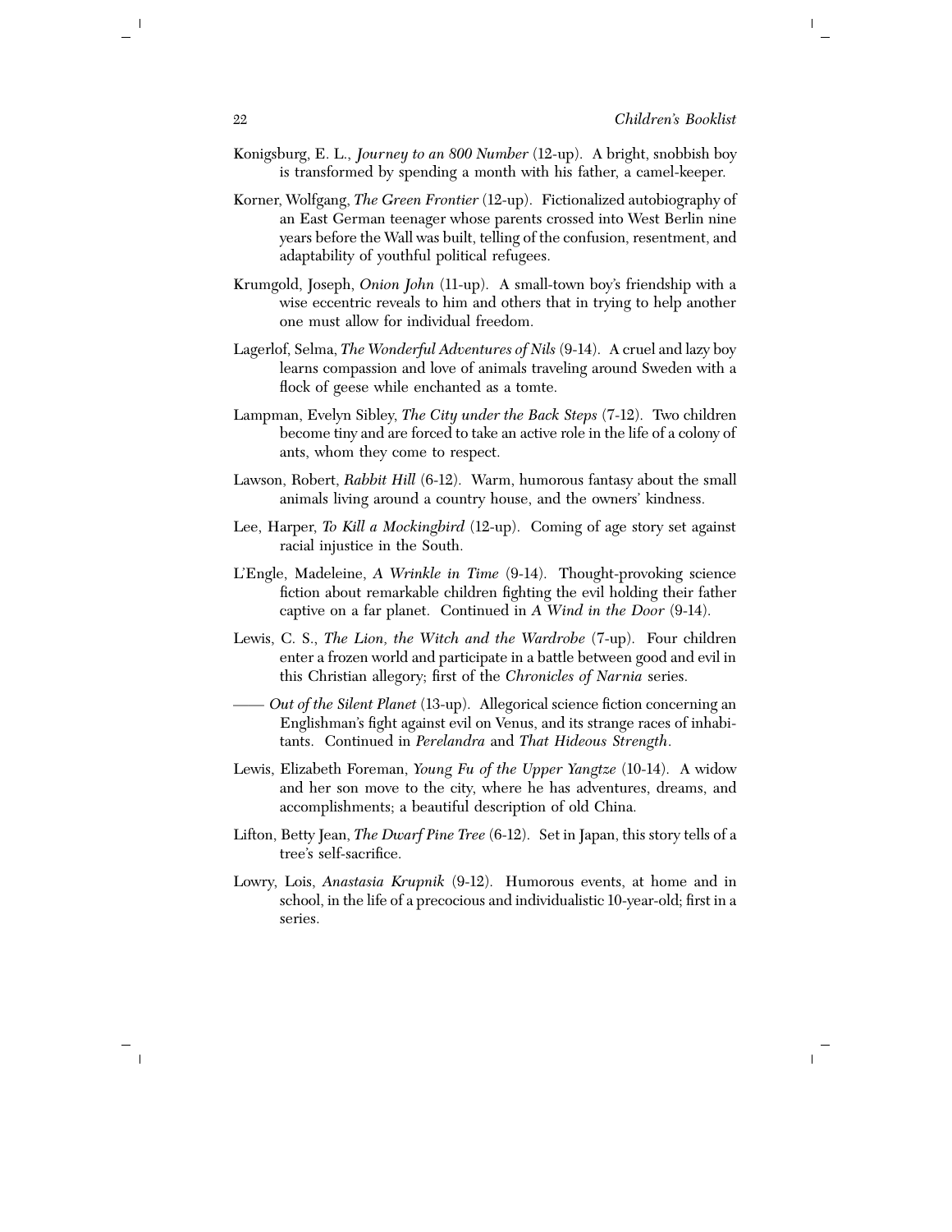Konigsburg, E. L., *Journey to an 800 Number* (12-up). A bright, snobbish boy is transformed by spending a month with his father, a camel-keeper.

Korner, Wolfgang, *The Green Frontier* (12-up). Fictionalized autobiography of an East German teenager whose parents crossed into West Berlin nine years before the Wall was built, telling of the confusion, resentment, and adaptability of youthful political refugees.

Krumgold, Joseph, *Onion John* (11-up). A small-town boy's friendship with a wise eccentric reveals to him and others that in trying to help another one must allow for individual freedom.

Lagerlof, Selma, *The Wonderful Adventures of Nils* (9-14). A cruel and lazy boy learns compassion and love of animals traveling around Sweden with a flock of geese while enchanted as a tomte.

Lampman, Evelyn Sibley, *The City under the Back Steps* (7-12). Two children become tiny and are forced to take an active role in the life of a colony of ants, whom they come to respect.

Lawson, Robert, *Rabbit Hill* (6-12). Warm, humorous fantasy about the small animals living around a country house, and the owners' kindness.

Lee, Harper, *To Kill a Mockingbird* (12-up). Coming of age story set against racial injustice in the South.

L'Engle, Madeleine, *A Wrinkle in Time* (9-14). Thought-provoking science fiction about remarkable children fighting the evil holding their father captive on a far planet. Continued in *A Wind in the Door* (9-14).

Lewis, C. S., *The Lion, the Witch and the Wardrobe* (7-up). Four children enter a frozen world and participate in a battle between good and evil in this Christian allegory; first of the *Chronicles of Narnia* series.

—— *Out of the Silent Planet* (13-up). Allegorical science fiction concerning an Englishman's fight against evil on Venus, and its strange races of inhabitants. Continued in *Perelandra* and *That Hideous Strength*.

Lewis, Elizabeth Foreman, *Young Fu of the Upper Yangtze* (10-14). A widow and her son move to the city, where he has adventures, dreams, and accomplishments; a beautiful description of old China.

Lifton, Betty Jean, *The Dwarf Pine Tree* (6-12). Set in Japan, this story tells of a tree's self-sacrifice.

Lowry, Lois, *Anastasia Krupnik* (9-12). Humorous events, at home and in school, in the life of a precocious and individualistic 10-year-old; first in a series.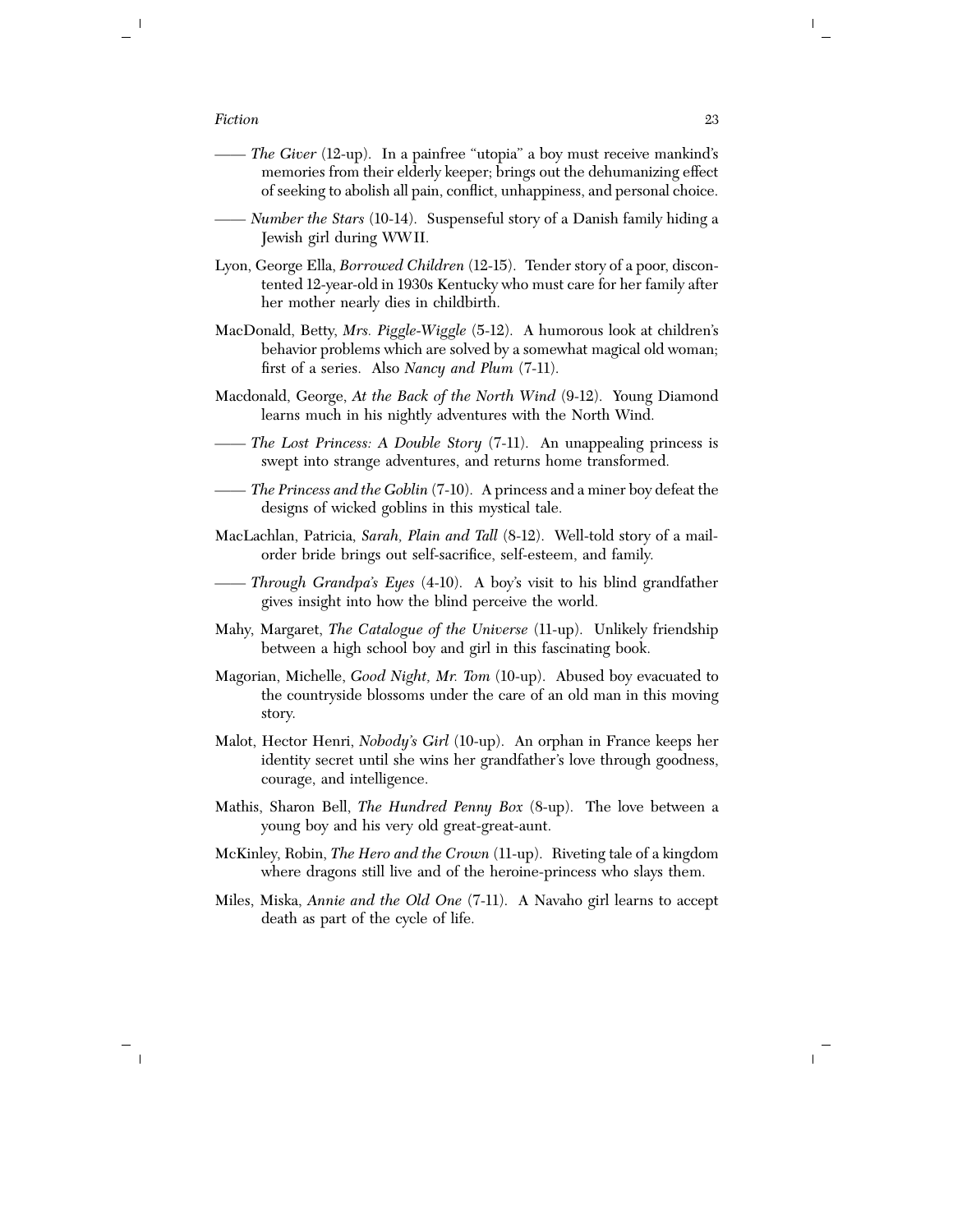—— *The Giver* (12-up). In a painfree "utopia" a boy must receive mankind's memories from their elderly keeper; brings out the dehumanizing effect of seeking to abolish all pain, conflict, unhappiness, and personal choice.

—— *Number the Stars* (10-14). Suspenseful story of a Danish family hiding a Jewish girl during WW II.

Lyon, George Ella, *Borrowed Children* (12-15). Tender story of a poor, discontented 12-year-old in 1930s Kentucky who must care for her family after her mother nearly dies in childbirth.

MacDonald, Betty, *Mrs. Piggle-Wiggle* (5-12). A humorous look at children's behavior problems which are solved by a somewhat magical old woman; first of a series. Also *Nancy and Plum* (7-11).

Macdonald, George, *At the Back of the North Wind* (9-12). Young Diamond learns much in his nightly adventures with the North Wind.

—— *The Lost Princess: A Double Story* (7-11). An unappealing princess is swept into strange adventures, and returns home transformed.

—— *The Princess and the Goblin* (7-10). A princess and a miner boy defeat the designs of wicked goblins in this mystical tale.

MacLachlan, Patricia, *Sarah, Plain and Tall* (8-12). Well-told story of a mail-order bride brings out self-sacrifice, self-esteem, and family.

—— *Through Grandpa's Eyes* (4-10). A boy's visit to his blind grandfather gives insight into how the blind perceive the world.

Mahy, Margaret, *The Catalogue of the Universe* (11-up). Unlikely friendship between a high school boy and girl in this fascinating book.

Magorian, Michelle, *Good Night, Mr. Tom* (10-up). Abused boy evacuated to the countryside blossoms under the care of an old man in this moving story.

Malot, Hector Henri, *Nobody's Girl* (10-up). An orphan in France keeps her identity secret until she wins her grandfather's love through goodness, courage, and intelligence.

Mathis, Sharon Bell, *The Hundred Penny Box* (8-up). The love between a young boy and his very old great-great-aunt.

McKinley, Robin, *The Hero and the Crown* (11-up). Riveting tale of a kingdom where dragons still live and of the heroine-princess who slays them.

Miles, Miska, *Annie and the Old One* (7-11). A Navaho girl learns to accept death as part of the cycle of life.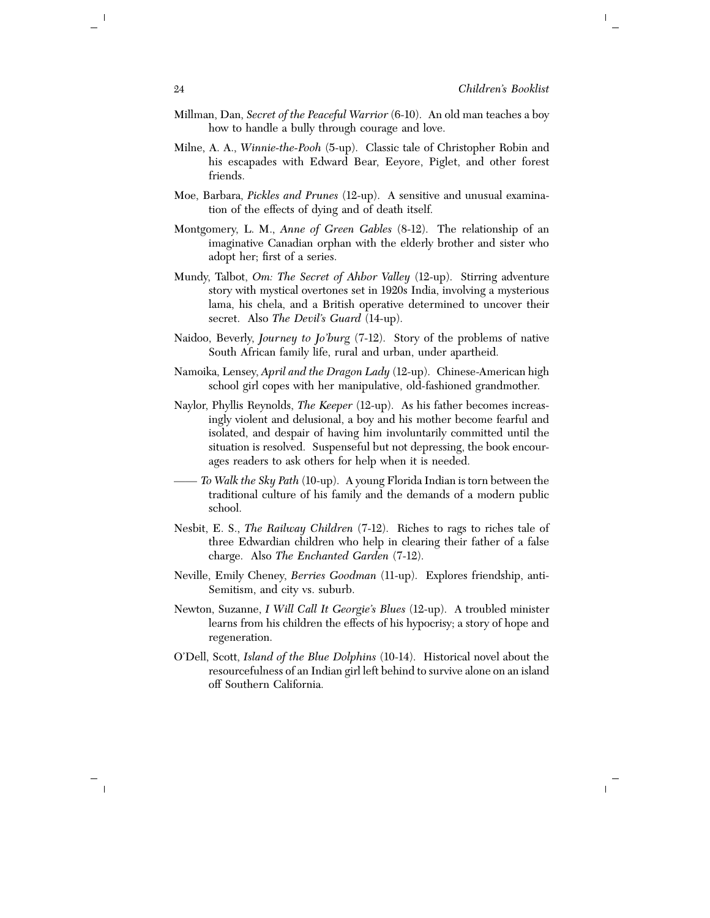Millman, Dan, *Secret of the Peaceful Warrior* (6-10). An old man teaches a boy how to handle a bully through courage and love.

Milne, A. A., *Winnie-the-Pooh* (5-up). Classic tale of Christopher Robin and his escapades with Edward Bear, Eeyore, Piglet, and other forest friends.

Moe, Barbara, *Pickles and Prunes* (12-up). A sensitive and unusual examination of the effects of dying and of death itself.

Montgomery, L. M., *Anne of Green Gables* (8-12). The relationship of an imaginative Canadian orphan with the elderly brother and sister who adopt her; first of a series.

Mundy, Talbot, *Om: The Secret of Ahbor Valley* (12-up). Stirring adventure story with mystical overtones set in 1920s India, involving a mysterious lama, his chela, and a British operative determined to uncover their secret. Also *The Devil's Guard* (14-up).

Naidoo, Beverly, *Journey to Jo'burg* (7-12). Story of the problems of native South African family life, rural and urban, under apartheid.

Namoika, Lensey, *April and the Dragon Lady* (12-up). Chinese-American high school girl copes with her manipulative, old-fashioned grandmother.

Naylor, Phyllis Reynolds, *The Keeper* (12-up). As his father becomes increasingly violent and delusional, a boy and his mother become fearful and isolated, and despair of having him involuntarily committed until the situation is resolved. Suspenseful but not depressing, the book encourages readers to ask others for help when it is needed.

—— *To Walk the Sky Path* (10-up). A young Florida Indian is torn between the traditional culture of his family and the demands of a modern public school.

Nesbit, E. S., *The Railway Children* (7-12). Riches to rags to riches tale of three Edwardian children who help in clearing their father of a false charge. Also *The Enchanted Garden* (7-12).

Neville, Emily Cheney, *Berries Goodman* (11-up). Explores friendship, anti-Semitism, and city vs. suburb.

Newton, Suzanne, *I Will Call It Georgie's Blues* (12-up). A troubled minister learns from his children the effects of his hypocrisy; a story of hope and regeneration.

O'Dell, Scott, *Island of the Blue Dolphins* (10-14). Historical novel about the resourcefulness of an Indian girl left behind to survive alone on an island off Southern California.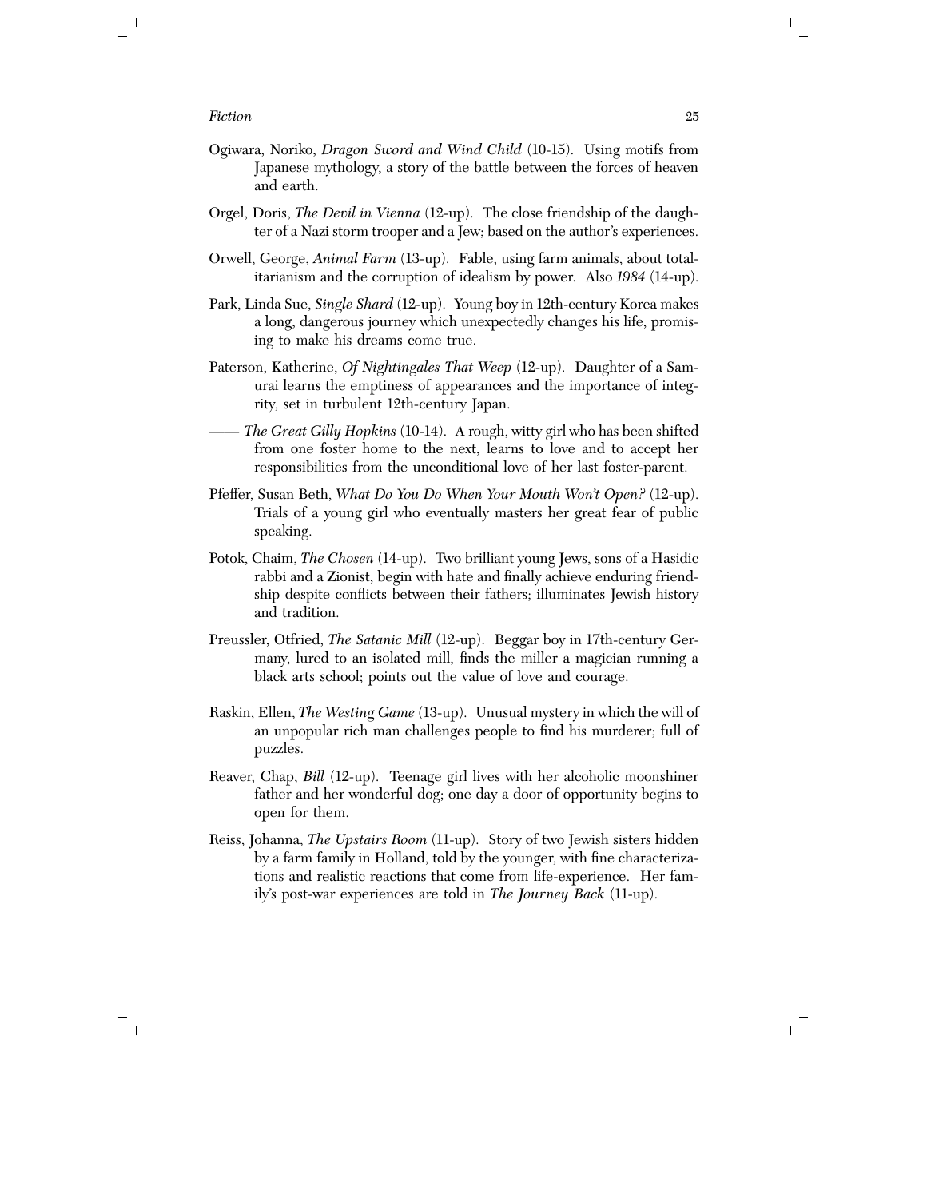Ogiwara, Noriko, *Dragon Sword and Wind Child* (10-15). Using motifs from Japanese mythology, a story of the battle between the forces of heaven and earth.

Orgel, Doris, *The Devil in Vienna* (12-up). The close friendship of the daughter of a Nazi storm trooper and a Jew; based on the author's experiences.

Orwell, George, *Animal Farm* (13-up). Fable, using farm animals, about totalitarianism and the corruption of idealism by power. Also *1984* (14-up).

Park, Linda Sue, *Single Shard* (12-up). Young boy in 12th-century Korea makes a long, dangerous journey which unexpectedly changes his life, promising to make his dreams come true.

Paterson, Katherine, *Of Nightingales That Weep* (12-up). Daughter of a Samurai learns the emptiness of appearances and the importance of integrity, set in turbulent 12th-century Japan.

—— *The Great Gilly Hopkins* (10-14). A rough, witty girl who has been shifted from one foster home to the next, learns to love and to accept her responsibilities from the unconditional love of her last foster-parent.

Pfeffer, Susan Beth, *What Do You Do When Your Mouth Won't Open?* (12-up). Trials of a young girl who eventually masters her great fear of public speaking.

Potok, Chaim, *The Chosen* (14-up). Two brilliant young Jews, sons of a Hasidic rabbi and a Zionist, begin with hate and finally achieve enduring friendship despite conflicts between their fathers; illuminates Jewish history and tradition.

Preussler, Otfried, *The Satanic Mill* (12-up). Beggar boy in 17th-century Germany, lured to an isolated mill, finds the miller a magician running a black arts school; points out the value of love and courage.

Raskin, Ellen, *The Westing Game* (13-up). Unusual mystery in which the will of an unpopular rich man challenges people to find his murderer; full of puzzles.

Reaver, Chap, *Bill* (12-up). Teenage girl lives with her alcoholic moonshiner father and her wonderful dog; one day a door of opportunity begins to open for them.

Reiss, Johanna, *The Upstairs Room* (11-up). Story of two Jewish sisters hidden by a farm family in Holland, told by the younger, with fine characterizations and realistic reactions that come from life-experience. Her family's post-war experiences are told in *The Journey Back* (11-up).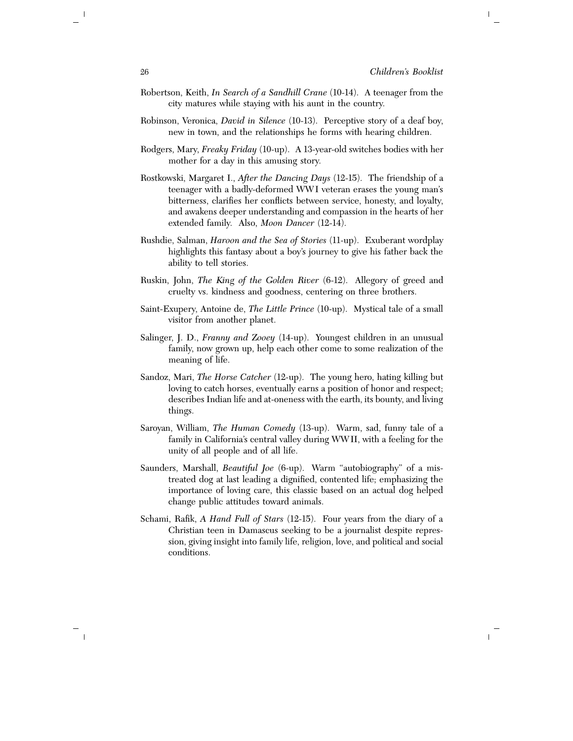Robertson, Keith, *In Search of a Sandhill Crane* (10-14). A teenager from the city matures while staying with his aunt in the country.

Robinson, Veronica, *David in Silence* (10-13). Perceptive story of a deaf boy, new in town, and the relationships he forms with hearing children.

Rodgers, Mary, *Freaky Friday* (10-up). A 13-year-old switches bodies with her mother for a day in this amusing story.

Rostkowski, Margaret I., *After the Dancing Days* (12-15). The friendship of a teenager with a badly-deformed WWI veteran erases the young man's bitterness, clarifies her conflicts between service, honesty, and loyalty, and awakens deeper understanding and compassion in the hearts of her extended family. Also, *Moon Dancer* (12-14).

Rushdie, Salman, *Haroon and the Sea of Stories* (11-up). Exuberant wordplay highlights this fantasy about a boy's journey to give his father back the ability to tell stories.

Ruskin, John, *The King of the Golden River* (6-12). Allegory of greed and cruelty vs. kindness and goodness, centering on three brothers.

Saint-Exupery, Antoine de, *The Little Prince* (10-up). Mystical tale of a small visitor from another planet.

Salinger, J. D., *Franny and Zooey* (14-up). Youngest children in an unusual family, now grown up, help each other come to some realization of the meaning of life.

Sandoz, Mari, *The Horse Catcher* (12-up). The young hero, hating killing but loving to catch horses, eventually earns a position of honor and respect; describes Indian life and at-oneness with the earth, its bounty, and living things.

Saroyan, William, *The Human Comedy* (13-up). Warm, sad, funny tale of a family in California's central valley during WWII, with a feeling for the unity of all people and of all life.

Saunders, Marshall, *Beautiful Joe* (6-up). Warm "autobiography" of a mistreated dog at last leading a dignified, contented life; emphasizing the importance of loving care, this classic based on an actual dog helped change public attitudes toward animals.

Schami, Rafik, *A Hand Full of Stars* (12-15). Four years from the diary of a Christian teen in Damascus seeking to be a journalist despite repression, giving insight into family life, religion, love, and political and social conditions.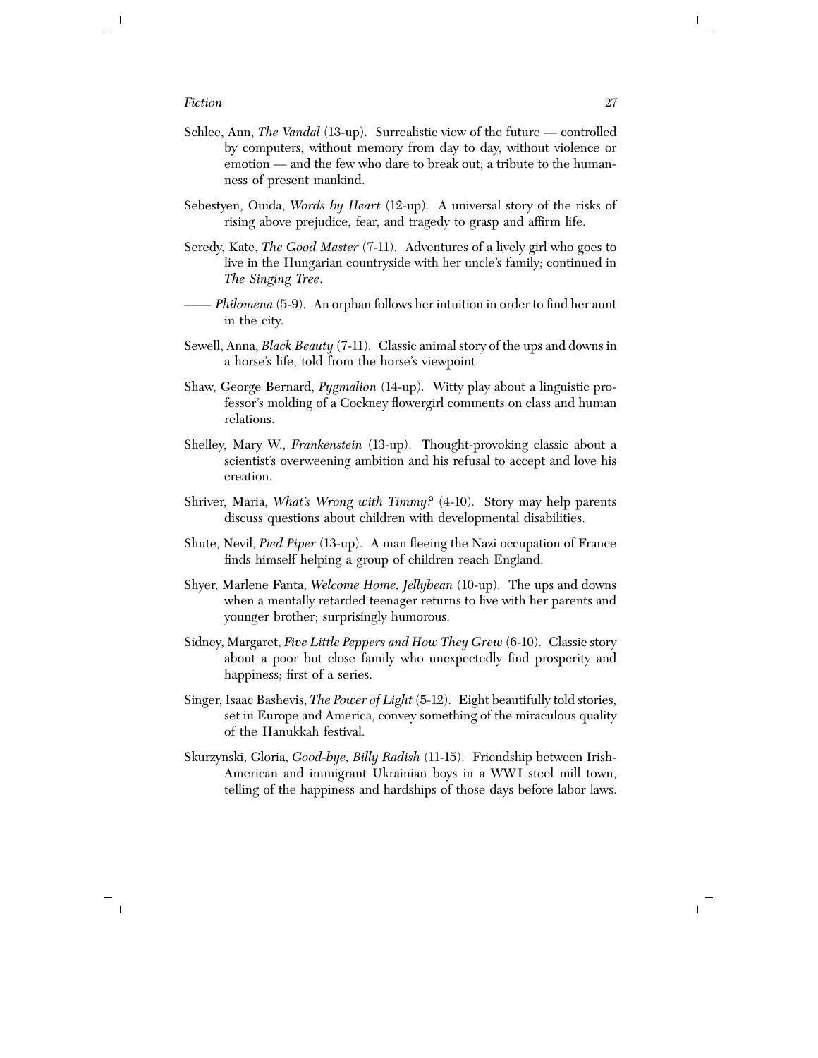Schlee, Ann, *The Vandal* (13-up). Surrealistic view of the future — controlled by computers, without memory from day to day, without violence or emotion — and the few who dare to break out; a tribute to the humanness of present mankind.

Sebestyen, Ouida, *Words by Heart* (12-up). A universal story of the risks of rising above prejudice, fear, and tragedy to grasp and affirm life.

Seredy, Kate, *The Good Master* (7-11). Adventures of a lively girl who goes to live in the Hungarian countryside with her uncle's family; continued in *The Singing Tree*.

—— *Philomena* (5-9). An orphan follows her intuition in order to find her aunt in the city.

Sewell, Anna, *Black Beauty* (7-11). Classic animal story of the ups and downs in a horse's life, told from the horse's viewpoint.

Shaw, George Bernard, *Pygmalion* (14-up). Witty play about a linguistic professor's molding of a Cockney flowergirl comments on class and human relations.

Shelley, Mary W., *Frankenstein* (13-up). Thought-provoking classic about a scientist's overweening ambition and his refusal to accept and love his creation.

Shriver, Maria, *What's Wrong with Timmy?* (4-10). Story may help parents discuss questions about children with developmental disabilities.

Shute, Nevil, *Pied Piper* (13-up). A man fleeing the Nazi occupation of France finds himself helping a group of children reach England.

Shyer, Marlene Fanta, *Welcome Home, Jellybean* (10-up). The ups and downs when a mentally retarded teenager returns to live with her parents and younger brother; surprisingly humorous.

Sidney, Margaret, *Five Little Peppers and How They Grew* (6-10). Classic story about a poor but close family who unexpectedly find prosperity and happiness; first of a series.

Singer, Isaac Bashevis, *The Power of Light* (5-12). Eight beautifully told stories, set in Europe and America, convey something of the miraculous quality of the Hanukkah festival.

Skurzynski, Gloria, *Good-bye, Billy Radish* (11-15). Friendship between Irish-American and immigrant Ukrainian boys in a WWI steel mill town, telling of the happiness and hardships of those days before labor laws.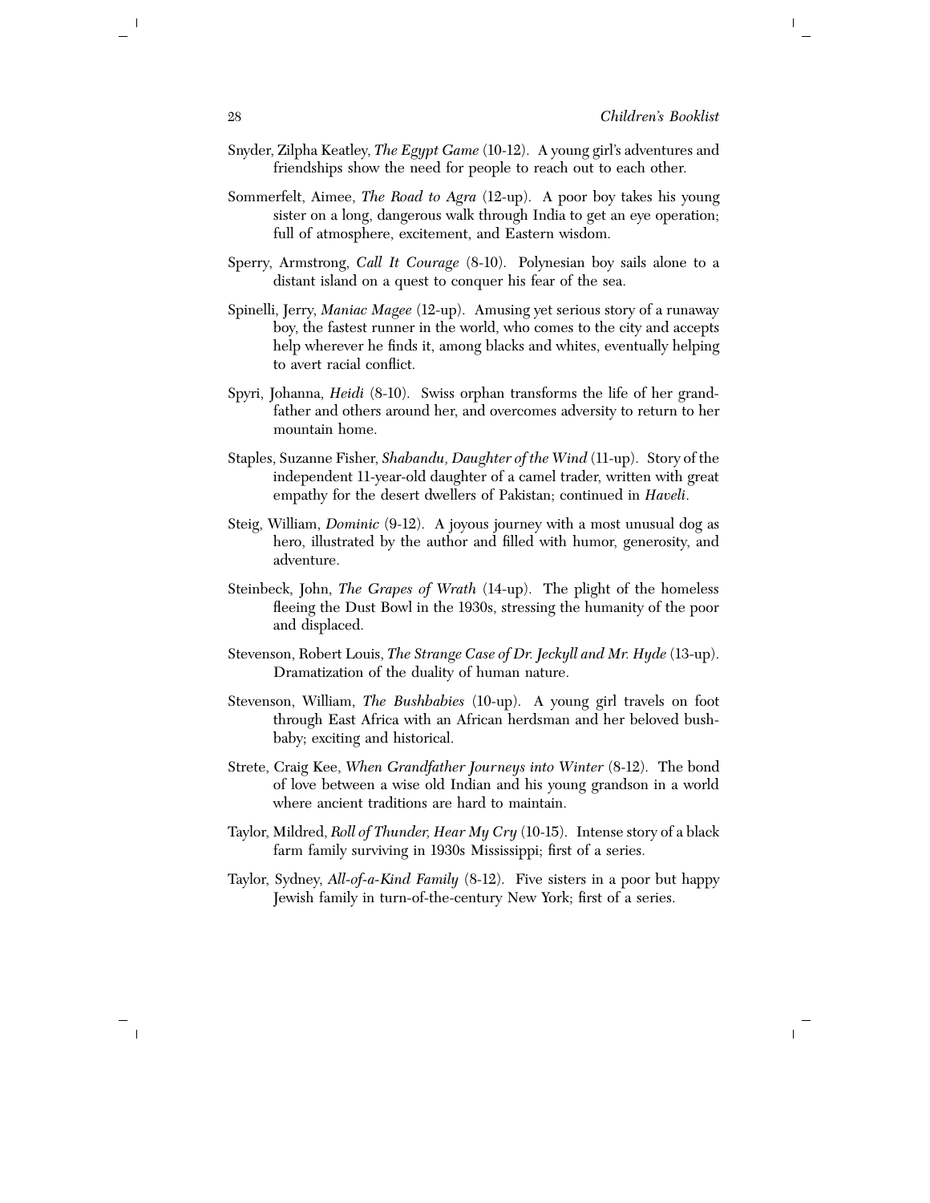Snyder, Zilpha Keatley, *The Egypt Game* (10-12). A young girl's adventures and friendships show the need for people to reach out to each other.

Sommerfelt, Aimee, *The Road to Agra* (12-up). A poor boy takes his young sister on a long, dangerous walk through India to get an eye operation; full of atmosphere, excitement, and Eastern wisdom.

Sperry, Armstrong, *Call It Courage* (8-10). Polynesian boy sails alone to a distant island on a quest to conquer his fear of the sea.

Spinelli, Jerry, *Maniac Magee* (12-up). Amusing yet serious story of a runaway boy, the fastest runner in the world, who comes to the city and accepts help wherever he finds it, among blacks and whites, eventually helping to avert racial conflict.

Spyri, Johanna, *Heidi* (8-10). Swiss orphan transforms the life of her grandfather and others around her, and overcomes adversity to return to her mountain home.

Staples, Suzanne Fisher, *Shabandu, Daughter of the Wind* (11-up). Story of the independent 11-year-old daughter of a camel trader, written with great empathy for the desert dwellers of Pakistan; continued in *Haveli*.

Steig, William, *Dominic* (9-12). A joyous journey with a most unusual dog as hero, illustrated by the author and filled with humor, generosity, and adventure.

Steinbeck, John, *The Grapes of Wrath* (14-up). The plight of the homeless fleeing the Dust Bowl in the 1930s, stressing the humanity of the poor and displaced.

Stevenson, Robert Louis, *The Strange Case of Dr. Jeckyll and Mr. Hyde* (13-up). Dramatization of the duality of human nature.

Stevenson, William, *The Bushbabies* (10-up). A young girl travels on foot through East Africa with an African herdsman and her beloved bushbaby; exciting and historical.

Strete, Craig Kee, *When Grandfather Journeys into Winter* (8-12). The bond of love between a wise old Indian and his young grandson in a world where ancient traditions are hard to maintain.

Taylor, Mildred, *Roll of Thunder, Hear My Cry* (10-15). Intense story of a black farm family surviving in 1930s Mississippi; first of a series.

Taylor, Sydney, *All-of-a-Kind Family* (8-12). Five sisters in a poor but happy Jewish family in turn-of-the-century New York; first of a series.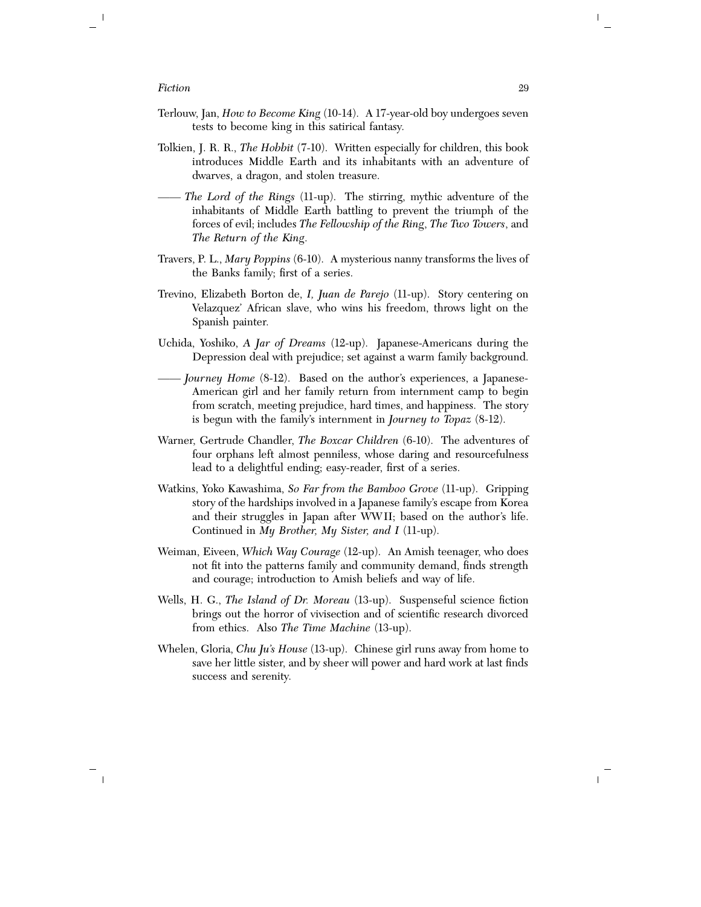Terlouw, Jan, *How to Become King* (10-14). A 17-year-old boy undergoes seven tests to become king in this satirical fantasy.

Tolkien, J. R. R., *The Hobbit* (7-10). Written especially for children, this book introduces Middle Earth and its inhabitants with an adventure of dwarves, a dragon, and stolen treasure.

—— *The Lord of the Rings* (11-up). The stirring, mythic adventure of the inhabitants of Middle Earth battling to prevent the triumph of the forces of evil; includes *The Fellowship of the Ring*, *The Two Towers*, and *The Return of the King*.

Travers, P. L., *Mary Poppins* (6-10). A mysterious nanny transforms the lives of the Banks family; first of a series.

Trevino, Elizabeth Borton de, *I, Juan de Parejo* (11-up). Story centering on Velazquez' African slave, who wins his freedom, throws light on the Spanish painter.

Uchida, Yoshiko, *A Jar of Dreams* (12-up). Japanese-Americans during the Depression deal with prejudice; set against a warm family background.

—— *Journey Home* (8-12). Based on the author's experiences, a Japanese-American girl and her family return from internment camp to begin from scratch, meeting prejudice, hard times, and happiness. The story is begun with the family's internment in *Journey to Topaz* (8-12).

Warner, Gertrude Chandler, *The Boxcar Children* (6-10). The adventures of four orphans left almost penniless, whose daring and resourcefulness lead to a delightful ending; easy-reader, first of a series.

Watkins, Yoko Kawashima, *So Far from the Bamboo Grove* (11-up). Gripping story of the hardships involved in a Japanese family's escape from Korea and their struggles in Japan after WWII; based on the author's life. Continued in *My Brother, My Sister, and I* (11-up).

Weiman, Eiveen, *Which Way Courage* (12-up). An Amish teenager, who does not fit into the patterns family and community demand, finds strength and courage; introduction to Amish beliefs and way of life.

Wells, H. G., *The Island of Dr. Moreau* (13-up). Suspenseful science fiction brings out the horror of vivisection and of scientific research divorced from ethics. Also *The Time Machine* (13-up).

Whelen, Gloria, *Chu Ju's House* (13-up). Chinese girl runs away from home to save her little sister, and by sheer will power and hard work at last finds success and serenity.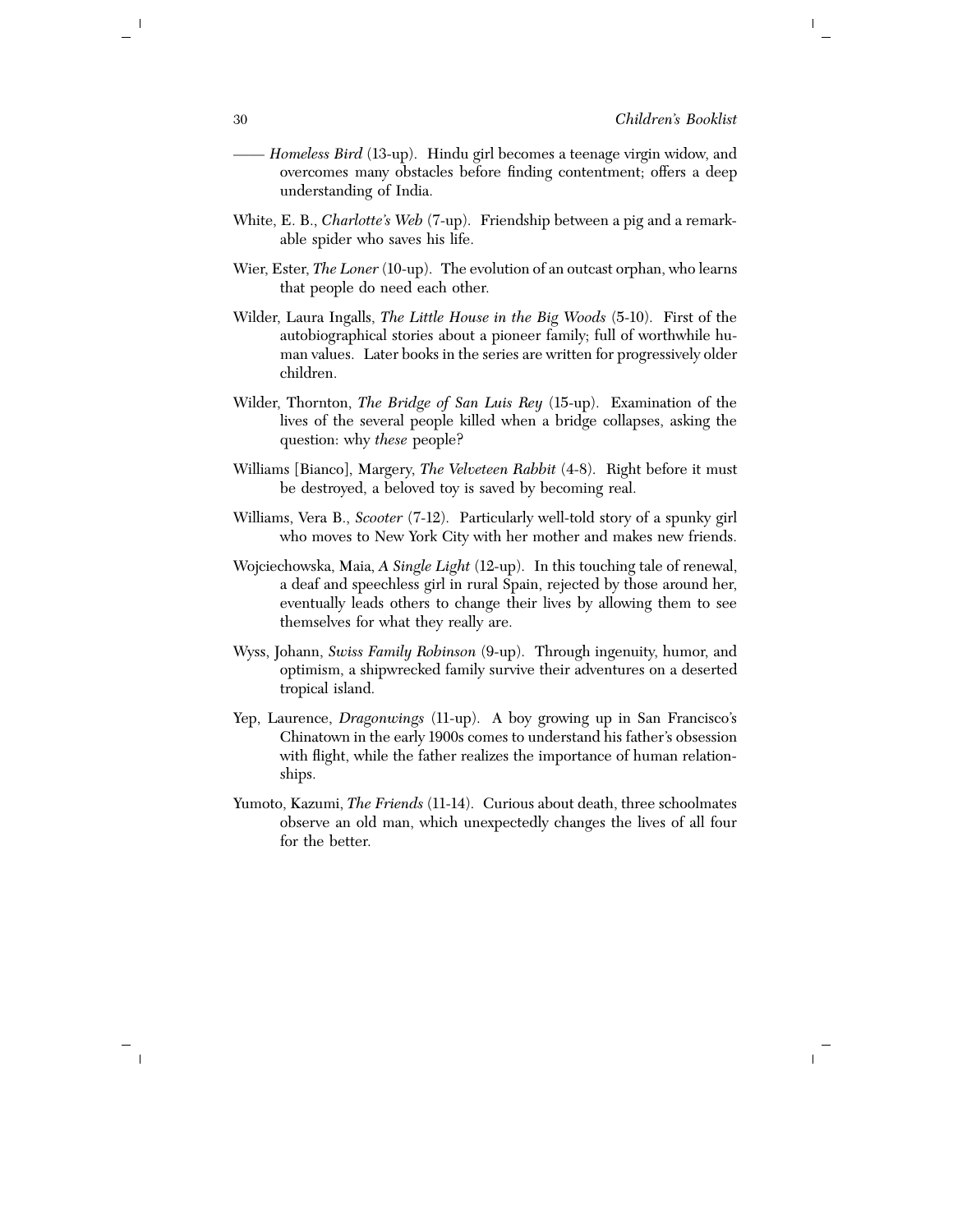—— *Homeless Bird* (13-up). Hindu girl becomes a teenage virgin widow, and overcomes many obstacles before finding contentment; offers a deep understanding of India.

White, E. B., *Charlotte's Web* (7-up). Friendship between a pig and a remarkable spider who saves his life.

Wier, Ester, *The Loner* (10-up). The evolution of an outcast orphan, who learns that people do need each other.

Wilder, Laura Ingalls, *The Little House in the Big Woods* (5-10). First of the autobiographical stories about a pioneer family; full of worthwhile human values. Later books in the series are written for progressively older children.

Wilder, Thornton, *The Bridge of San Luis Rey* (15-up). Examination of the lives of the several people killed when a bridge collapses, asking the question: why *these* people?

Williams [Bianco], Margery, *The Velveteen Rabbit* (4-8). Right before it must be destroyed, a beloved toy is saved by becoming real.

Williams, Vera B., *Scooter* (7-12). Particularly well-told story of a spunky girl who moves to New York City with her mother and makes new friends.

Wojciechowska, Maia, *A Single Light* (12-up). In this touching tale of renewal, a deaf and speechless girl in rural Spain, rejected by those around her, eventually leads others to change their lives by allowing them to see themselves for what they really are.

Wyss, Johann, *Swiss Family Robinson* (9-up). Through ingenuity, humor, and optimism, a shipwrecked family survive their adventures on a deserted tropical island.

Yep, Laurence, *Dragonwings* (11-up). A boy growing up in San Francisco's Chinatown in the early 1900s comes to understand his father's obsession with flight, while the father realizes the importance of human relationships.

Yumoto, Kazumi, *The Friends* (11-14). Curious about death, three schoolmates observe an old man, which unexpectedly changes the lives of all four for the better.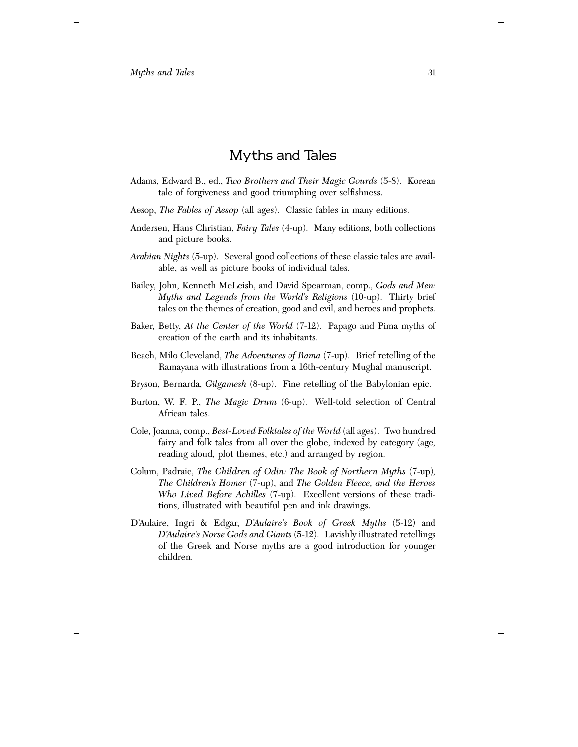# Myths and Tales

Adams, Edward B., ed., *Two Brothers and Their Magic Gourds* (5-8). Korean tale of forgiveness and good triumphing over selfishness.

Aesop, *The Fables of Aesop* (all ages). Classic fables in many editions.

Andersen, Hans Christian, *Fairy Tales* (4-up). Many editions, both collections and picture books.

*Arabian Nights* (5-up). Several good collections of these classic tales are available, as well as picture books of individual tales.

Bailey, John, Kenneth McLeish, and David Spearman, comp., *Gods and Men: Myths and Legends from the World's Religions* (10-up). Thirty brief tales on the themes of creation, good and evil, and heroes and prophets.

Baker, Betty, *At the Center of the World* (7-12). Papago and Pima myths of creation of the earth and its inhabitants.

Beach, Milo Cleveland, *The Adventures of Rama* (7-up). Brief retelling of the Ramayana with illustrations from a 16th-century Mughal manuscript.

Bryson, Bernarda, *Gilgamesh* (8-up). Fine retelling of the Babylonian epic.

Burton, W. F. P., *The Magic Drum* (6-up). Well-told selection of Central African tales.

Cole, Joanna, comp., *Best-Loved Folktales of the World* (all ages). Two hundred fairy and folk tales from all over the globe, indexed by category (age, reading aloud, plot themes, etc.) and arranged by region.

Colum, Padraic, *The Children of Odin: The Book of Northern Myths* (7-up), *The Children's Homer* (7-up), and *The Golden Fleece, and the Heroes Who Lived Before Achilles* (7-up). Excellent versions of these traditions, illustrated with beautiful pen and ink drawings.

D'Aulaire, Ingri & Edgar, *D'Aulaire's Book of Greek Myths* (5-12) and *D'Aulaire's Norse Gods and Giants* (5-12). Lavishly illustrated retellings of the Greek and Norse myths are a good introduction for younger children.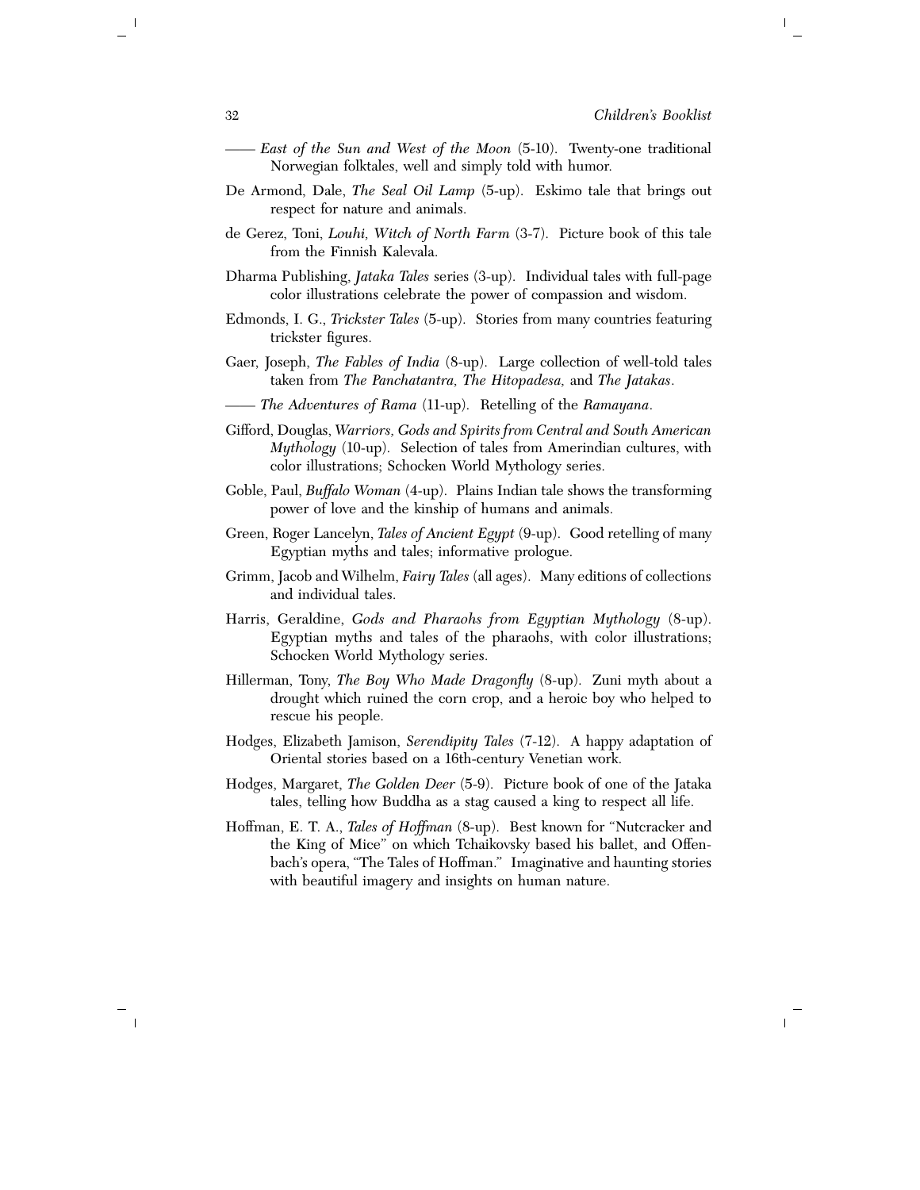—— *East of the Sun and West of the Moon* (5-10). Twenty-one traditional Norwegian folktales, well and simply told with humor.

De Armond, Dale, *The Seal Oil Lamp* (5-up). Eskimo tale that brings out respect for nature and animals.

de Gerez, Toni, *Louhi, Witch of North Farm* (3-7). Picture book of this tale from the Finnish Kalevala.

Dharma Publishing, *Jataka Tales* series (3-up). Individual tales with full-page color illustrations celebrate the power of compassion and wisdom.

Edmonds, I. G., *Trickster Tales* (5-up). Stories from many countries featuring trickster figures.

Gaer, Joseph, *The Fables of India* (8-up). Large collection of well-told tales taken from *The Panchatantra, The Hitopadesa,* and *The Jatakas*.

—— *The Adventures of Rama* (11-up). Retelling of the *Ramayana*.

Gifford, Douglas, *Warriors, Gods and Spirits from Central and South American Mythology* (10-up). Selection of tales from Amerindian cultures, with color illustrations; Schocken World Mythology series.

Goble, Paul, *Buffalo Woman* (4-up). Plains Indian tale shows the transforming power of love and the kinship of humans and animals.

Green, Roger Lancelyn, *Tales of Ancient Egypt* (9-up). Good retelling of many Egyptian myths and tales; informative prologue.

Grimm, Jacob and Wilhelm, *Fairy Tales* (all ages). Many editions of collections and individual tales.

Harris, Geraldine, *Gods and Pharaohs from Egyptian Mythology* (8-up). Egyptian myths and tales of the pharaohs, with color illustrations; Schocken World Mythology series.

Hillerman, Tony, *The Boy Who Made Dragonfly* (8-up). Zuni myth about a drought which ruined the corn crop, and a heroic boy who helped to rescue his people.

Hodges, Elizabeth Jamison, *Serendipity Tales* (7-12). A happy adaptation of Oriental stories based on a 16th-century Venetian work.

Hodges, Margaret, *The Golden Deer* (5-9). Picture book of one of the Jataka tales, telling how Buddha as a stag caused a king to respect all life.

Hoffman, E. T. A., *Tales of Hoffman* (8-up). Best known for "Nutcracker and the King of Mice" on which Tchaikovsky based his ballet, and Offenbach's opera, "The Tales of Hoffman." Imaginative and haunting stories with beautiful imagery and insights on human nature.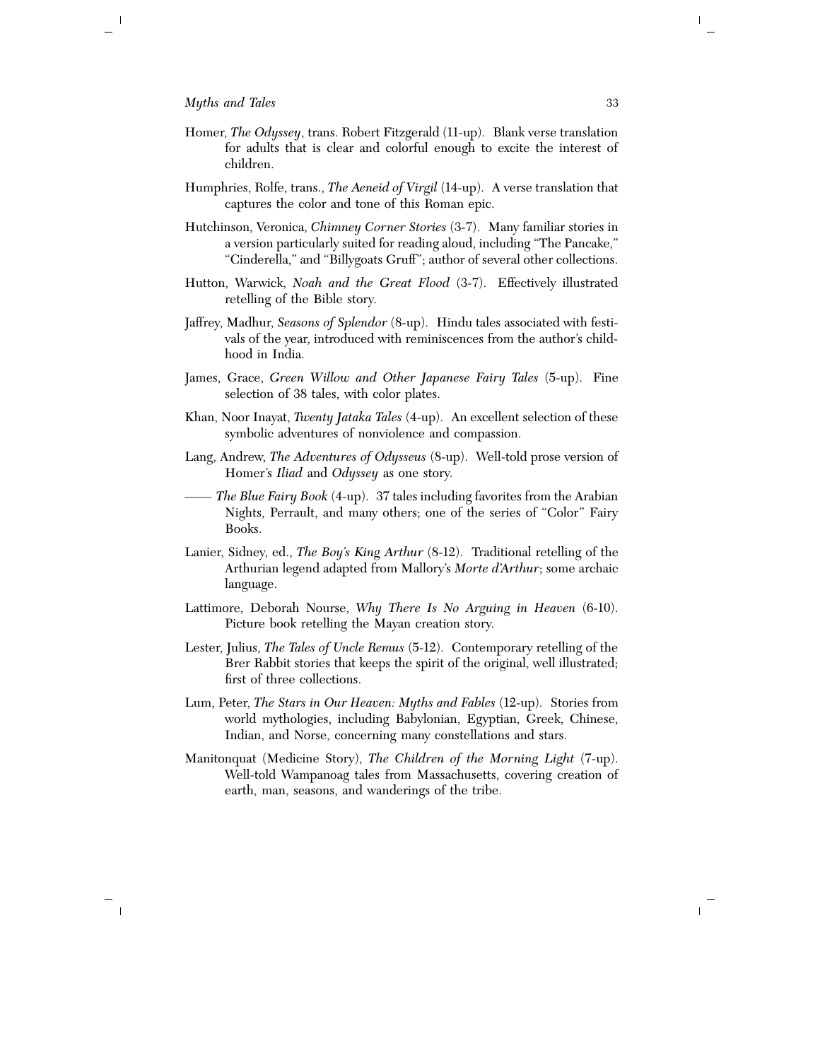Homer, *The Odyssey*, trans. Robert Fitzgerald (11-up). Blank verse translation for adults that is clear and colorful enough to excite the interest of children.

Humphries, Rolfe, trans., *The Aeneid of Virgil* (14-up). A verse translation that captures the color and tone of this Roman epic.

Hutchinson, Veronica, *Chimney Corner Stories* (3-7). Many familiar stories in a version particularly suited for reading aloud, including "The Pancake," "Cinderella," and "Billygoats Gruff"; author of several other collections.

Hutton, Warwick, *Noah and the Great Flood* (3-7). Effectively illustrated retelling of the Bible story.

Jaffrey, Madhur, *Seasons of Splendor* (8-up). Hindu tales associated with festivals of the year, introduced with reminiscences from the author's childhood in India.

James, Grace, *Green Willow and Other Japanese Fairy Tales* (5-up). Fine selection of 38 tales, with color plates.

Khan, Noor Inayat, *Twenty Jataka Tales* (4-up). An excellent selection of these symbolic adventures of nonviolence and compassion.

Lang, Andrew, *The Adventures of Odysseus* (8-up). Well-told prose version of Homer's *Iliad* and *Odyssey* as one story.

—— *The Blue Fairy Book* (4-up). 37 tales including favorites from the Arabian Nights, Perrault, and many others; one of the series of "Color" Fairy Books.

Lanier, Sidney, ed., *The Boy's King Arthur* (8-12). Traditional retelling of the Arthurian legend adapted from Mallory's *Morte d'Arthur*; some archaic language.

Lattimore, Deborah Nourse, *Why There Is No Arguing in Heaven* (6-10). Picture book retelling the Mayan creation story.

Lester, Julius, *The Tales of Uncle Remus* (5-12). Contemporary retelling of the Brer Rabbit stories that keeps the spirit of the original, well illustrated; first of three collections.

Lum, Peter, *The Stars in Our Heaven: Myths and Fables* (12-up). Stories from world mythologies, including Babylonian, Egyptian, Greek, Chinese, Indian, and Norse, concerning many constellations and stars.

Manitonquat (Medicine Story), *The Children of the Morning Light* (7-up). Well-told Wampanoag tales from Massachusetts, covering creation of earth, man, seasons, and wanderings of the tribe.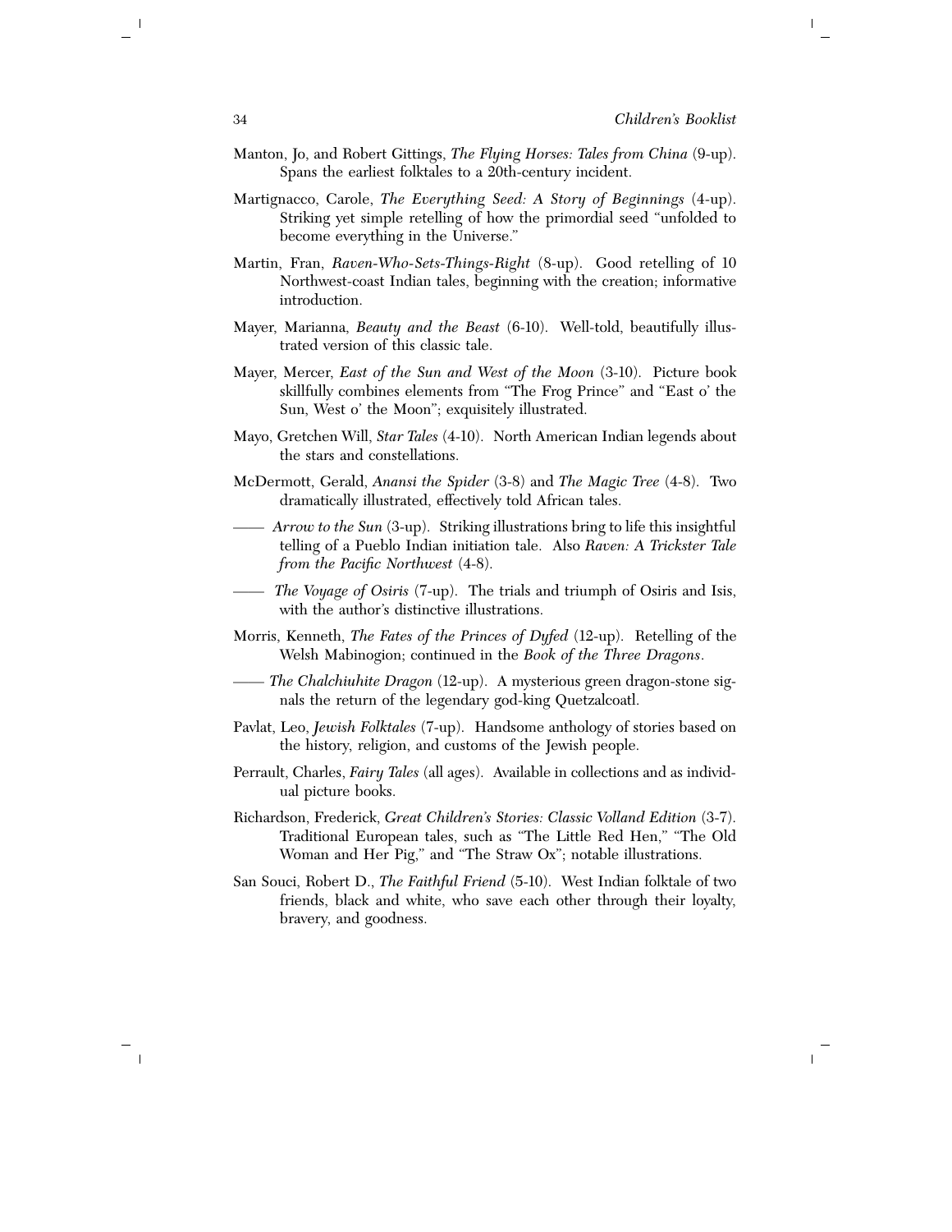Manton, Jo, and Robert Gittings, *The Flying Horses: Tales from China* (9-up). Spans the earliest folktales to a 20th-century incident.

Martignacco, Carole, *The Everything Seed: A Story of Beginnings* (4-up). Striking yet simple retelling of how the primordial seed "unfolded to become everything in the Universe."

Martin, Fran, *Raven-Who-Sets-Things-Right* (8-up). Good retelling of 10 Northwest-coast Indian tales, beginning with the creation; informative introduction.

Mayer, Marianna, *Beauty and the Beast* (6-10). Well-told, beautifully illustrated version of this classic tale.

Mayer, Mercer, *East of the Sun and West of the Moon* (3-10). Picture book skillfully combines elements from "The Frog Prince" and "East o' the Sun, West o' the Moon"; exquisitely illustrated.

Mayo, Gretchen Will, *Star Tales* (4-10). North American Indian legends about the stars and constellations.

McDermott, Gerald, *Anansi the Spider* (3-8) and *The Magic Tree* (4-8). Two dramatically illustrated, effectively told African tales.

—— *Arrow to the Sun* (3-up). Striking illustrations bring to life this insightful telling of a Pueblo Indian initiation tale. Also *Raven: A Trickster Tale from the Pacific Northwest* (4-8).

—— *The Voyage of Osiris* (7-up). The trials and triumph of Osiris and Isis, with the author's distinctive illustrations.

Morris, Kenneth, *The Fates of the Princes of Dyfed* (12-up). Retelling of the Welsh Mabinogion; continued in the *Book of the Three Dragons*.

—— *The Chalchiuhite Dragon* (12-up). A mysterious green dragon-stone signals the return of the legendary god-king Quetzalcoatl.

Pavlat, Leo, *Jewish Folktales* (7-up). Handsome anthology of stories based on the history, religion, and customs of the Jewish people.

Perrault, Charles, *Fairy Tales* (all ages). Available in collections and as individual picture books.

Richardson, Frederick, *Great Children's Stories: Classic Volland Edition* (3-7). Traditional European tales, such as "The Little Red Hen," "The Old Woman and Her Pig," and "The Straw Ox"; notable illustrations.

San Souci, Robert D., *The Faithful Friend* (5-10). West Indian folktale of two friends, black and white, who save each other through their loyalty, bravery, and goodness.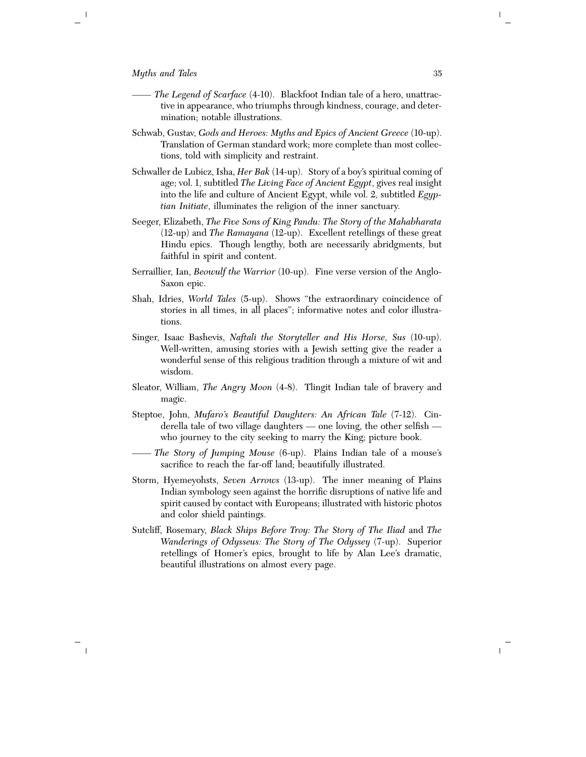—— *The Legend of Scarface* (4-10). Blackfoot Indian tale of a hero, unattractive in appearance, who triumphs through kindness, courage, and determination; notable illustrations.

Schwab, Gustav, *Gods and Heroes: Myths and Epics of Ancient Greece* (10-up). Translation of German standard work; more complete than most collections, told with simplicity and restraint.

Schwaller de Lubicz, Isha, *Her Bak* (14-up). Story of a boy's spiritual coming of age; vol. 1, subtitled *The Living Face of Ancient Egypt*, gives real insight into the life and culture of Ancient Egypt, while vol. 2, subtitled *Egyptian Initiate*, illuminates the religion of the inner sanctuary.

Seeger, Elizabeth, *The Five Sons of King Pandu: The Story of the Mahabharata* (12-up) and *The Ramayana* (12-up). Excellent retellings of these great Hindu epics. Though lengthy, both are necessarily abridgments, but faithful in spirit and content.

Serraillier, Ian, *Beowulf the Warrior* (10-up). Fine verse version of the Anglo-Saxon epic.

Shah, Idries, *World Tales* (5-up). Shows "the extraordinary coincidence of stories in all times, in all places"; informative notes and color illustrations.

Singer, Isaac Bashevis, *Naftali the Storyteller and His Horse, Sus* (10-up). Well-written, amusing stories with a Jewish setting give the reader a wonderful sense of this religious tradition through a mixture of wit and wisdom.

Sleator, William, *The Angry Moon* (4-8). Tlingit Indian tale of bravery and magic.

Steptoe, John, *Mufaro's Beautiful Daughters: An African Tale* (7-12). Cinderella tale of two village daughters — one loving, the other selfish — who journey to the city seeking to marry the King; picture book.

—— *The Story of Jumping Mouse* (6-up). Plains Indian tale of a mouse's sacrifice to reach the far-off land; beautifully illustrated.

Storm, Hyemeyohsts, *Seven Arrows* (13-up). The inner meaning of Plains Indian symbology seen against the horrific disruptions of native life and spirit caused by contact with Europeans; illustrated with historic photos and color shield paintings.

Sutcliff, Rosemary, *Black Ships Before Troy: The Story of The Iliad* and *The Wanderings of Odysseus: The Story of The Odyssey* (7-up). Superior retellings of Homer's epics, brought to life by Alan Lee's dramatic, beautiful illustrations on almost every page.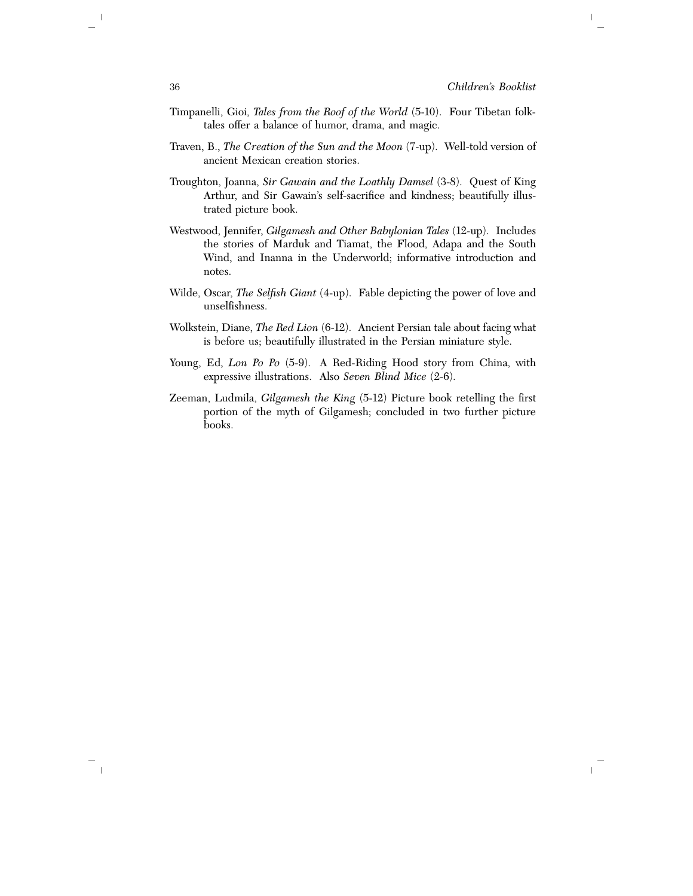Timpanelli, Gioi, *Tales from the Roof of the World* (5-10). Four Tibetan folktales offer a balance of humor, drama, and magic.

Traven, B., *The Creation of the Sun and the Moon* (7-up). Well-told version of ancient Mexican creation stories.

Troughton, Joanna, *Sir Gawain and the Loathly Damsel* (3-8). Quest of King Arthur, and Sir Gawain's self-sacrifice and kindness; beautifully illustrated picture book.

Westwood, Jennifer, *Gilgamesh and Other Babylonian Tales* (12-up). Includes the stories of Marduk and Tiamat, the Flood, Adapa and the South Wind, and Inanna in the Underworld; informative introduction and notes.

Wilde, Oscar, *The Selfish Giant* (4-up). Fable depicting the power of love and unselfishness.

Wolkstein, Diane, *The Red Lion* (6-12). Ancient Persian tale about facing what is before us; beautifully illustrated in the Persian miniature style.

Young, Ed, *Lon Po Po* (5-9). A Red-Riding Hood story from China, with expressive illustrations. Also *Seven Blind Mice* (2-6).

Zeeman, Ludmila, *Gilgamesh the King* (5-12) Picture book retelling the first portion of the myth of Gilgamesh; concluded in two further picture books.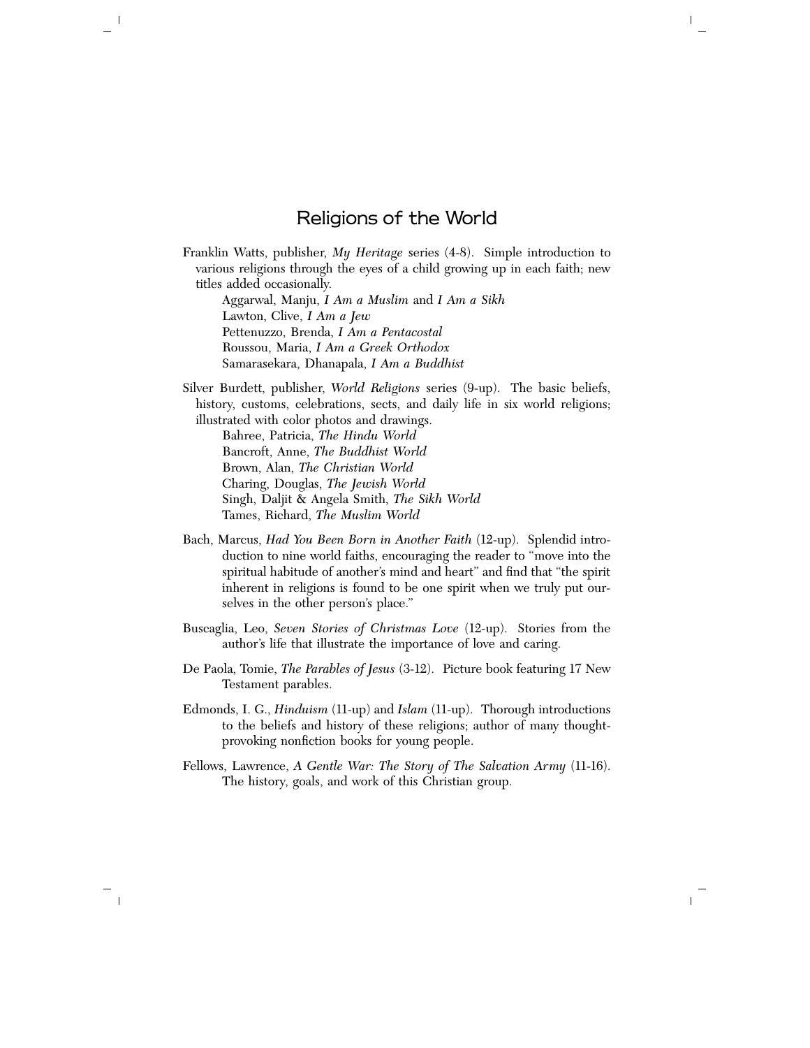## Religions of the World

Franklin Watts, publisher, *My Heritage* series (4-8). Simple introduction to various religions through the eyes of a child growing up in each faith; new titles added occasionally.

Aggarwal, Manju, *I Am a Muslim* and *I Am a Sikh*
Lawton, Clive, *I Am a Jew*
Pettenuzzo, Brenda, *I Am a Pentacostal*
Roussou, Maria, *I Am a Greek Orthodox*
Samarasekara, Dhanapala, *I Am a Buddhist*

Silver Burdett, publisher, *World Religions* series (9-up). The basic beliefs, history, customs, celebrations, sects, and daily life in six world religions; illustrated with color photos and drawings.

Bahree, Patricia, *The Hindu World*
Bancroft, Anne, *The Buddhist World*
Brown, Alan, *The Christian World*
Charing, Douglas, *The Jewish World*
Singh, Daljit & Angela Smith, *The Sikh World*
Tames, Richard, *The Muslim World*

Bach, Marcus, *Had You Been Born in Another Faith* (12-up). Splendid introduction to nine world faiths, encouraging the reader to "move into the spiritual habitude of another's mind and heart" and find that "the spirit inherent in religions is found to be one spirit when we truly put ourselves in the other person's place."

Buscaglia, Leo, *Seven Stories of Christmas Love* (12-up). Stories from the author's life that illustrate the importance of love and caring.

De Paola, Tomie, *The Parables of Jesus* (3-12). Picture book featuring 17 New Testament parables.

Edmonds, I. G., *Hinduism* (11-up) and *Islam* (11-up). Thorough introductions to the beliefs and history of these religions; author of many thought-provoking nonfiction books for young people.

Fellows, Lawrence, *A Gentle War: The Story of The Salvation Army* (11-16). The history, goals, and work of this Christian group.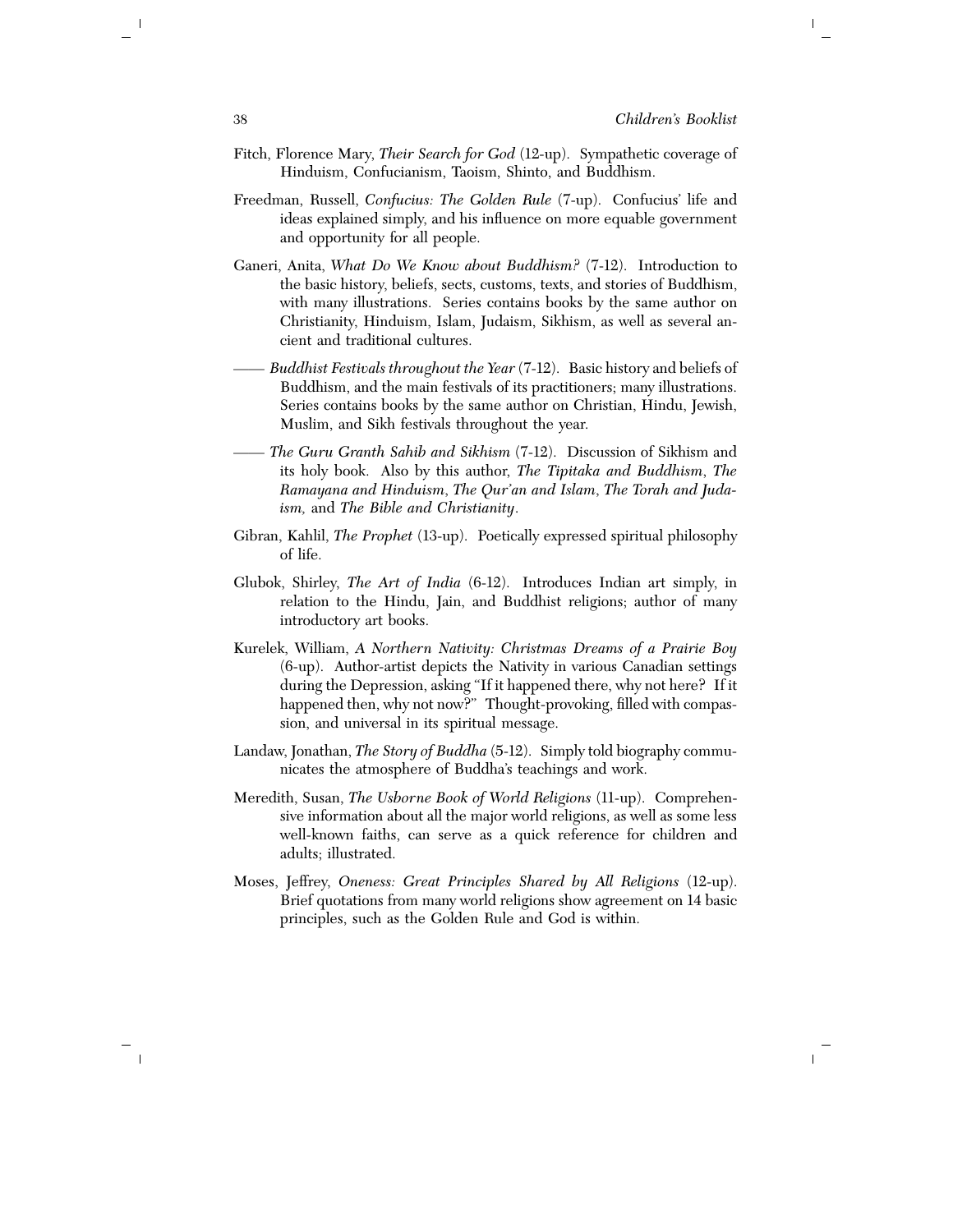Fitch, Florence Mary, *Their Search for God* (12-up). Sympathetic coverage of Hinduism, Confucianism, Taoism, Shinto, and Buddhism.

Freedman, Russell, *Confucius: The Golden Rule* (7-up). Confucius' life and ideas explained simply, and his influence on more equable government and opportunity for all people.

Ganeri, Anita, *What Do We Know about Buddhism?* (7-12). Introduction to the basic history, beliefs, sects, customs, texts, and stories of Buddhism, with many illustrations. Series contains books by the same author on Christianity, Hinduism, Islam, Judaism, Sikhism, as well as several ancient and traditional cultures.

—— *Buddhist Festivals throughout the Year* (7-12). Basic history and beliefs of Buddhism, and the main festivals of its practitioners; many illustrations. Series contains books by the same author on Christian, Hindu, Jewish, Muslim, and Sikh festivals throughout the year.

—— *The Guru Granth Sahib and Sikhism* (7-12). Discussion of Sikhism and its holy book. Also by this author, *The Tipitaka and Buddhism*, *The Ramayana and Hinduism*, *The Qur'an and Islam*, *The Torah and Judaism*, and *The Bible and Christianity*.

Gibran, Kahlil, *The Prophet* (13-up). Poetically expressed spiritual philosophy of life.

Glubok, Shirley, *The Art of India* (6-12). Introduces Indian art simply, in relation to the Hindu, Jain, and Buddhist religions; author of many introductory art books.

Kurelek, William, *A Northern Nativity: Christmas Dreams of a Prairie Boy* (6-up). Author-artist depicts the Nativity in various Canadian settings during the Depression, asking "If it happened there, why not here? If it happened then, why not now?" Thought-provoking, filled with compassion, and universal in its spiritual message.

Landaw, Jonathan, *The Story of Buddha* (5-12). Simply told biography communicates the atmosphere of Buddha's teachings and work.

Meredith, Susan, *The Usborne Book of World Religions* (11-up). Comprehensive information about all the major world religions, as well as some less well-known faiths, can serve as a quick reference for children and adults; illustrated.

Moses, Jeffrey, *Oneness: Great Principles Shared by All Religions* (12-up). Brief quotations from many world religions show agreement on 14 basic principles, such as the Golden Rule and God is within.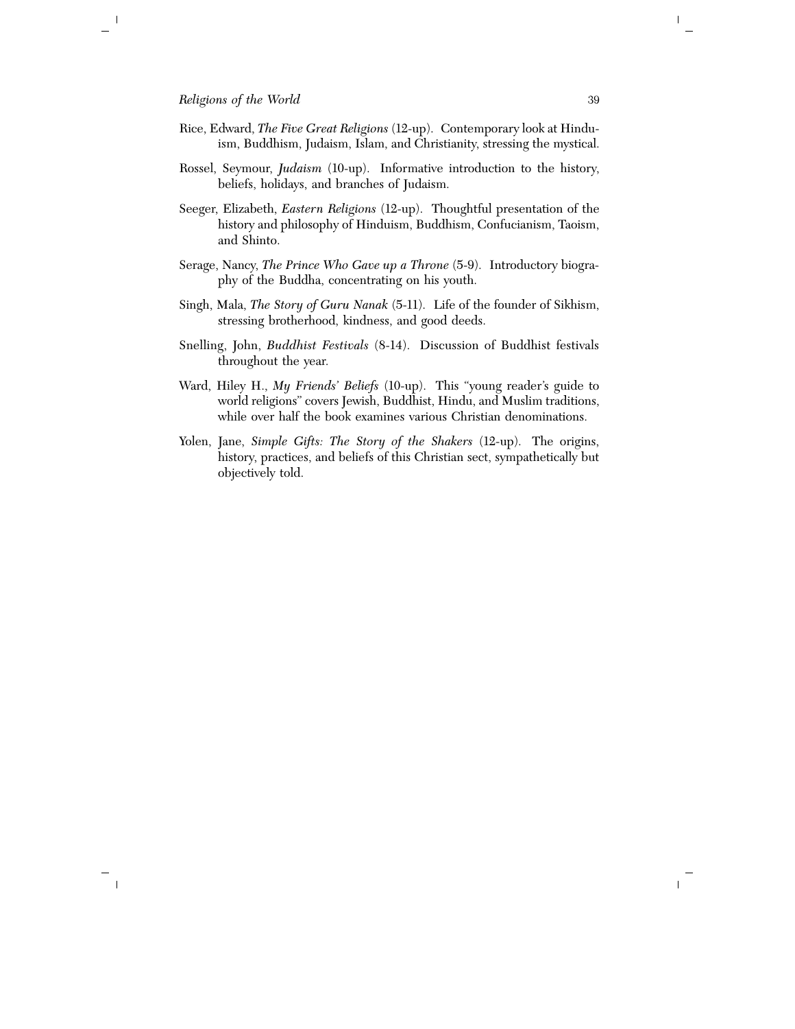Rice, Edward, *The Five Great Religions* (12-up). Contemporary look at Hinduism, Buddhism, Judaism, Islam, and Christianity, stressing the mystical.

Rossel, Seymour, *Judaism* (10-up). Informative introduction to the history, beliefs, holidays, and branches of Judaism.

Seeger, Elizabeth, *Eastern Religions* (12-up). Thoughtful presentation of the history and philosophy of Hinduism, Buddhism, Confucianism, Taoism, and Shinto.

Serage, Nancy, *The Prince Who Gave up a Throne* (5-9). Introductory biography of the Buddha, concentrating on his youth.

Singh, Mala, *The Story of Guru Nanak* (5-11). Life of the founder of Sikhism, stressing brotherhood, kindness, and good deeds.

Snelling, John, *Buddhist Festivals* (8-14). Discussion of Buddhist festivals throughout the year.

Ward, Hiley H., *My Friends' Beliefs* (10-up). This "young reader's guide to world religions" covers Jewish, Buddhist, Hindu, and Muslim traditions, while over half the book examines various Christian denominations.

Yolen, Jane, *Simple Gifts: The Story of the Shakers* (12-up). The origins, history, practices, and beliefs of this Christian sect, sympathetically but objectively told.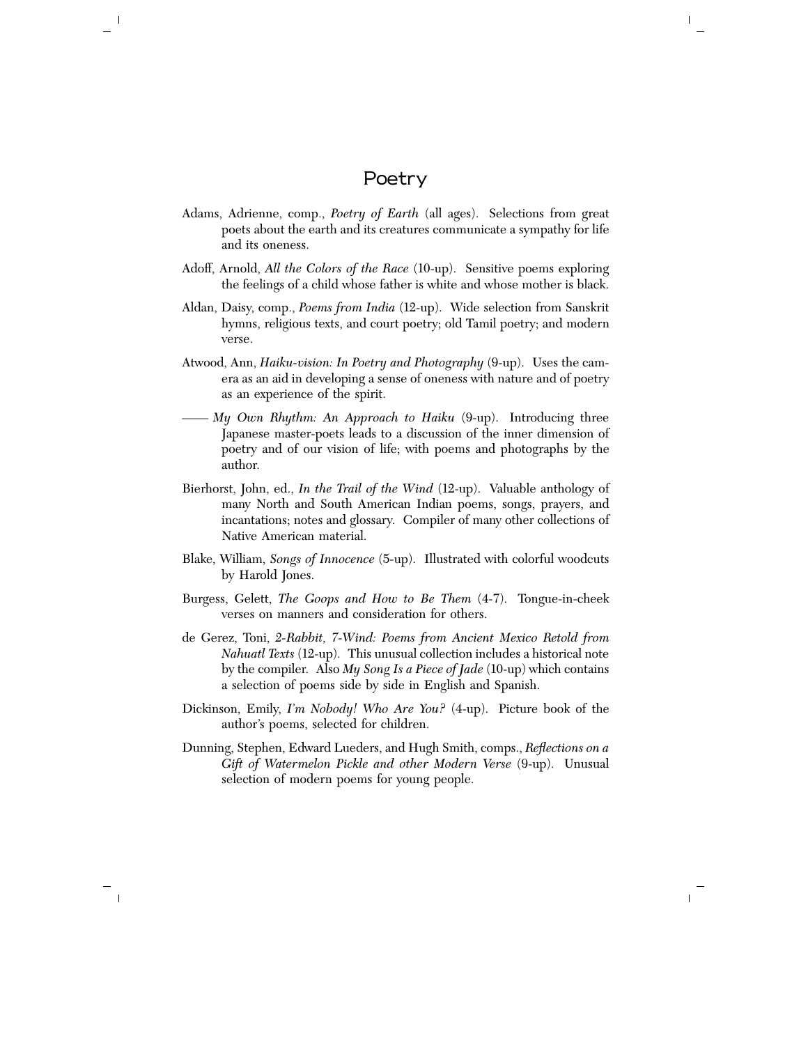## Poetry

Adams, Adrienne, comp., *Poetry of Earth* (all ages). Selections from great poets about the earth and its creatures communicate a sympathy for life and its oneness.

Adoff, Arnold, *All the Colors of the Race* (10-up). Sensitive poems exploring the feelings of a child whose father is white and whose mother is black.

Aldan, Daisy, comp., *Poems from India* (12-up). Wide selection from Sanskrit hymns, religious texts, and court poetry; old Tamil poetry; and modern verse.

Atwood, Ann, *Haiku-vision: In Poetry and Photography* (9-up). Uses the camera as an aid in developing a sense of oneness with nature and of poetry as an experience of the spirit.

—— *My Own Rhythm: An Approach to Haiku* (9-up). Introducing three Japanese master-poets leads to a discussion of the inner dimension of poetry and of our vision of life; with poems and photographs by the author.

Bierhorst, John, ed., *In the Trail of the Wind* (12-up). Valuable anthology of many North and South American Indian poems, songs, prayers, and incantations; notes and glossary. Compiler of many other collections of Native American material.

Blake, William, *Songs of Innocence* (5-up). Illustrated with colorful woodcuts by Harold Jones.

Burgess, Gelett, *The Goops and How to Be Them* (4-7). Tongue-in-cheek verses on manners and consideration for others.

de Gerez, Toni, *2-Rabbit, 7-Wind: Poems from Ancient Mexico Retold from Nahuatl Texts* (12-up). This unusual collection includes a historical note by the compiler. Also *My Song Is a Piece of Jade* (10-up) which contains a selection of poems side by side in English and Spanish.

Dickinson, Emily, *I'm Nobody! Who Are You?* (4-up). Picture book of the author's poems, selected for children.

Dunning, Stephen, Edward Lueders, and Hugh Smith, comps., *Reflections on a Gift of Watermelon Pickle and other Modern Verse* (9-up). Unusual selection of modern poems for young people.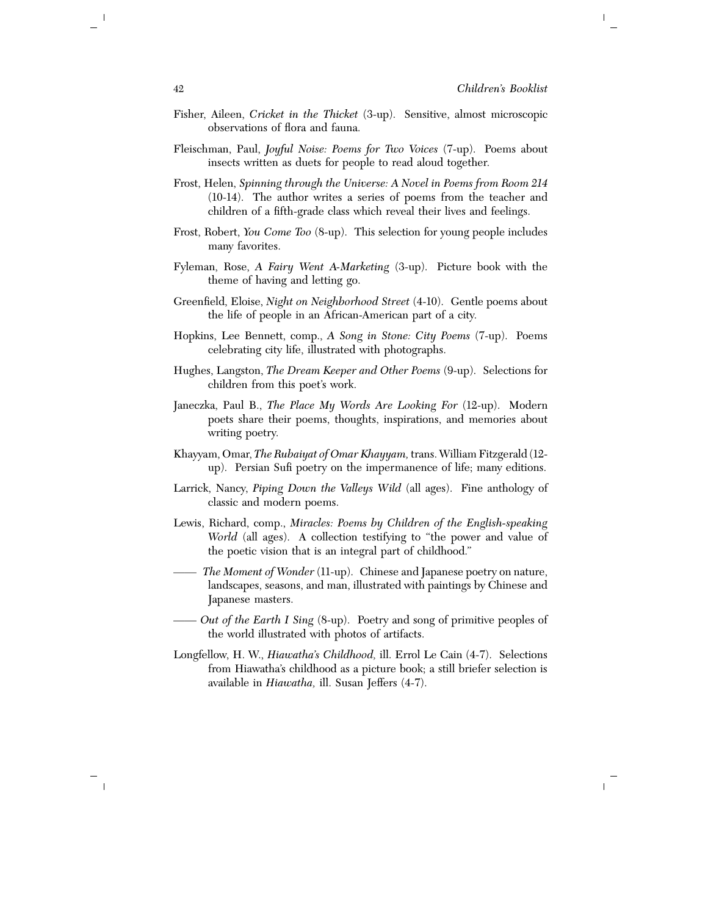Fisher, Aileen, *Cricket in the Thicket* (3-up). Sensitive, almost microscopic observations of flora and fauna.

Fleischman, Paul, *Joyful Noise: Poems for Two Voices* (7-up). Poems about insects written as duets for people to read aloud together.

Frost, Helen, *Spinning through the Universe: A Novel in Poems from Room 214* (10-14). The author writes a series of poems from the teacher and children of a fifth-grade class which reveal their lives and feelings.

Frost, Robert, *You Come Too* (8-up). This selection for young people includes many favorites.

Fyleman, Rose, *A Fairy Went A-Marketing* (3-up). Picture book with the theme of having and letting go.

Greenfield, Eloise, *Night on Neighborhood Street* (4-10). Gentle poems about the life of people in an African-American part of a city.

Hopkins, Lee Bennett, comp., *A Song in Stone: City Poems* (7-up). Poems celebrating city life, illustrated with photographs.

Hughes, Langston, *The Dream Keeper and Other Poems* (9-up). Selections for children from this poet's work.

Janeczka, Paul B., *The Place My Words Are Looking For* (12-up). Modern poets share their poems, thoughts, inspirations, and memories about writing poetry.

Khayyam, Omar, *The Rubaiyat of Omar Khayyam,* trans. William Fitzgerald (12-up). Persian Sufi poetry on the impermanence of life; many editions.

Larrick, Nancy, *Piping Down the Valleys Wild* (all ages). Fine anthology of classic and modern poems.

Lewis, Richard, comp., *Miracles: Poems by Children of the English-speaking World* (all ages). A collection testifying to "the power and value of the poetic vision that is an integral part of childhood."

—— *The Moment of Wonder* (11-up). Chinese and Japanese poetry on nature, landscapes, seasons, and man, illustrated with paintings by Chinese and Japanese masters.

—— *Out of the Earth I Sing* (8-up). Poetry and song of primitive peoples of the world illustrated with photos of artifacts.

Longfellow, H. W., *Hiawatha's Childhood,* ill. Errol Le Cain (4-7). Selections from Hiawatha's childhood as a picture book; a still briefer selection is available in *Hiawatha,* ill. Susan Jeffers (4-7).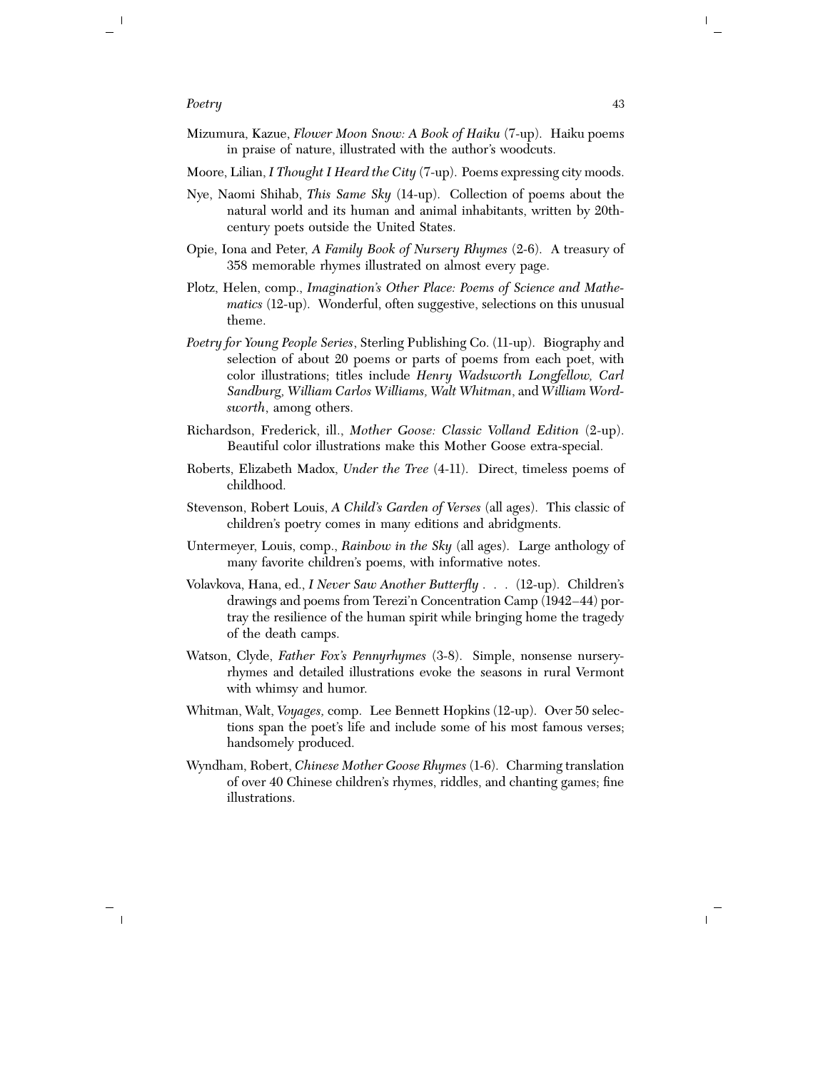Mizumura, Kazue, *Flower Moon Snow: A Book of Haiku* (7-up). Haiku poems in praise of nature, illustrated with the author's woodcuts.

Moore, Lilian, *I Thought I Heard the City* (7-up). Poems expressing city moods.

Nye, Naomi Shihab, *This Same Sky* (14-up). Collection of poems about the natural world and its human and animal inhabitants, written by 20th-century poets outside the United States.

Opie, Iona and Peter, *A Family Book of Nursery Rhymes* (2-6). A treasury of 358 memorable rhymes illustrated on almost every page.

Plotz, Helen, comp., *Imagination's Other Place: Poems of Science and Mathematics* (12-up). Wonderful, often suggestive, selections on this unusual theme.

*Poetry for Young People Series*, Sterling Publishing Co. (11-up). Biography and selection of about 20 poems or parts of poems from each poet, with color illustrations; titles include *Henry Wadsworth Longfellow, Carl Sandburg, William Carlos Williams, Walt Whitman*, and *William Wordsworth*, among others.

Richardson, Frederick, ill., *Mother Goose: Classic Volland Edition* (2-up). Beautiful color illustrations make this Mother Goose extra-special.

Roberts, Elizabeth Madox, *Under the Tree* (4-11). Direct, timeless poems of childhood.

Stevenson, Robert Louis, *A Child's Garden of Verses* (all ages). This classic of children's poetry comes in many editions and abridgments.

Untermeyer, Louis, comp., *Rainbow in the Sky* (all ages). Large anthology of many favorite children's poems, with informative notes.

Volavkova, Hana, ed., *I Never Saw Another Butterfly . . .* (12-up). Children's drawings and poems from Terezi'n Concentration Camp (1942–44) portray the resilience of the human spirit while bringing home the tragedy of the death camps.

Watson, Clyde, *Father Fox's Pennyrhymes* (3-8). Simple, nonsense nursery-rhymes and detailed illustrations evoke the seasons in rural Vermont with whimsy and humor.

Whitman, Walt, *Voyages,* comp. Lee Bennett Hopkins (12-up). Over 50 selections span the poet's life and include some of his most famous verses; handsomely produced.

Wyndham, Robert, *Chinese Mother Goose Rhymes* (1-6). Charming translation of over 40 Chinese children's rhymes, riddles, and chanting games; fine illustrations.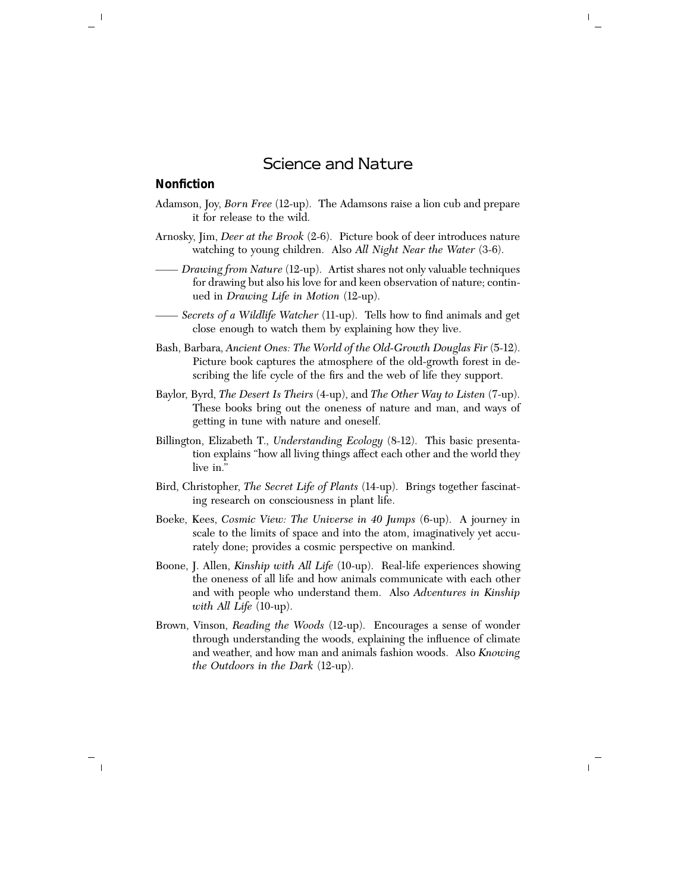# Science and Nature

## Nonfiction

Adamson, Joy, *Born Free* (12-up). The Adamsons raise a lion cub and prepare it for release to the wild.

Arnosky, Jim, *Deer at the Brook* (2-6). Picture book of deer introduces nature watching to young children. Also *All Night Near the Water* (3-6).

—— *Drawing from Nature* (12-up). Artist shares not only valuable techniques for drawing but also his love for and keen observation of nature; continued in *Drawing Life in Motion* (12-up).

—— *Secrets of a Wildlife Watcher* (11-up). Tells how to find animals and get close enough to watch them by explaining how they live.

Bash, Barbara, *Ancient Ones: The World of the Old-Growth Douglas Fir* (5-12). Picture book captures the atmosphere of the old-growth forest in describing the life cycle of the firs and the web of life they support.

Baylor, Byrd, *The Desert Is Theirs* (4-up), and *The Other Way to Listen* (7-up). These books bring out the oneness of nature and man, and ways of getting in tune with nature and oneself.

Billington, Elizabeth T., *Understanding Ecology* (8-12). This basic presentation explains "how all living things affect each other and the world they live in."

Bird, Christopher, *The Secret Life of Plants* (14-up). Brings together fascinating research on consciousness in plant life.

Boeke, Kees, *Cosmic View: The Universe in 40 Jumps* (6-up). A journey in scale to the limits of space and into the atom, imaginatively yet accurately done; provides a cosmic perspective on mankind.

Boone, J. Allen, *Kinship with All Life* (10-up). Real-life experiences showing the oneness of all life and how animals communicate with each other and with people who understand them. Also *Adventures in Kinship with All Life* (10-up).

Brown, Vinson, *Reading the Woods* (12-up). Encourages a sense of wonder through understanding the woods, explaining the influence of climate and weather, and how man and animals fashion woods. Also *Knowing the Outdoors in the Dark* (12-up).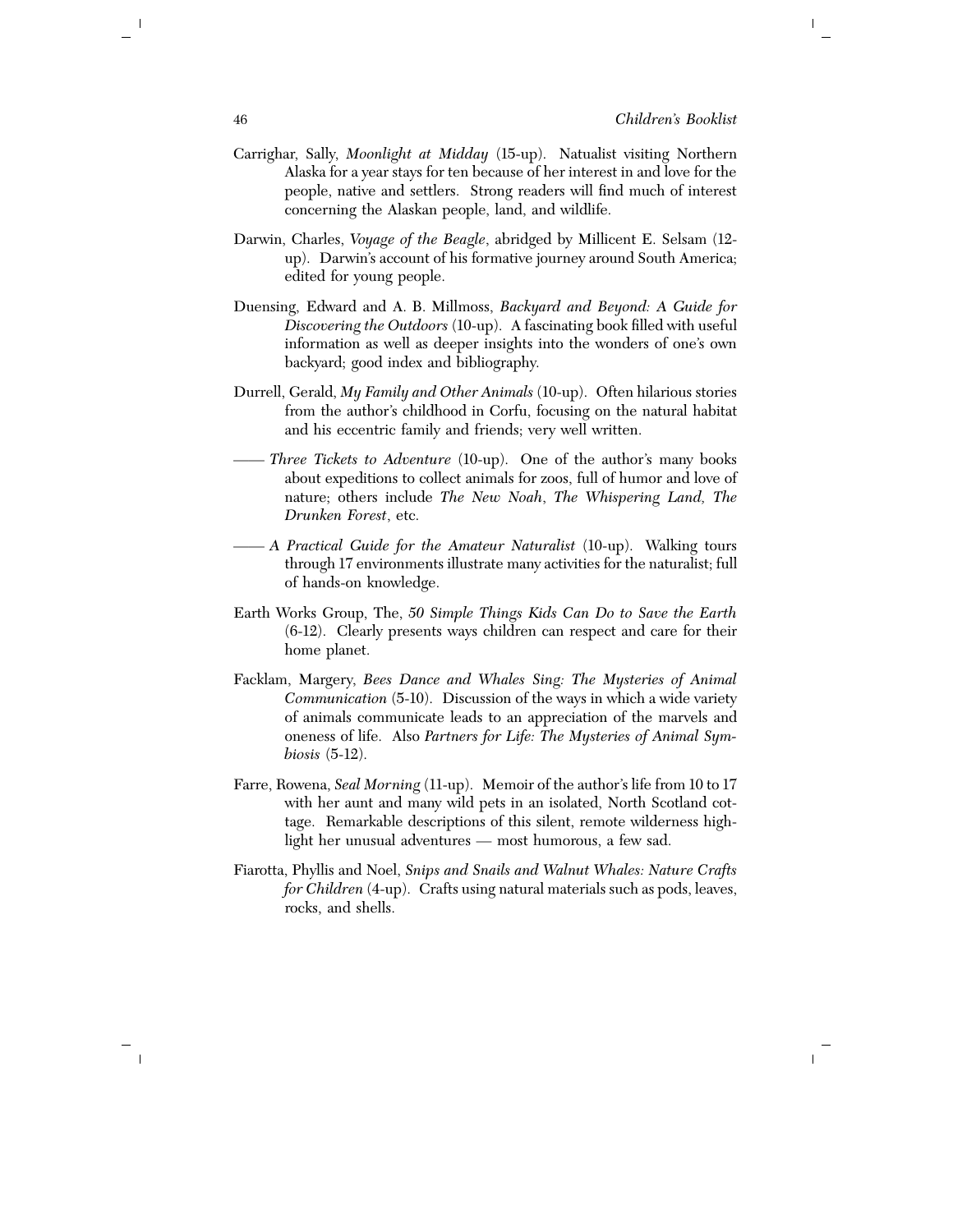Carrighar, Sally, *Moonlight at Midday* (15-up). Natualist visiting Northern Alaska for a year stays for ten because of her interest in and love for the people, native and settlers. Strong readers will find much of interest concerning the Alaskan people, land, and wildlife.

Darwin, Charles, *Voyage of the Beagle*, abridged by Millicent E. Selsam (12-up). Darwin's account of his formative journey around South America; edited for young people.

Duensing, Edward and A. B. Millmoss, *Backyard and Beyond: A Guide for Discovering the Outdoors* (10-up). A fascinating book filled with useful information as well as deeper insights into the wonders of one's own backyard; good index and bibliography.

Durrell, Gerald, *My Family and Other Animals* (10-up). Often hilarious stories from the author's childhood in Corfu, focusing on the natural habitat and his eccentric family and friends; very well written.

—— *Three Tickets to Adventure* (10-up). One of the author's many books about expeditions to collect animals for zoos, full of humor and love of nature; others include *The New Noah*, *The Whispering Land, The Drunken Forest*, etc.

—— *A Practical Guide for the Amateur Naturalist* (10-up). Walking tours through 17 environments illustrate many activities for the naturalist; full of hands-on knowledge.

Earth Works Group, The, *50 Simple Things Kids Can Do to Save the Earth* (6-12). Clearly presents ways children can respect and care for their home planet.

Facklam, Margery, *Bees Dance and Whales Sing: The Mysteries of Animal Communication* (5-10). Discussion of the ways in which a wide variety of animals communicate leads to an appreciation of the marvels and oneness of life. Also *Partners for Life: The Mysteries of Animal Symbiosis* (5-12).

Farre, Rowena, *Seal Morning* (11-up). Memoir of the author's life from 10 to 17 with her aunt and many wild pets in an isolated, North Scotland cottage. Remarkable descriptions of this silent, remote wilderness highlight her unusual adventures — most humorous, a few sad.

Fiarotta, Phyllis and Noel, *Snips and Snails and Walnut Whales: Nature Crafts for Children* (4-up). Crafts using natural materials such as pods, leaves, rocks, and shells.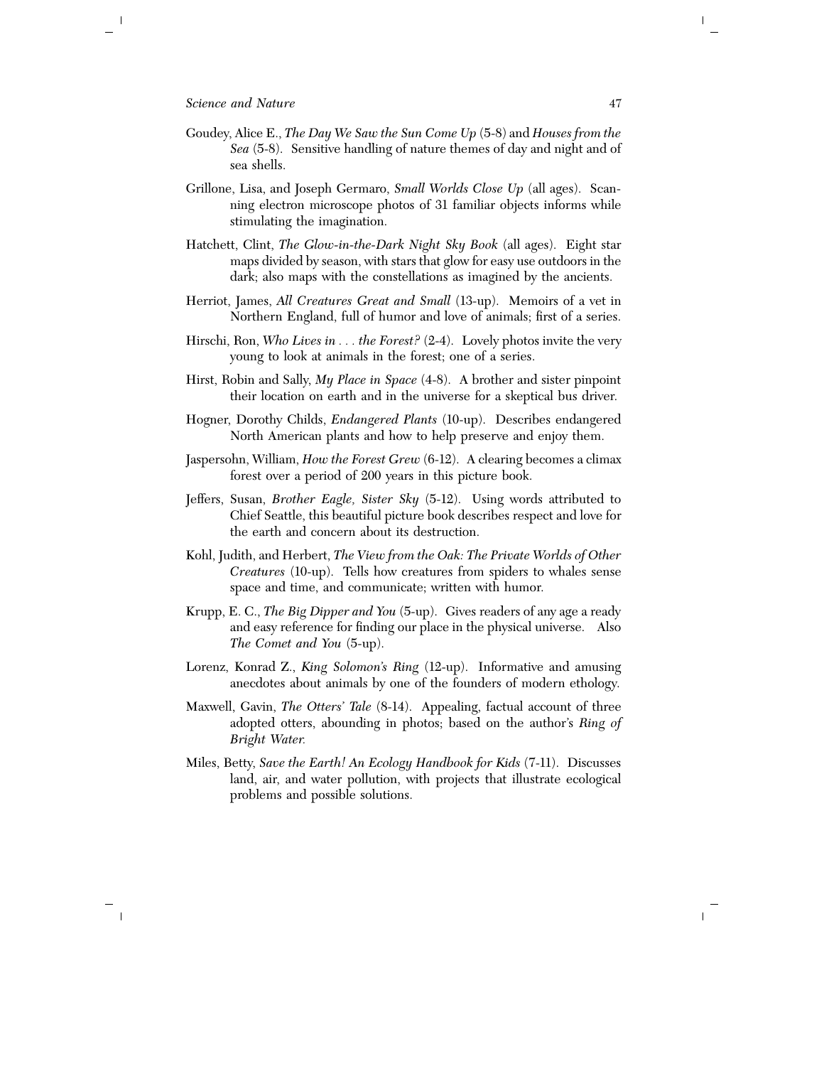Goudey, Alice E., *The Day We Saw the Sun Come Up* (5-8) and *Houses from the Sea* (5-8). Sensitive handling of nature themes of day and night and of sea shells.

Grillone, Lisa, and Joseph Germaro, *Small Worlds Close Up* (all ages). Scanning electron microscope photos of 31 familiar objects informs while stimulating the imagination.

Hatchett, Clint, *The Glow-in-the-Dark Night Sky Book* (all ages). Eight star maps divided by season, with stars that glow for easy use outdoors in the dark; also maps with the constellations as imagined by the ancients.

Herriot, James, *All Creatures Great and Small* (13-up). Memoirs of a vet in Northern England, full of humor and love of animals; first of a series.

Hirschi, Ron, *Who Lives in . . . the Forest?* (2-4). Lovely photos invite the very young to look at animals in the forest; one of a series.

Hirst, Robin and Sally, *My Place in Space* (4-8). A brother and sister pinpoint their location on earth and in the universe for a skeptical bus driver.

Hogner, Dorothy Childs, *Endangered Plants* (10-up). Describes endangered North American plants and how to help preserve and enjoy them.

Jaspersohn, William, *How the Forest Grew* (6-12). A clearing becomes a climax forest over a period of 200 years in this picture book.

Jeffers, Susan, *Brother Eagle, Sister Sky* (5-12). Using words attributed to Chief Seattle, this beautiful picture book describes respect and love for the earth and concern about its destruction.

Kohl, Judith, and Herbert, *The View from the Oak: The Private Worlds of Other Creatures* (10-up). Tells how creatures from spiders to whales sense space and time, and communicate; written with humor.

Krupp, E. C., *The Big Dipper and You* (5-up). Gives readers of any age a ready and easy reference for finding our place in the physical universe. Also *The Comet and You* (5-up).

Lorenz, Konrad Z., *King Solomon's Ring* (12-up). Informative and amusing anecdotes about animals by one of the founders of modern ethology.

Maxwell, Gavin, *The Otters' Tale* (8-14). Appealing, factual account of three adopted otters, abounding in photos; based on the author's *Ring of Bright Water.*

Miles, Betty, *Save the Earth! An Ecology Handbook for Kids* (7-11). Discusses land, air, and water pollution, with projects that illustrate ecological problems and possible solutions.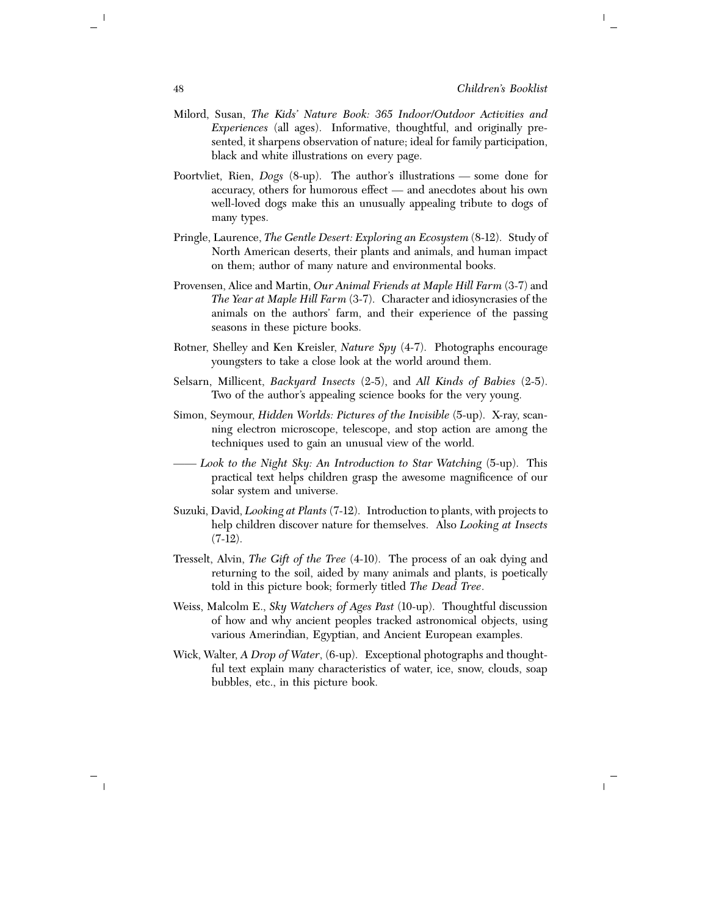Milord, Susan, *The Kids' Nature Book: 365 Indoor/Outdoor Activities and Experiences* (all ages). Informative, thoughtful, and originally presented, it sharpens observation of nature; ideal for family participation, black and white illustrations on every page.

Poortvliet, Rien, *Dogs* (8-up). The author's illustrations — some done for accuracy, others for humorous effect — and anecdotes about his own well-loved dogs make this an unusually appealing tribute to dogs of many types.

Pringle, Laurence, *The Gentle Desert: Exploring an Ecosystem* (8-12). Study of North American deserts, their plants and animals, and human impact on them; author of many nature and environmental books.

Provensen, Alice and Martin, *Our Animal Friends at Maple Hill Farm* (3-7) and *The Year at Maple Hill Farm* (3-7). Character and idiosyncrasies of the animals on the authors' farm, and their experience of the passing seasons in these picture books.

Rotner, Shelley and Ken Kreisler, *Nature Spy* (4-7). Photographs encourage youngsters to take a close look at the world around them.

Selsarn, Millicent, *Backyard Insects* (2-5), and *All Kinds of Babies* (2-5). Two of the author's appealing science books for the very young.

Simon, Seymour, *Hidden Worlds: Pictures of the Invisible* (5-up). X-ray, scanning electron microscope, telescope, and stop action are among the techniques used to gain an unusual view of the world.

—— *Look to the Night Sky: An Introduction to Star Watching* (5-up). This practical text helps children grasp the awesome magnificence of our solar system and universe.

Suzuki, David, *Looking at Plants* (7-12). Introduction to plants, with projects to help children discover nature for themselves. Also *Looking at Insects* (7-12).

Tresselt, Alvin, *The Gift of the Tree* (4-10). The process of an oak dying and returning to the soil, aided by many animals and plants, is poetically told in this picture book; formerly titled *The Dead Tree*.

Weiss, Malcolm E., *Sky Watchers of Ages Past* (10-up). Thoughtful discussion of how and why ancient peoples tracked astronomical objects, using various Amerindian, Egyptian, and Ancient European examples.

Wick, Walter, *A Drop of Water*, (6-up). Exceptional photographs and thoughtful text explain many characteristics of water, ice, snow, clouds, soap bubbles, etc., in this picture book.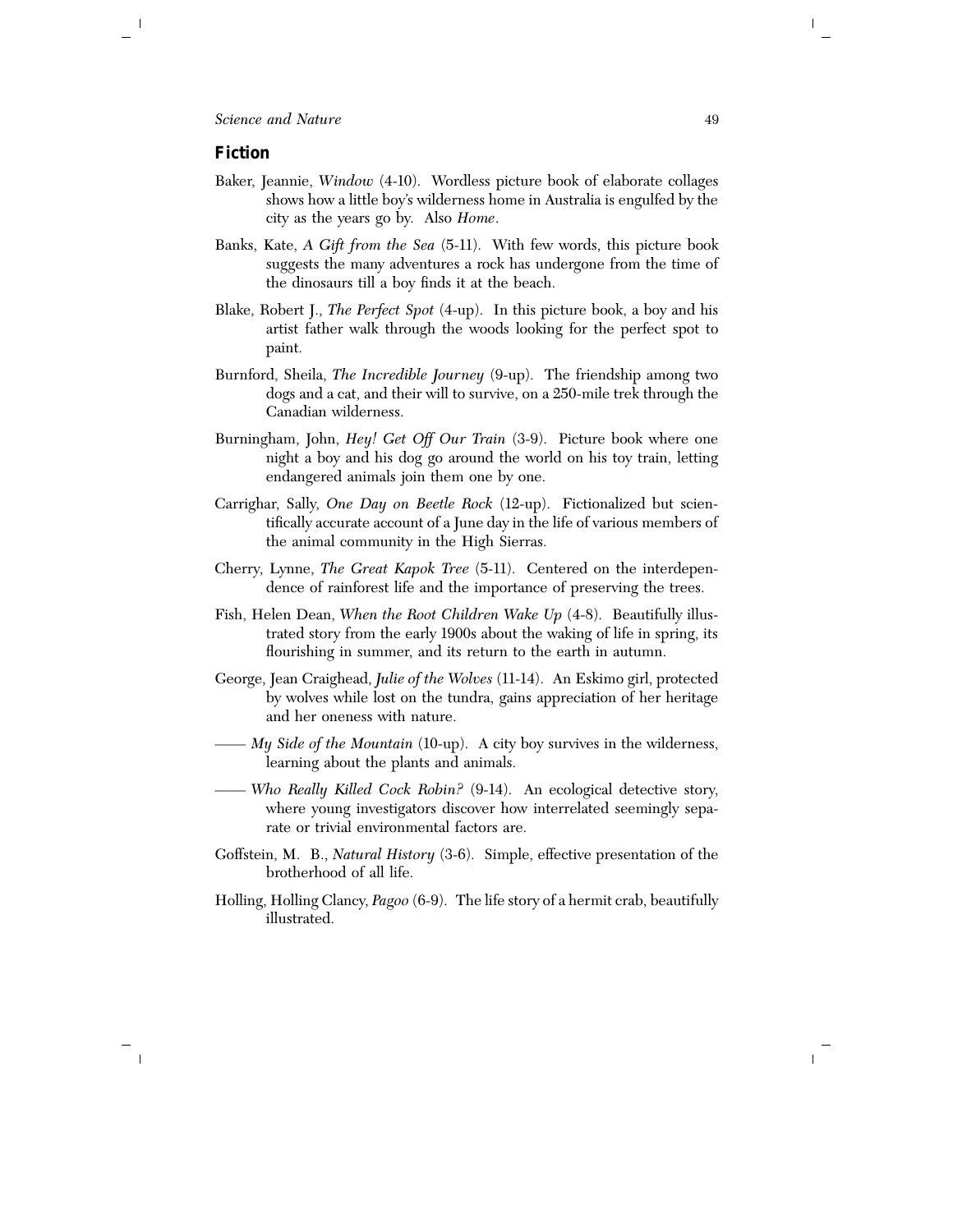## Fiction

Baker, Jeannie, *Window* (4-10). Wordless picture book of elaborate collages shows how a little boy's wilderness home in Australia is engulfed by the city as the years go by. Also *Home*.

Banks, Kate, *A Gift from the Sea* (5-11). With few words, this picture book suggests the many adventures a rock has undergone from the time of the dinosaurs till a boy finds it at the beach.

Blake, Robert J., *The Perfect Spot* (4-up). In this picture book, a boy and his artist father walk through the woods looking for the perfect spot to paint.

Burnford, Sheila, *The Incredible Journey* (9-up). The friendship among two dogs and a cat, and their will to survive, on a 250-mile trek through the Canadian wilderness.

Burningham, John, *Hey! Get Off Our Train* (3-9). Picture book where one night a boy and his dog go around the world on his toy train, letting endangered animals join them one by one.

Carrighar, Sally, *One Day on Beetle Rock* (12-up). Fictionalized but scientifically accurate account of a June day in the life of various members of the animal community in the High Sierras.

Cherry, Lynne, *The Great Kapok Tree* (5-11). Centered on the interdependence of rainforest life and the importance of preserving the trees.

Fish, Helen Dean, *When the Root Children Wake Up* (4-8). Beautifully illustrated story from the early 1900s about the waking of life in spring, its flourishing in summer, and its return to the earth in autumn.

George, Jean Craighead, *Julie of the Wolves* (11-14). An Eskimo girl, protected by wolves while lost on the tundra, gains appreciation of her heritage and her oneness with nature.

—— *My Side of the Mountain* (10-up). A city boy survives in the wilderness, learning about the plants and animals.

—— *Who Really Killed Cock Robin?* (9-14). An ecological detective story, where young investigators discover how interrelated seemingly separate or trivial environmental factors are.

Goffstein, M. B., *Natural History* (3-6). Simple, effective presentation of the brotherhood of all life.

Holling, Holling Clancy, *Pagoo* (6-9). The life story of a hermit crab, beautifully illustrated.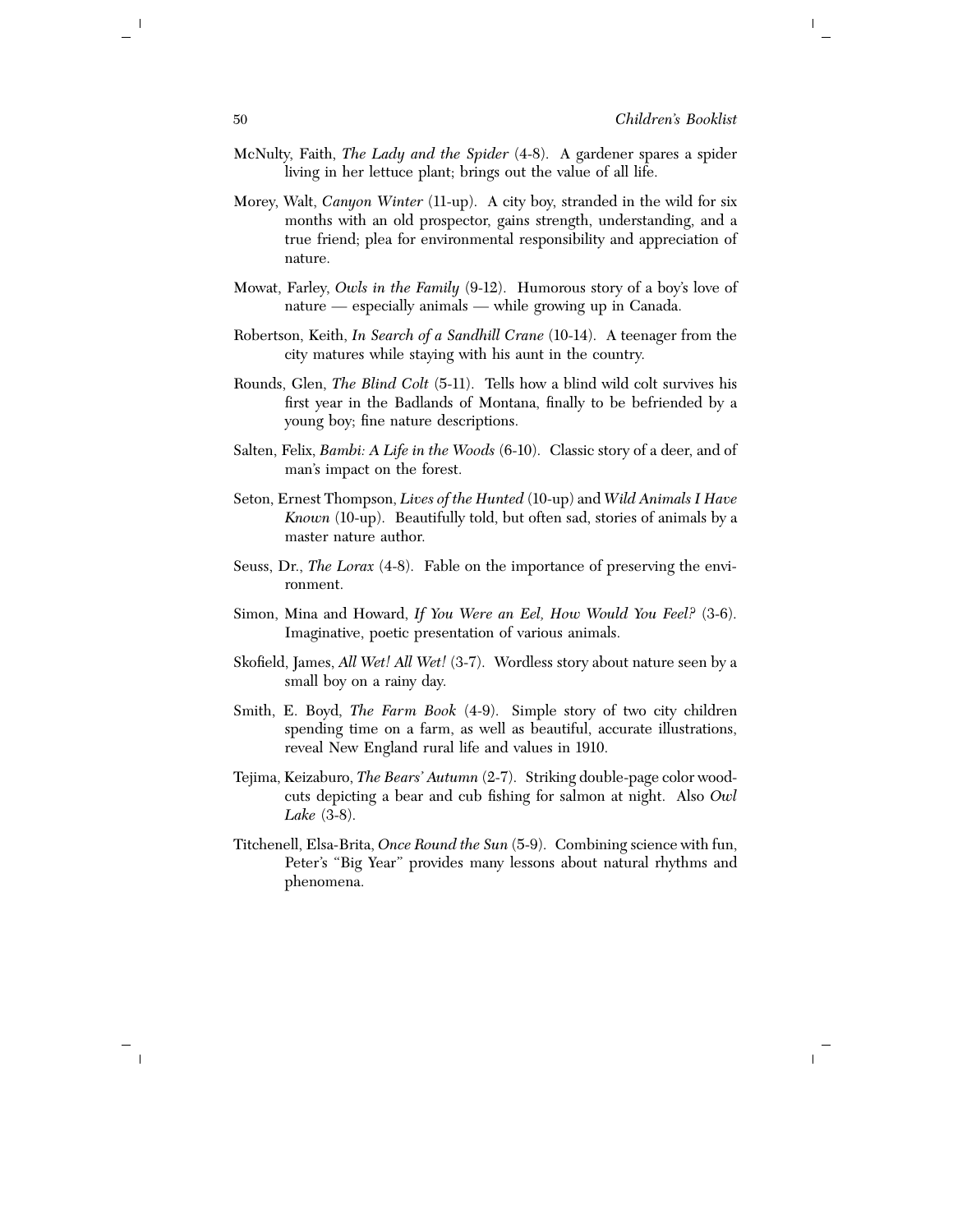McNulty, Faith, *The Lady and the Spider* (4-8). A gardener spares a spider living in her lettuce plant; brings out the value of all life.

Morey, Walt, *Canyon Winter* (11-up). A city boy, stranded in the wild for six months with an old prospector, gains strength, understanding, and a true friend; plea for environmental responsibility and appreciation of nature.

Mowat, Farley, *Owls in the Family* (9-12). Humorous story of a boy's love of nature — especially animals — while growing up in Canada.

Robertson, Keith, *In Search of a Sandhill Crane* (10-14). A teenager from the city matures while staying with his aunt in the country.

Rounds, Glen, *The Blind Colt* (5-11). Tells how a blind wild colt survives his first year in the Badlands of Montana, finally to be befriended by a young boy; fine nature descriptions.

Salten, Felix, *Bambi: A Life in the Woods* (6-10). Classic story of a deer, and of man's impact on the forest.

Seton, Ernest Thompson, *Lives of the Hunted* (10-up) and *Wild Animals I Have Known* (10-up). Beautifully told, but often sad, stories of animals by a master nature author.

Seuss, Dr., *The Lorax* (4-8). Fable on the importance of preserving the environment.

Simon, Mina and Howard, *If You Were an Eel, How Would You Feel?* (3-6). Imaginative, poetic presentation of various animals.

Skofield, James, *All Wet! All Wet!* (3-7). Wordless story about nature seen by a small boy on a rainy day.

Smith, E. Boyd, *The Farm Book* (4-9). Simple story of two city children spending time on a farm, as well as beautiful, accurate illustrations, reveal New England rural life and values in 1910.

Tejima, Keizaburo, *The Bears' Autumn* (2-7). Striking double-page color woodcuts depicting a bear and cub fishing for salmon at night. Also *Owl Lake* (3-8).

Titchenell, Elsa-Brita, *Once Round the Sun* (5-9). Combining science with fun, Peter's "Big Year" provides many lessons about natural rhythms and phenomena.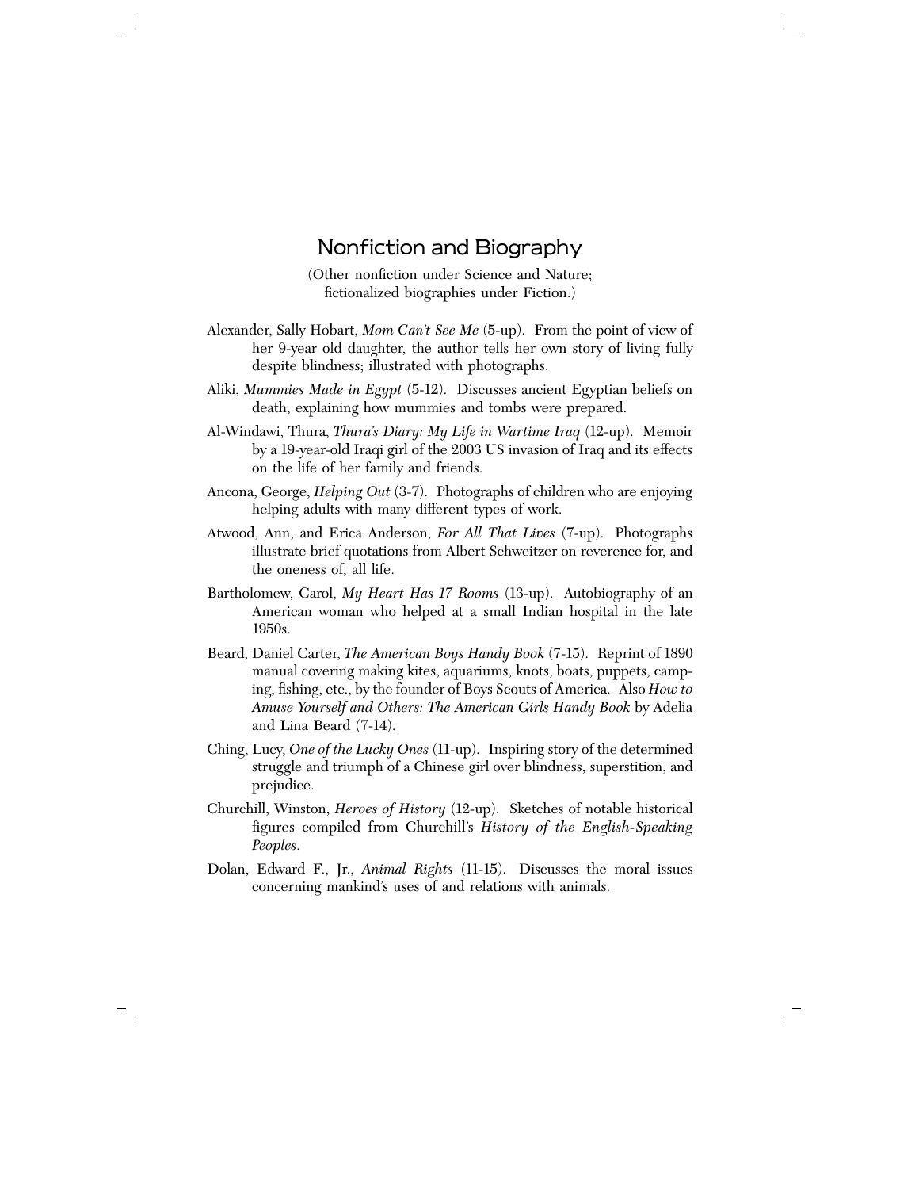## Nonfiction and Biography

(Other nonfiction under Science and Nature;
fictionalized biographies under Fiction.)

Alexander, Sally Hobart, *Mom Can't See Me* (5-up). From the point of view of her 9-year old daughter, the author tells her own story of living fully despite blindness; illustrated with photographs.

Aliki, *Mummies Made in Egypt* (5-12). Discusses ancient Egyptian beliefs on death, explaining how mummies and tombs were prepared.

Al-Windawi, Thura, *Thura's Diary: My Life in Wartime Iraq* (12-up). Memoir by a 19-year-old Iraqi girl of the 2003 US invasion of Iraq and its effects on the life of her family and friends.

Ancona, George, *Helping Out* (3-7). Photographs of children who are enjoying helping adults with many different types of work.

Atwood, Ann, and Erica Anderson, *For All That Lives* (7-up). Photographs illustrate brief quotations from Albert Schweitzer on reverence for, and the oneness of, all life.

Bartholomew, Carol, *My Heart Has 17 Rooms* (13-up). Autobiography of an American woman who helped at a small Indian hospital in the late 1950s.

Beard, Daniel Carter, *The American Boys Handy Book* (7-15). Reprint of 1890 manual covering making kites, aquariums, knots, boats, puppets, camping, fishing, etc., by the founder of Boys Scouts of America. Also *How to Amuse Yourself and Others: The American Girls Handy Book* by Adelia and Lina Beard (7-14).

Ching, Lucy, *One of the Lucky Ones* (11-up). Inspiring story of the determined struggle and triumph of a Chinese girl over blindness, superstition, and prejudice.

Churchill, Winston, *Heroes of History* (12-up). Sketches of notable historical figures compiled from Churchill's *History of the English-Speaking Peoples.*

Dolan, Edward F., Jr., *Animal Rights* (11-15). Discusses the moral issues concerning mankind's uses of and relations with animals.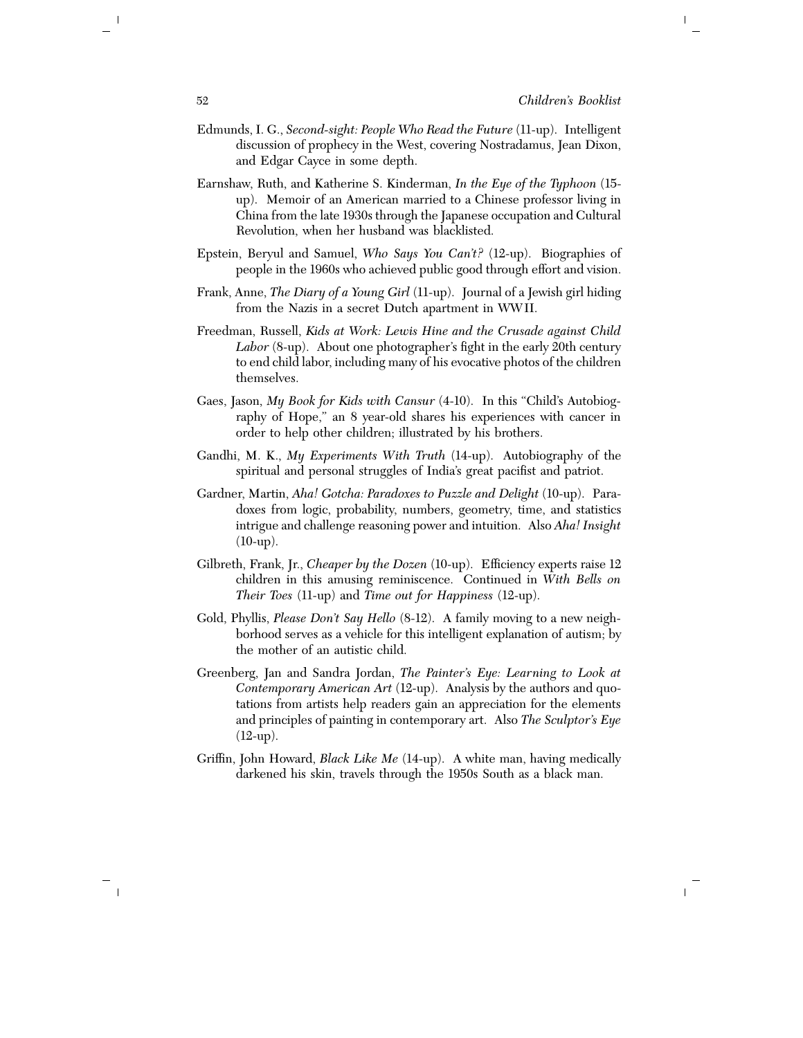Edmunds, I. G., *Second-sight: People Who Read the Future* (11-up). Intelligent discussion of prophecy in the West, covering Nostradamus, Jean Dixon, and Edgar Cayce in some depth.

Earnshaw, Ruth, and Katherine S. Kinderman, *In the Eye of the Typhoon* (15-up). Memoir of an American married to a Chinese professor living in China from the late 1930s through the Japanese occupation and Cultural Revolution, when her husband was blacklisted.

Epstein, Beryul and Samuel, *Who Says You Can't?* (12-up). Biographies of people in the 1960s who achieved public good through effort and vision.

Frank, Anne, *The Diary of a Young Girl* (11-up). Journal of a Jewish girl hiding from the Nazis in a secret Dutch apartment in WWII.

Freedman, Russell, *Kids at Work: Lewis Hine and the Crusade against Child Labor* (8-up). About one photographer's fight in the early 20th century to end child labor, including many of his evocative photos of the children themselves.

Gaes, Jason, *My Book for Kids with Cansur* (4-10). In this "Child's Autobiography of Hope," an 8 year-old shares his experiences with cancer in order to help other children; illustrated by his brothers.

Gandhi, M. K., *My Experiments With Truth* (14-up). Autobiography of the spiritual and personal struggles of India's great pacifist and patriot.

Gardner, Martin, *Aha! Gotcha: Paradoxes to Puzzle and Delight* (10-up). Paradoxes from logic, probability, numbers, geometry, time, and statistics intrigue and challenge reasoning power and intuition. Also *Aha! Insight* (10-up).

Gilbreth, Frank, Jr., *Cheaper by the Dozen* (10-up). Efficiency experts raise 12 children in this amusing reminiscence. Continued in *With Bells on Their Toes* (11-up) and *Time out for Happiness* (12-up).

Gold, Phyllis, *Please Don't Say Hello* (8-12). A family moving to a new neighborhood serves as a vehicle for this intelligent explanation of autism; by the mother of an autistic child.

Greenberg, Jan and Sandra Jordan, *The Painter's Eye: Learning to Look at Contemporary American Art* (12-up). Analysis by the authors and quotations from artists help readers gain an appreciation for the elements and principles of painting in contemporary art. Also *The Sculptor's Eye* (12-up).

Griffin, John Howard, *Black Like Me* (14-up). A white man, having medically darkened his skin, travels through the 1950s South as a black man.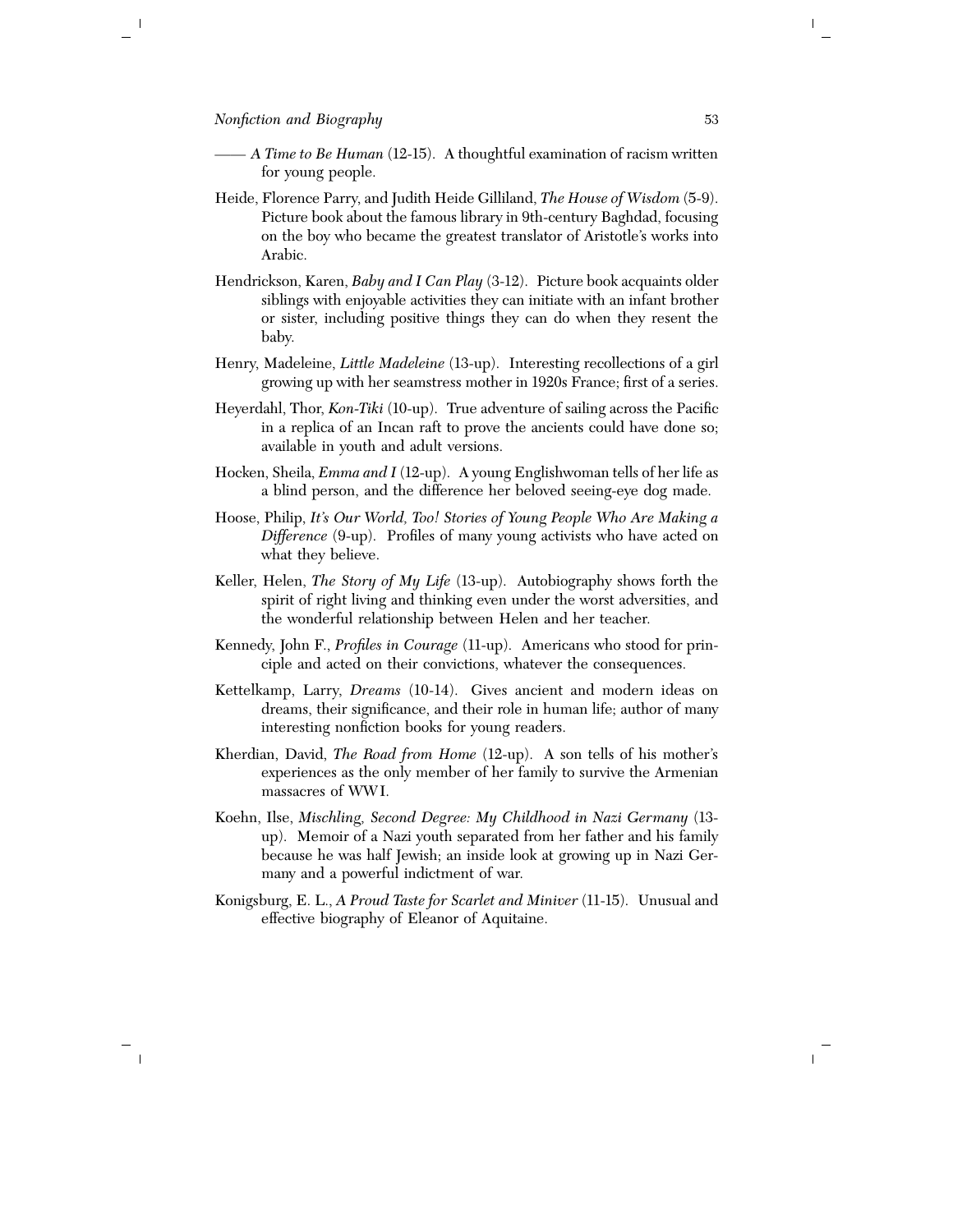—— *A Time to Be Human* (12-15). A thoughtful examination of racism written for young people.

Heide, Florence Parry, and Judith Heide Gilliland, *The House of Wisdom* (5-9). Picture book about the famous library in 9th-century Baghdad, focusing on the boy who became the greatest translator of Aristotle's works into Arabic.

Hendrickson, Karen, *Baby and I Can Play* (3-12). Picture book acquaints older siblings with enjoyable activities they can initiate with an infant brother or sister, including positive things they can do when they resent the baby.

Henry, Madeleine, *Little Madeleine* (13-up). Interesting recollections of a girl growing up with her seamstress mother in 1920s France; first of a series.

Heyerdahl, Thor, *Kon-Tiki* (10-up). True adventure of sailing across the Pacific in a replica of an Incan raft to prove the ancients could have done so; available in youth and adult versions.

Hocken, Sheila, *Emma and I* (12-up). A young Englishwoman tells of her life as a blind person, and the difference her beloved seeing-eye dog made.

Hoose, Philip, *It's Our World, Too! Stories of Young People Who Are Making a Difference* (9-up). Profiles of many young activists who have acted on what they believe.

Keller, Helen, *The Story of My Life* (13-up). Autobiography shows forth the spirit of right living and thinking even under the worst adversities, and the wonderful relationship between Helen and her teacher.

Kennedy, John F., *Profiles in Courage* (11-up). Americans who stood for principle and acted on their convictions, whatever the consequences.

Kettelkamp, Larry, *Dreams* (10-14). Gives ancient and modern ideas on dreams, their significance, and their role in human life; author of many interesting nonfiction books for young readers.

Kherdian, David, *The Road from Home* (12-up). A son tells of his mother's experiences as the only member of her family to survive the Armenian massacres of WWI.

Koehn, Ilse, *Mischling, Second Degree: My Childhood in Nazi Germany* (13-up). Memoir of a Nazi youth separated from her father and his family because he was half Jewish; an inside look at growing up in Nazi Germany and a powerful indictment of war.

Konigsburg, E. L., *A Proud Taste for Scarlet and Miniver* (11-15). Unusual and effective biography of Eleanor of Aquitaine.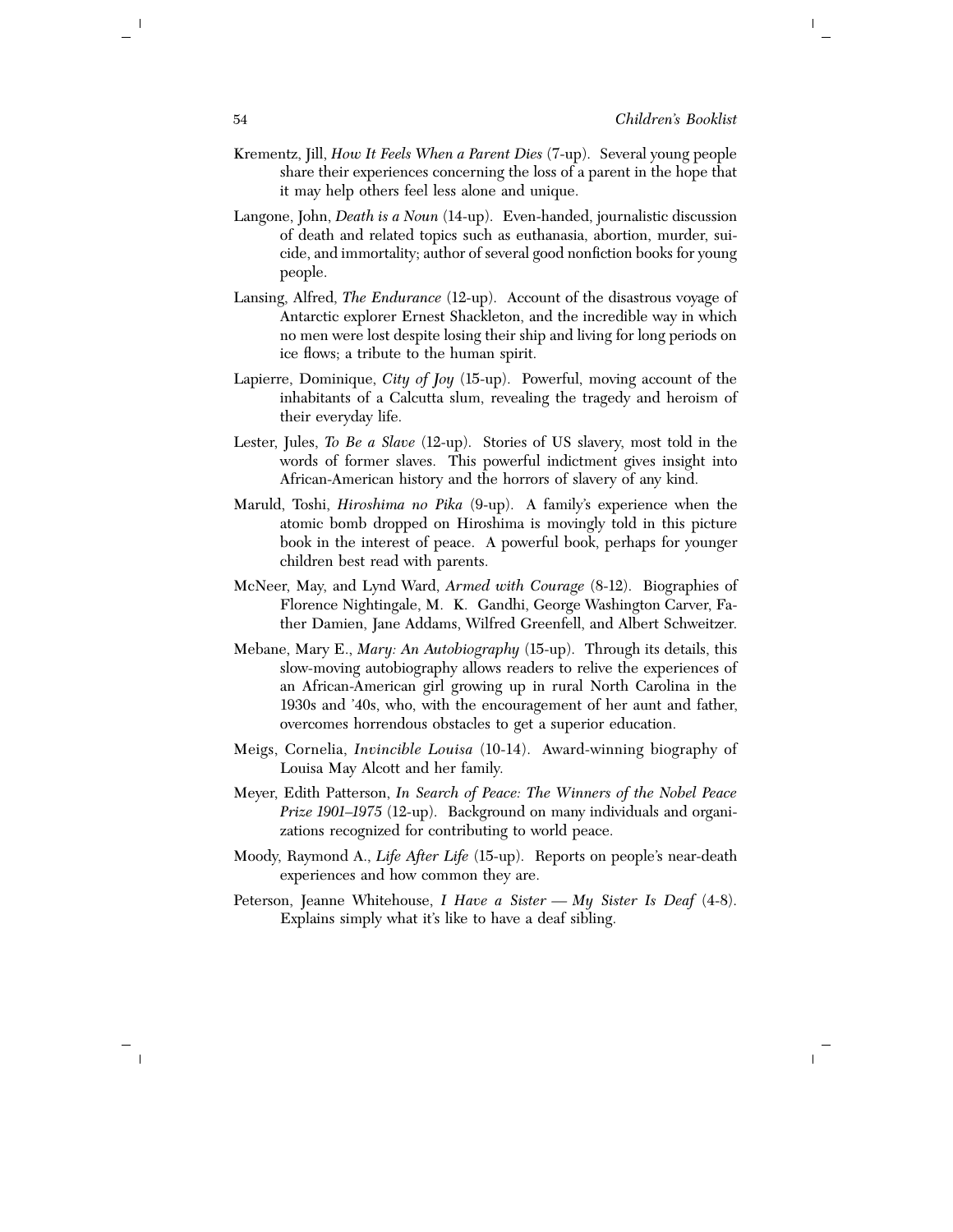Krementz, Jill, *How It Feels When a Parent Dies* (7-up). Several young people share their experiences concerning the loss of a parent in the hope that it may help others feel less alone and unique.

Langone, John, *Death is a Noun* (14-up). Even-handed, journalistic discussion of death and related topics such as euthanasia, abortion, murder, suicide, and immortality; author of several good nonfiction books for young people.

Lansing, Alfred, *The Endurance* (12-up). Account of the disastrous voyage of Antarctic explorer Ernest Shackleton, and the incredible way in which no men were lost despite losing their ship and living for long periods on ice flows; a tribute to the human spirit.

Lapierre, Dominique, *City of Joy* (15-up). Powerful, moving account of the inhabitants of a Calcutta slum, revealing the tragedy and heroism of their everyday life.

Lester, Jules, *To Be a Slave* (12-up). Stories of US slavery, most told in the words of former slaves. This powerful indictment gives insight into African-American history and the horrors of slavery of any kind.

Maruld, Toshi, *Hiroshima no Pika* (9-up). A family's experience when the atomic bomb dropped on Hiroshima is movingly told in this picture book in the interest of peace. A powerful book, perhaps for younger children best read with parents.

McNeer, May, and Lynd Ward, *Armed with Courage* (8-12). Biographies of Florence Nightingale, M. K. Gandhi, George Washington Carver, Father Damien, Jane Addams, Wilfred Greenfell, and Albert Schweitzer.

Mebane, Mary E., *Mary: An Autobiography* (15-up). Through its details, this slow-moving autobiography allows readers to relive the experiences of an African-American girl growing up in rural North Carolina in the 1930s and '40s, who, with the encouragement of her aunt and father, overcomes horrendous obstacles to get a superior education.

Meigs, Cornelia, *Invincible Louisa* (10-14). Award-winning biography of Louisa May Alcott and her family.

Meyer, Edith Patterson, *In Search of Peace: The Winners of the Nobel Peace Prize 1901–1975* (12-up). Background on many individuals and organizations recognized for contributing to world peace.

Moody, Raymond A., *Life After Life* (15-up). Reports on people's near-death experiences and how common they are.

Peterson, Jeanne Whitehouse, *I Have a Sister — My Sister Is Deaf* (4-8). Explains simply what it's like to have a deaf sibling.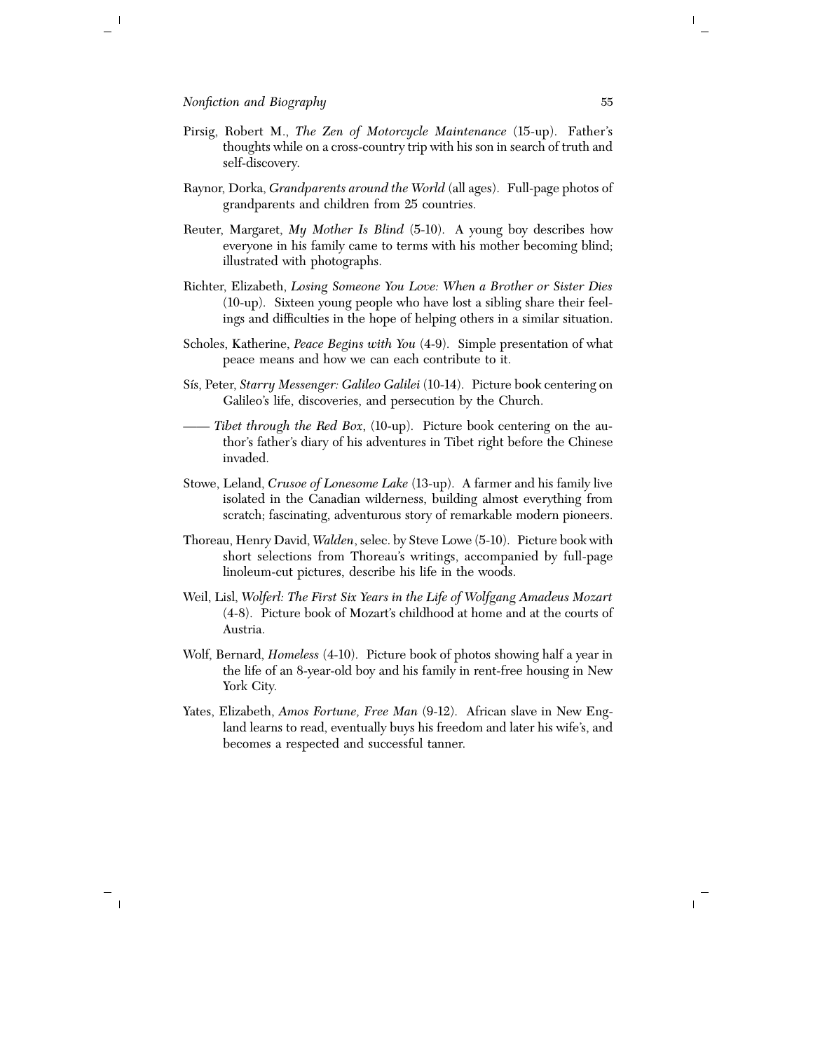Pirsig, Robert M., *The Zen of Motorcycle Maintenance* (15-up). Father's thoughts while on a cross-country trip with his son in search of truth and self-discovery.

Raynor, Dorka, *Grandparents around the World* (all ages). Full-page photos of grandparents and children from 25 countries.

Reuter, Margaret, *My Mother Is Blind* (5-10). A young boy describes how everyone in his family came to terms with his mother becoming blind; illustrated with photographs.

Richter, Elizabeth, *Losing Someone You Love: When a Brother or Sister Dies* (10-up). Sixteen young people who have lost a sibling share their feelings and difficulties in the hope of helping others in a similar situation.

Scholes, Katherine, *Peace Begins with You* (4-9). Simple presentation of what peace means and how we can each contribute to it.

Sís, Peter, *Starry Messenger: Galileo Galilei* (10-14). Picture book centering on Galileo's life, discoveries, and persecution by the Church.

—— *Tibet through the Red Box*, (10-up). Picture book centering on the author's father's diary of his adventures in Tibet right before the Chinese invaded.

Stowe, Leland, *Crusoe of Lonesome Lake* (13-up). A farmer and his family live isolated in the Canadian wilderness, building almost everything from scratch; fascinating, adventurous story of remarkable modern pioneers.

Thoreau, Henry David, *Walden*, selec. by Steve Lowe (5-10). Picture book with short selections from Thoreau's writings, accompanied by full-page linoleum-cut pictures, describe his life in the woods.

Weil, Lisl, *Wolferl: The First Six Years in the Life of Wolfgang Amadeus Mozart* (4-8). Picture book of Mozart's childhood at home and at the courts of Austria.

Wolf, Bernard, *Homeless* (4-10). Picture book of photos showing half a year in the life of an 8-year-old boy and his family in rent-free housing in New York City.

Yates, Elizabeth, *Amos Fortune, Free Man* (9-12). African slave in New England learns to read, eventually buys his freedom and later his wife's, and becomes a respected and successful tanner.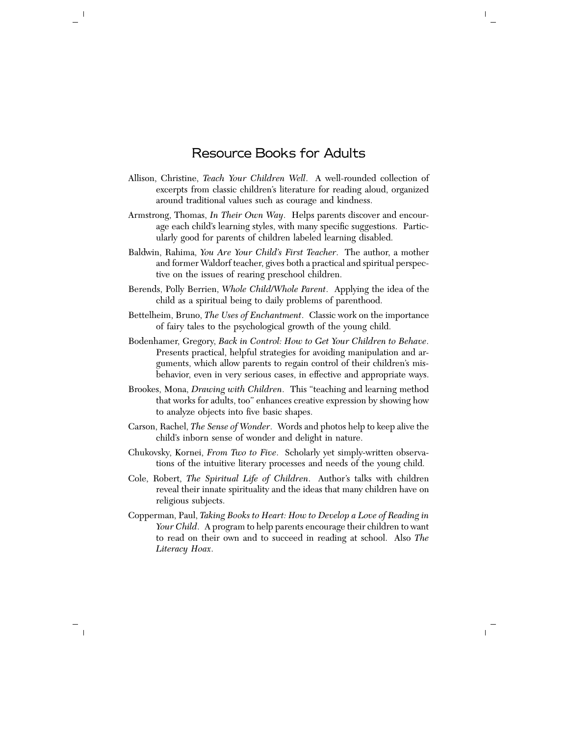## Resource Books for Adults

Allison, Christine, *Teach Your Children Well*. A well-rounded collection of excerpts from classic children's literature for reading aloud, organized around traditional values such as courage and kindness.

Armstrong, Thomas, *In Their Own Way*. Helps parents discover and encourage each child's learning styles, with many specific suggestions. Particularly good for parents of children labeled learning disabled.

Baldwin, Rahima, *You Are Your Child's First Teacher*. The author, a mother and former Waldorf teacher, gives both a practical and spiritual perspective on the issues of rearing preschool children.

Berends, Polly Berrien, *Whole Child/Whole Parent*. Applying the idea of the child as a spiritual being to daily problems of parenthood.

Bettelheim, Bruno, *The Uses of Enchantment*. Classic work on the importance of fairy tales to the psychological growth of the young child.

Bodenhamer, Gregory, *Back in Control: How to Get Your Children to Behave*. Presents practical, helpful strategies for avoiding manipulation and arguments, which allow parents to regain control of their children's misbehavior, even in very serious cases, in effective and appropriate ways.

Brookes, Mona, *Drawing with Children*. This "teaching and learning method that works for adults, too" enhances creative expression by showing how to analyze objects into five basic shapes.

Carson, Rachel, *The Sense of Wonder*. Words and photos help to keep alive the child's inborn sense of wonder and delight in nature.

Chukovsky, Kornei, *From Two to Five*. Scholarly yet simply-written observations of the intuitive literary processes and needs of the young child.

Cole, Robert, *The Spiritual Life of Children*. Author's talks with children reveal their innate spirituality and the ideas that many children have on religious subjects.

Copperman, Paul, *Taking Books to Heart: How to Develop a Love of Reading in Your Child*. A program to help parents encourage their children to want to read on their own and to succeed in reading at school. Also *The Literacy Hoax*.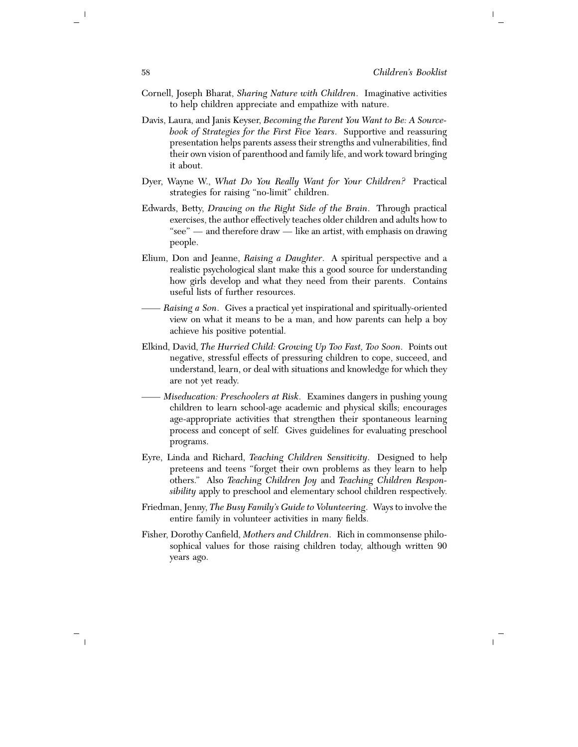Cornell, Joseph Bharat, *Sharing Nature with Children*. Imaginative activities to help children appreciate and empathize with nature.

Davis, Laura, and Janis Keyser, *Becoming the Parent You Want to Be: A Sourcebook of Strategies for the First Five Years*. Supportive and reassuring presentation helps parents assess their strengths and vulnerabilities, find their own vision of parenthood and family life, and work toward bringing it about.

Dyer, Wayne W., *What Do You Really Want for Your Children?* Practical strategies for raising "no-limit" children.

Edwards, Betty, *Drawing on the Right Side of the Brain*. Through practical exercises, the author effectively teaches older children and adults how to "see" — and therefore draw — like an artist, with emphasis on drawing people.

Elium, Don and Jeanne, *Raising a Daughter*. A spiritual perspective and a realistic psychological slant make this a good source for understanding how girls develop and what they need from their parents. Contains useful lists of further resources.

—— *Raising a Son*. Gives a practical yet inspirational and spiritually-oriented view on what it means to be a man, and how parents can help a boy achieve his positive potential.

Elkind, David, *The Hurried Child: Growing Up Too Fast, Too Soon*. Points out negative, stressful effects of pressuring children to cope, succeed, and understand, learn, or deal with situations and knowledge for which they are not yet ready.

—— *Miseducation: Preschoolers at Risk*. Examines dangers in pushing young children to learn school-age academic and physical skills; encourages age-appropriate activities that strengthen their spontaneous learning process and concept of self. Gives guidelines for evaluating preschool programs.

Eyre, Linda and Richard, *Teaching Children Sensitivity*. Designed to help preteens and teens "forget their own problems as they learn to help others." Also *Teaching Children Joy* and *Teaching Children Responsibility* apply to preschool and elementary school children respectively.

Friedman, Jenny, *The Busy Family's Guide to Volunteering*. Ways to involve the entire family in volunteer activities in many fields.

Fisher, Dorothy Canfield, *Mothers and Children*. Rich in commonsense philosophical values for those raising children today, although written 90 years ago.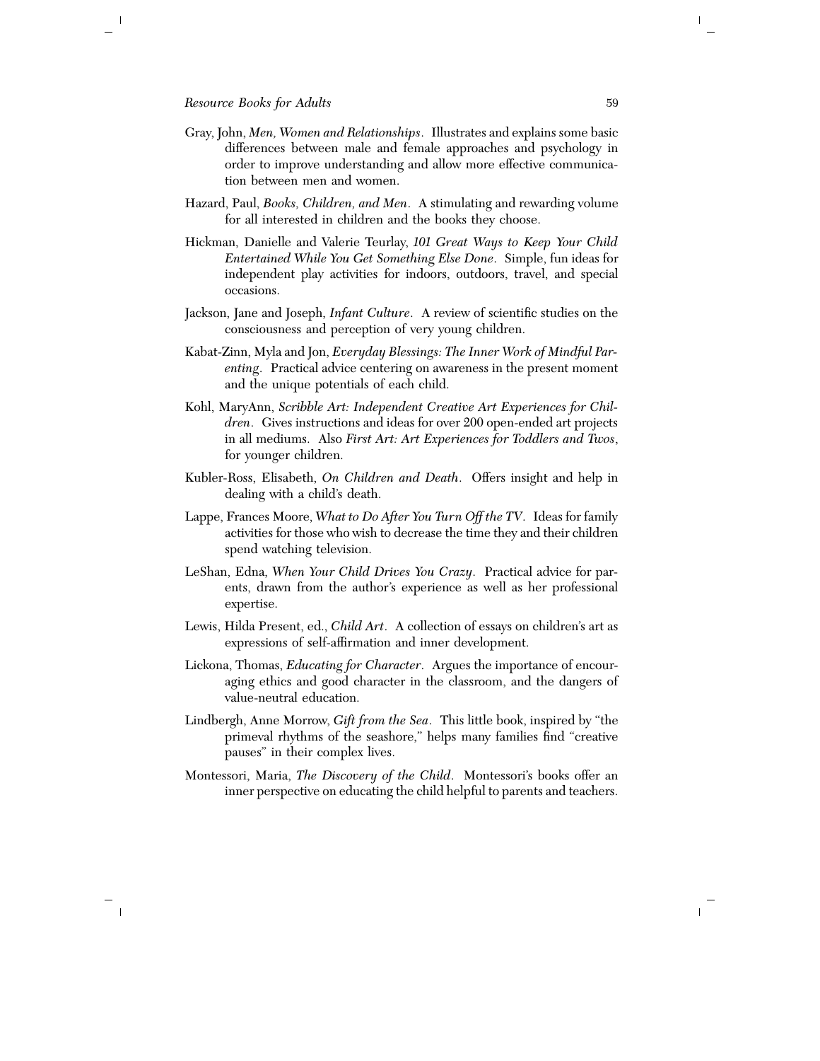Gray, John, *Men, Women and Relationships*. Illustrates and explains some basic differences between male and female approaches and psychology in order to improve understanding and allow more effective communication between men and women.

Hazard, Paul, *Books, Children, and Men*. A stimulating and rewarding volume for all interested in children and the books they choose.

Hickman, Danielle and Valerie Teurlay, *101 Great Ways to Keep Your Child Entertained While You Get Something Else Done*. Simple, fun ideas for independent play activities for indoors, outdoors, travel, and special occasions.

Jackson, Jane and Joseph, *Infant Culture*. A review of scientific studies on the consciousness and perception of very young children.

Kabat-Zinn, Myla and Jon, *Everyday Blessings: The Inner Work of Mindful Parenting*. Practical advice centering on awareness in the present moment and the unique potentials of each child.

Kohl, MaryAnn, *Scribble Art: Independent Creative Art Experiences for Children*. Gives instructions and ideas for over 200 open-ended art projects in all mediums. Also *First Art: Art Experiences for Toddlers and Twos*, for younger children.

Kubler-Ross, Elisabeth, *On Children and Death*. Offers insight and help in dealing with a child's death.

Lappe, Frances Moore, *What to Do After You Turn Off the TV*. Ideas for family activities for those who wish to decrease the time they and their children spend watching television.

LeShan, Edna, *When Your Child Drives You Crazy*. Practical advice for parents, drawn from the author's experience as well as her professional expertise.

Lewis, Hilda Present, ed., *Child Art*. A collection of essays on children's art as expressions of self-affirmation and inner development.

Lickona, Thomas, *Educating for Character*. Argues the importance of encouraging ethics and good character in the classroom, and the dangers of value-neutral education.

Lindbergh, Anne Morrow, *Gift from the Sea*. This little book, inspired by "the primeval rhythms of the seashore," helps many families find "creative pauses" in their complex lives.

Montessori, Maria, *The Discovery of the Child*. Montessori's books offer an inner perspective on educating the child helpful to parents and teachers.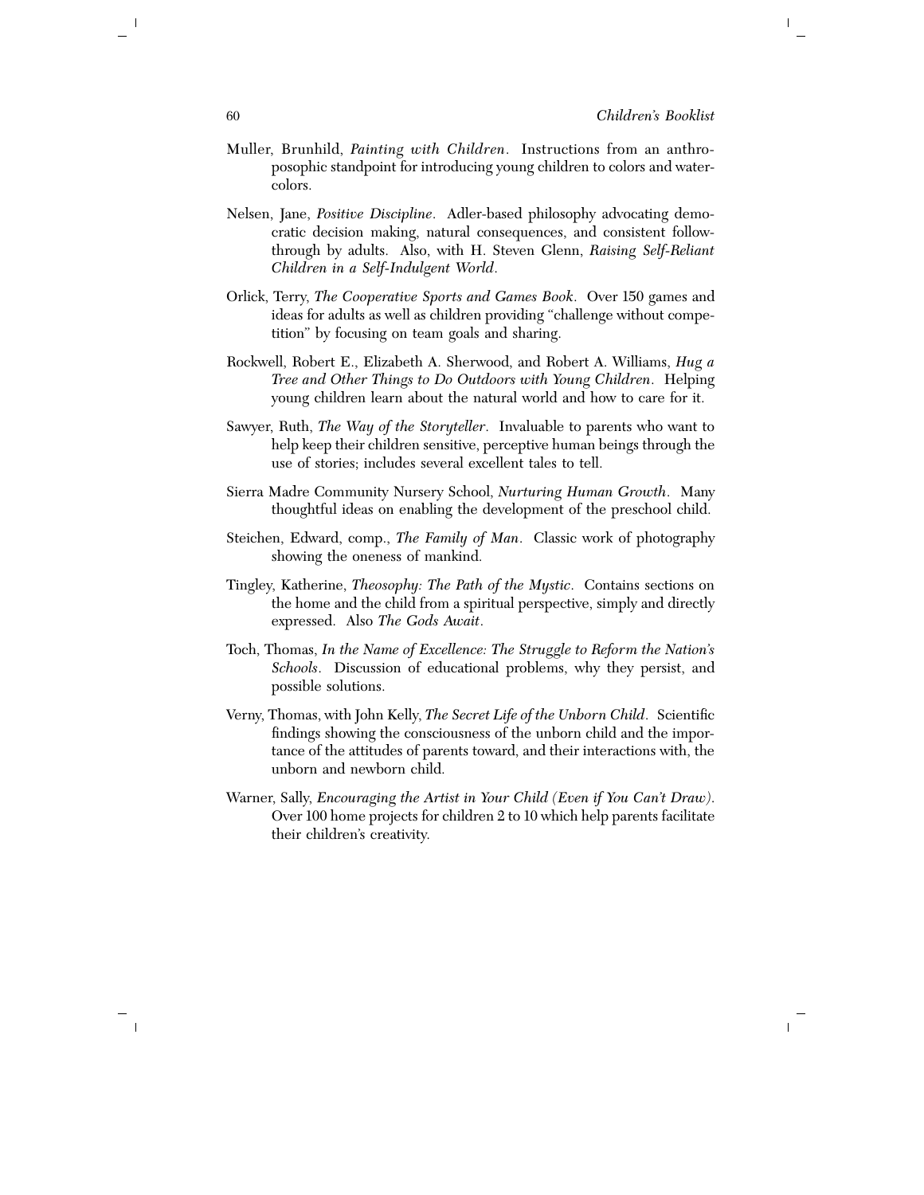Muller, Brunhild, *Painting with Children*. Instructions from an anthroposophic standpoint for introducing young children to colors and watercolors.

Nelsen, Jane, *Positive Discipline*. Adler-based philosophy advocating democratic decision making, natural consequences, and consistent follow-through by adults. Also, with H. Steven Glenn, *Raising Self-Reliant Children in a Self-Indulgent World*.

Orlick, Terry, *The Cooperative Sports and Games Book*. Over 150 games and ideas for adults as well as children providing "challenge without competition" by focusing on team goals and sharing.

Rockwell, Robert E., Elizabeth A. Sherwood, and Robert A. Williams, *Hug a Tree and Other Things to Do Outdoors with Young Children*. Helping young children learn about the natural world and how to care for it.

Sawyer, Ruth, *The Way of the Storyteller*. Invaluable to parents who want to help keep their children sensitive, perceptive human beings through the use of stories; includes several excellent tales to tell.

Sierra Madre Community Nursery School, *Nurturing Human Growth*. Many thoughtful ideas on enabling the development of the preschool child.

Steichen, Edward, comp., *The Family of Man*. Classic work of photography showing the oneness of mankind.

Tingley, Katherine, *Theosophy: The Path of the Mystic*. Contains sections on the home and the child from a spiritual perspective, simply and directly expressed. Also *The Gods Await*.

Toch, Thomas, *In the Name of Excellence: The Struggle to Reform the Nation's Schools*. Discussion of educational problems, why they persist, and possible solutions.

Verny, Thomas, with John Kelly, *The Secret Life of the Unborn Child*. Scientific findings showing the consciousness of the unborn child and the importance of the attitudes of parents toward, and their interactions with, the unborn and newborn child.

Warner, Sally, *Encouraging the Artist in Your Child (Even if You Can't Draw)*. Over 100 home projects for children 2 to 10 which help parents facilitate their children's creativity.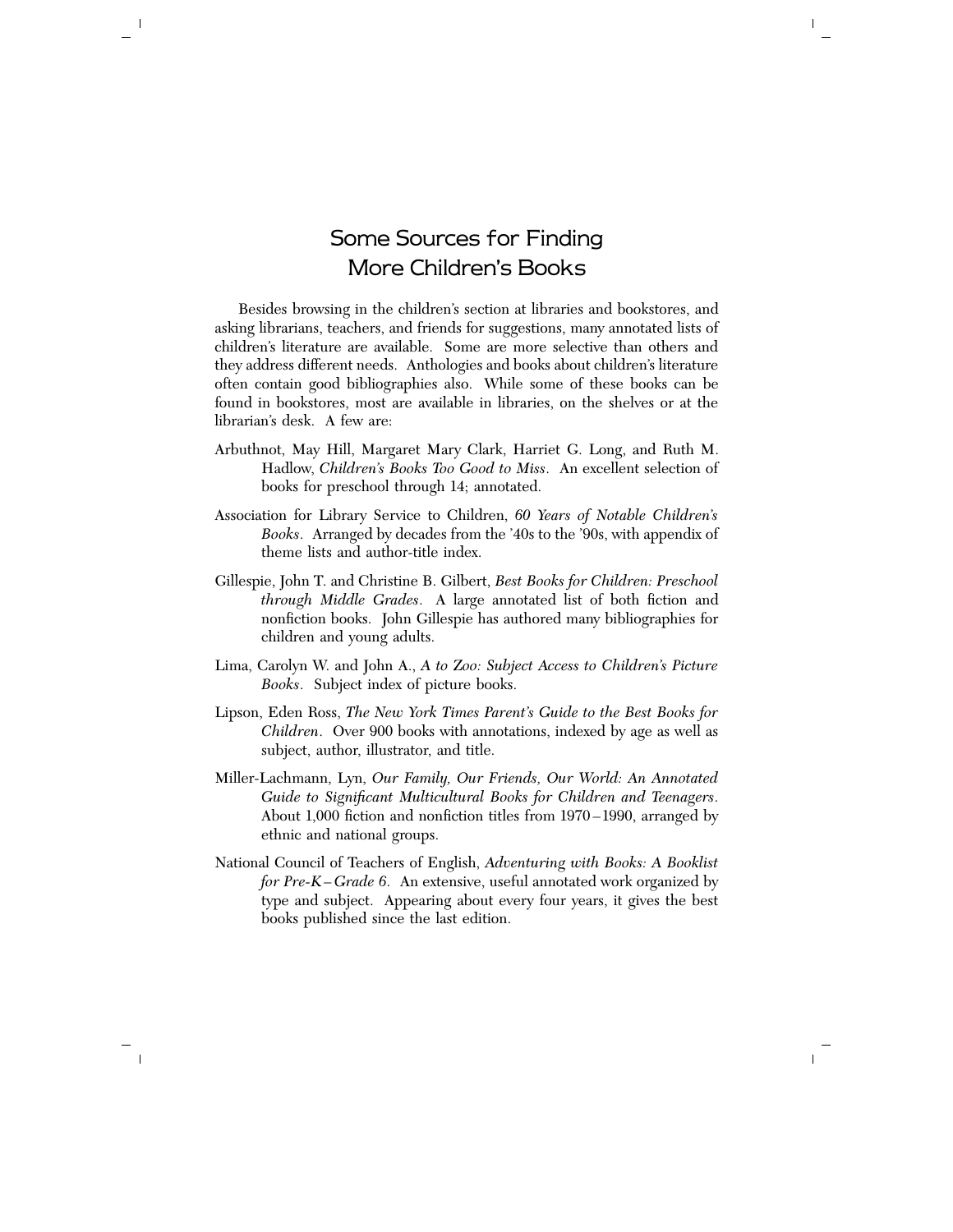# Some Sources for Finding More Children's Books

Besides browsing in the children's section at libraries and bookstores, and asking librarians, teachers, and friends for suggestions, many annotated lists of children's literature are available. Some are more selective than others and they address different needs. Anthologies and books about children's literature often contain good bibliographies also. While some of these books can be found in bookstores, most are available in libraries, on the shelves or at the librarian's desk. A few are:

Arbuthnot, May Hill, Margaret Mary Clark, Harriet G. Long, and Ruth M. Hadlow, *Children's Books Too Good to Miss*. An excellent selection of books for preschool through 14; annotated.

Association for Library Service to Children, *60 Years of Notable Children's Books*. Arranged by decades from the '40s to the '90s, with appendix of theme lists and author-title index.

Gillespie, John T. and Christine B. Gilbert, *Best Books for Children: Preschool through Middle Grades*. A large annotated list of both fiction and nonfiction books. John Gillespie has authored many bibliographies for children and young adults.

Lima, Carolyn W. and John A., *A to Zoo: Subject Access to Children's Picture Books*. Subject index of picture books.

Lipson, Eden Ross, *The New York Times Parent's Guide to the Best Books for Children*. Over 900 books with annotations, indexed by age as well as subject, author, illustrator, and title.

Miller-Lachmann, Lyn, *Our Family, Our Friends, Our World: An Annotated Guide to Significant Multicultural Books for Children and Teenagers*. About 1,000 fiction and nonfiction titles from 1970–1990, arranged by ethnic and national groups.

National Council of Teachers of English, *Adventuring with Books: A Booklist for Pre-K–Grade 6*. An extensive, useful annotated work organized by type and subject. Appearing about every four years, it gives the best books published since the last edition.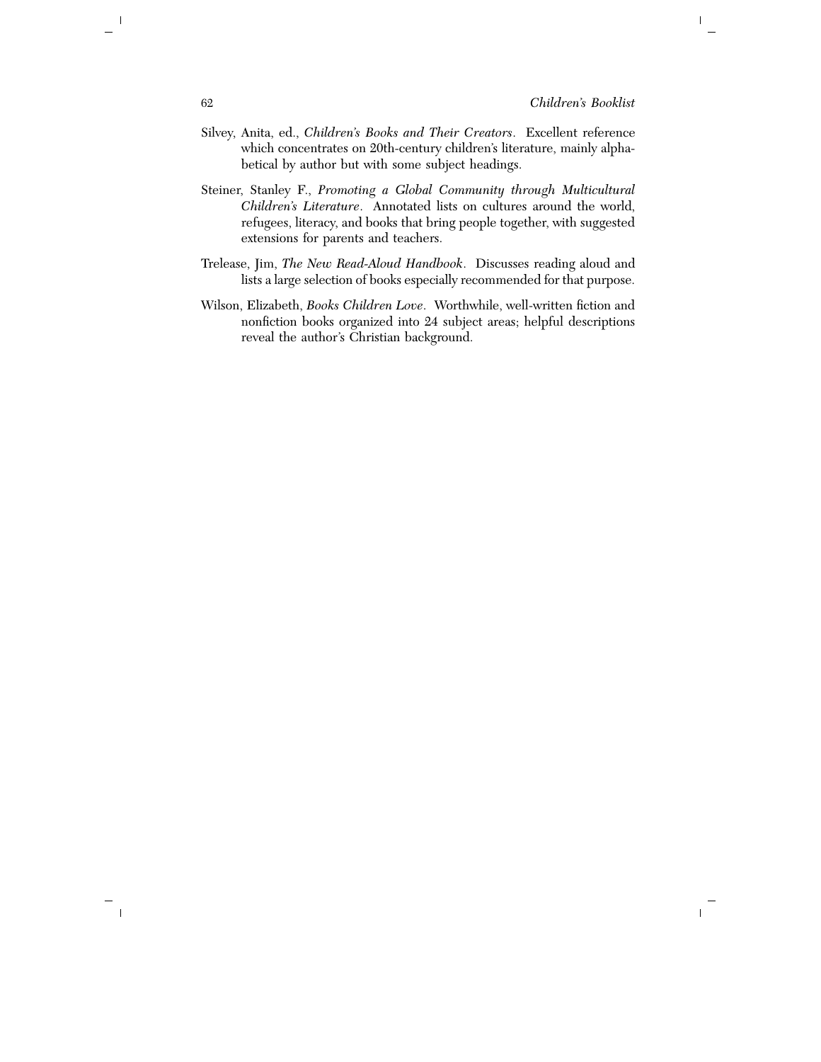Silvey, Anita, ed., *Children's Books and Their Creators*. Excellent reference which concentrates on 20th-century children's literature, mainly alphabetical by author but with some subject headings.

Steiner, Stanley F., *Promoting a Global Community through Multicultural Children's Literature*. Annotated lists on cultures around the world, refugees, literacy, and books that bring people together, with suggested extensions for parents and teachers.

Trelease, Jim, *The New Read-Aloud Handbook*. Discusses reading aloud and lists a large selection of books especially recommended for that purpose.

Wilson, Elizabeth, *Books Children Love*. Worthwhile, well-written fiction and nonfiction books organized into 24 subject areas; helpful descriptions reveal the author's Christian background.